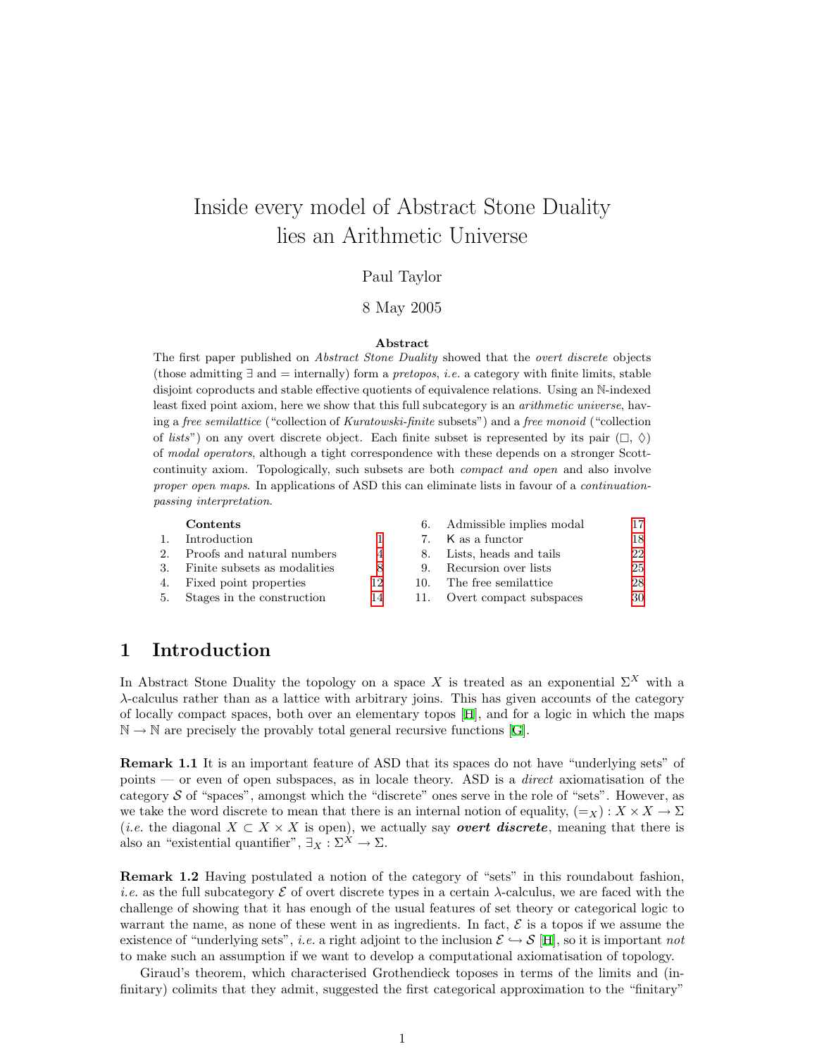# Inside every model of Abstract Stone Duality lies an Arithmetic Universe

Paul Taylor

8 May 2005

**Abstract**

The first paper published on *Abstract Stone Duality* showed that the *overt discrete* objects (those admitting $\exists$ and $=$ internally) form a *pretopos*, *i.e.* a category with finite limits, stable disjoint coproducts and stable effective quotients of equivalence relations. Using an $\mathbb{N}$-indexed least fixed point axiom, here we show that this full subcategory is an *arithmetic universe*, having a *free semilattice* ("collection of *Kuratowski-finite* subsets") and a *free monoid* ("collection of *lists*") on any overt discrete object. Each finite subset is represented by its pair ($\Box$, $\Diamond$) of *modal operators*, although a tight correspondence with these depends on a stronger Scott-continuity axiom. Topologically, such subsets are both *compact and open* and also involve *proper open maps*. In applications of ASD this can eliminate lists in favour of a *continuation-passing interpretation*.

**Contents**

| | | |
|---|---|---|
| 1. | Introduction | 1 |
| 2. | Proofs and natural numbers | 4 |
| 3. | Finite subsets as modalities | 8 |
| 4. | Fixed point properties | 12 |
| 5. | Stages in the construction | 14 |
| 6. | Admissible implies modal | 17 |
| 7. | K as a functor | 18 |
| 8. | Lists, heads and tails | 22 |
| 9. | Recursion over lists | 25 |
| 10. | The free semilattice | 28 |
| 11. | Overt compact subspaces | 30 |

## 1 Introduction

In Abstract Stone Duality the topology on a space $X$ is treated as an exponential $\Sigma^X$ with a $\lambda$-calculus rather than as a lattice with arbitrary joins. This has given accounts of the category of locally compact spaces, both over an elementary topos [H], and for a logic in which the maps $\mathbb{N} \to \mathbb{N}$ are precisely the provably total general recursive functions [G].

**Remark 1.1** It is an important feature of ASD that its spaces do not have "underlying sets" of points — or even of open subspaces, as in locale theory. ASD is a *direct* axiomatisation of the category $\mathcal{S}$ of "spaces", amongst which the "discrete" ones serve in the role of "sets". However, as we take the word discrete to mean that there is an internal notion of equality, $(=_X) : X \times X \to \Sigma$ (*i.e.* the diagonal $X \subset X \times X$ is open), we actually say ***overt discrete***, meaning that there is also an "existential quantifier", $\exists_X : \Sigma^X \to \Sigma$.

**Remark 1.2** Having postulated a notion of the category of "sets" in this roundabout fashion, *i.e.* as the full subcategory $\mathcal{E}$ of overt discrete types in a certain $\lambda$-calculus, we are faced with the challenge of showing that it has enough of the usual features of set theory or categorical logic to warrant the name, as none of these went in as ingredients. In fact, $\mathcal{E}$ is a topos if we assume the existence of "underlying sets", *i.e.* a right adjoint to the inclusion $\mathcal{E} \hookrightarrow \mathcal{S}$ [H], so it is important *not* to make such an assumption if we want to develop a computational axiomatisation of topology.

Giraud's theorem, which characterised Grothendieck toposes in terms of the limits and (infinitary) colimits that they admit, suggested the first categorical approximation to the "finitary"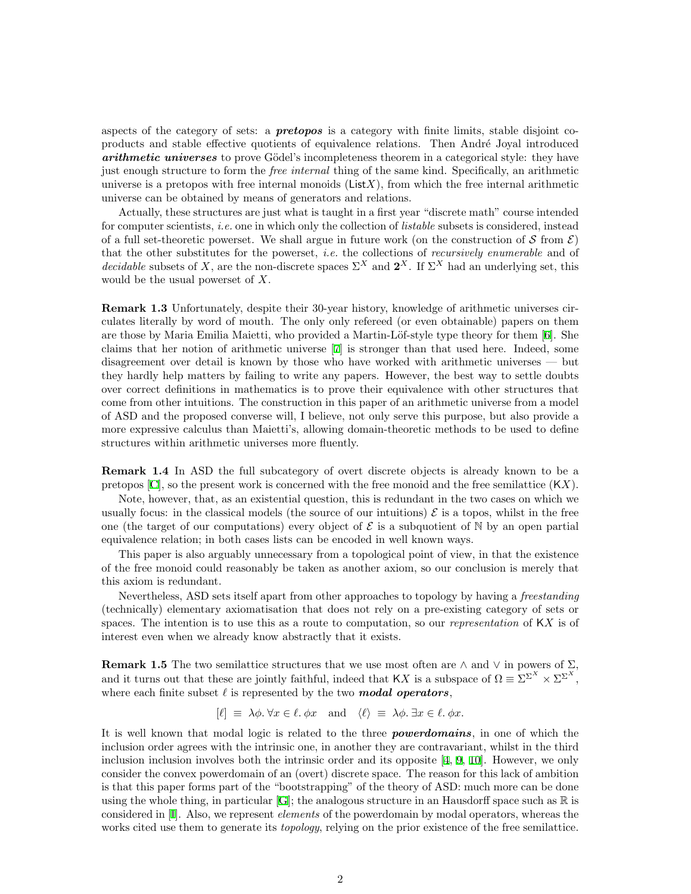aspects of the category of sets: a ***pretopos*** is a category with finite limits, stable disjoint coproducts and stable effective quotients of equivalence relations. Then André Joyal introduced ***arithmetic universes*** to prove Gödel's incompleteness theorem in a categorical style: they have just enough structure to form the *free internal* thing of the same kind. Specifically, an arithmetic universe is a pretopos with free internal monoids ($\mathsf{List}X$), from which the free internal arithmetic universe can be obtained by means of generators and relations.

Actually, these structures are just what is taught in a first year "discrete math" course intended for computer scientists, *i.e.* one in which only the collection of *listable* subsets is considered, instead of a full set-theoretic powerset. We shall argue in future work (on the construction of $\mathcal{S}$ from $\mathcal{E}$) that the other substitutes for the powerset, *i.e.* the collections of *recursively enumerable* and of *decidable* subsets of $X$, are the non-discrete spaces $\Sigma^X$ and $\mathbf{2}^X$. If $\Sigma^X$ had an underlying set, this would be the usual powerset of $X$.

**Remark 1.3** Unfortunately, despite their 30-year history, knowledge of arithmetic universes circulates literally by word of mouth. The only only refereed (or even obtainable) papers on them are those by Maria Emilia Maietti, who provided a Martin-Löf-style type theory for them [6]. She claims that her notion of arithmetic universe [7] is stronger than that used here. Indeed, some disagreement over detail is known by those who have worked with arithmetic universes — but they hardly help matters by failing to write any papers. However, the best way to settle doubts over correct definitions in mathematics is to prove their equivalence with other structures that come from other intuitions. The construction in this paper of an arithmetic universe from a model of ASD and the proposed converse will, I believe, not only serve this purpose, but also provide a more expressive calculus than Maietti's, allowing domain-theoretic methods to be used to define structures within arithmetic universes more fluently.

**Remark 1.4** In ASD the full subcategory of overt discrete objects is already known to be a pretopos [C], so the present work is concerned with the free monoid and the free semilattice ($\mathsf{K}X$).

Note, however, that, as an existential question, this is redundant in the two cases on which we usually focus: in the classical models (the source of our intuitions) $\mathcal{E}$ is a topos, whilst in the free one (the target of our computations) every object of $\mathcal{E}$ is a subquotient of $\mathbb{N}$ by an open partial equivalence relation; in both cases lists can be encoded in well known ways.

This paper is also arguably unnecessary from a topological point of view, in that the existence of the free monoid could reasonably be taken as another axiom, so our conclusion is merely that this axiom is redundant.

Nevertheless, ASD sets itself apart from other approaches to topology by having a *freestanding* (technically) elementary axiomatisation that does not rely on a pre-existing category of sets or spaces. The intention is to use this as a route to computation, so our *representation* of $\mathsf{K}X$ is of interest even when we already know abstractly that it exists.

**Remark 1.5** The two semilattice structures that we use most often are $\wedge$ and $\vee$ in powers of $\Sigma$, and it turns out that these are jointly faithful, indeed that $\mathsf{K}X$ is a subspace of $\Omega \equiv \Sigma^{\Sigma^X} \times \Sigma^{\Sigma^X}$, where each finite subset $\ell$ is represented by the two ***modal operators***,

$$[\ell] \;\equiv\; \lambda\phi.\, \forall x \in \ell.\, \phi x \quad \text{and} \quad \langle\ell\rangle \;\equiv\; \lambda\phi.\, \exists x \in \ell.\, \phi x.$$

It is well known that modal logic is related to the three ***powerdomains***, in one of which the inclusion order agrees with the intrinsic one, in another they are contravariant, whilst in the third inclusion inclusion involves both the intrinsic order and its opposite [4, 9, 10]. However, we only consider the convex powerdomain of an (overt) discrete space. The reason for this lack of ambition is that this paper forms part of the "bootstrapping" of the theory of ASD: much more can be done using the whole thing, in particular [G]; the analogous structure in an Hausdorff space such as $\mathbb{R}$ is considered in [I]. Also, we represent *elements* of the powerdomain by modal operators, whereas the works cited use them to generate its *topology*, relying on the prior existence of the free semilattice.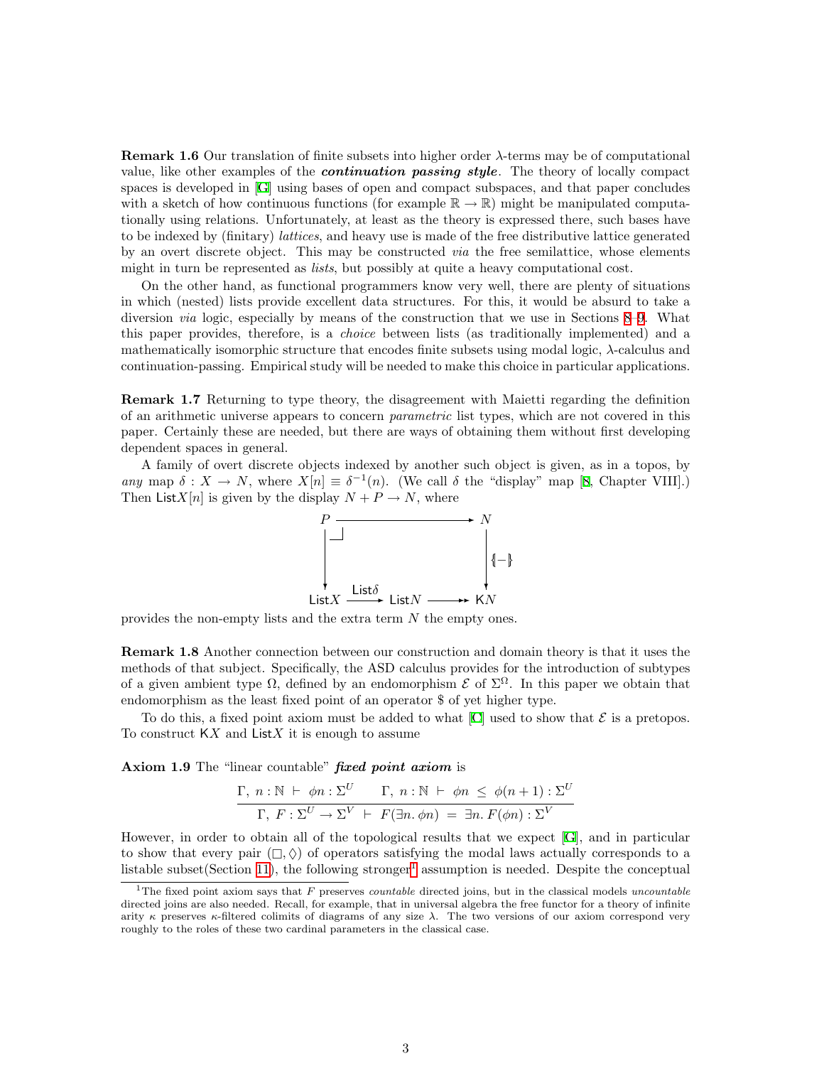**Remark 1.6** Our translation of finite subsets into higher order $\lambda$-terms may be of computational value, like other examples of the ***continuation passing style***. The theory of locally compact spaces is developed in [G] using bases of open and compact subspaces, and that paper concludes with a sketch of how continuous functions (for example $\mathbb{R} \to \mathbb{R}$) might be manipulated computationally using relations. Unfortunately, at least as the theory is expressed there, such bases have to be indexed by (finitary) *lattices*, and heavy use is made of the free distributive lattice generated by an overt discrete object. This may be constructed *via* the free semilattice, whose elements might in turn be represented as *lists*, but possibly at quite a heavy computational cost.

On the other hand, as functional programmers know very well, there are plenty of situations in which (nested) lists provide excellent data structures. For this, it would be absurd to take a diversion *via* logic, especially by means of the construction that we use in Sections 8–9. What this paper provides, therefore, is a *choice* between lists (as traditionally implemented) and a mathematically isomorphic structure that encodes finite subsets using modal logic, $\lambda$-calculus and continuation-passing. Empirical study will be needed to make this choice in particular applications.

**Remark 1.7** Returning to type theory, the disagreement with Maietti regarding the definition of an arithmetic universe appears to concern *parametric* list types, which are not covered in this paper. Certainly these are needed, but there are ways of obtaining them without first developing dependent spaces in general.

A family of overt discrete objects indexed by another such object is given, as in a topos, by *any* map $\delta : X \to N$, where $X[n] \equiv \delta^{-1}(n)$. (We call $\delta$ the "display" map [8, Chapter VIII].) Then $\mathsf{List}X[n]$ is given by the display $N + P \to N$, where

$$\begin{array}{ccccc} P & \longrightarrow & & & N \\ \big\downarrow & \lrcorner & & & \big\downarrow \{\!|-|\!\} \\ \mathsf{List}X & \xrightarrow{\mathsf{List}\delta} & \mathsf{List}N & \twoheadrightarrow & \mathsf{K}N \end{array}$$

provides the non-empty lists and the extra term $N$ the empty ones.

**Remark 1.8** Another connection between our construction and domain theory is that it uses the methods of that subject. Specifically, the ASD calculus provides for the introduction of subtypes of a given ambient type $\Omega$, defined by an endomorphism $\mathcal{E}$ of $\Sigma^\Omega$. In this paper we obtain that endomorphism as the least fixed point of an operator \$ of yet higher type.

To do this, a fixed point axiom must be added to what [C] used to show that $\mathcal{E}$ is a pretopos. To construct $\mathsf{K}X$ and $\mathsf{List}X$ it is enough to assume

**Axiom 1.9** The "linear countable" ***fixed point axiom*** is

$$\frac{\Gamma,\ n:\mathbb{N}\ \vdash\ \phi n : \Sigma^U \qquad \Gamma,\ n:\mathbb{N}\ \vdash\ \phi n\ \leq\ \phi(n+1) : \Sigma^U}{\Gamma,\ F:\Sigma^U \to \Sigma^V\ \vdash\ F(\exists n.\,\phi n)\ =\ \exists n.\,F(\phi n) : \Sigma^V}$$

However, in order to obtain all of the topological results that we expect [G], and in particular to show that every pair $(\Box, \Diamond)$ of operators satisfying the modal laws actually corresponds to a listable subset(Section 11), the following stronger[1] assumption is needed. Despite the conceptual

[1] The fixed point axiom says that $F$ preserves *countable* directed joins, but in the classical models *uncountable* directed joins are also needed. Recall, for example, that in universal algebra the free functor for a theory of infinite arity $\kappa$ preserves $\kappa$-filtered colimits of diagrams of any size $\lambda$. The two versions of our axiom correspond very roughly to the roles of these two cardinal parameters in the classical case.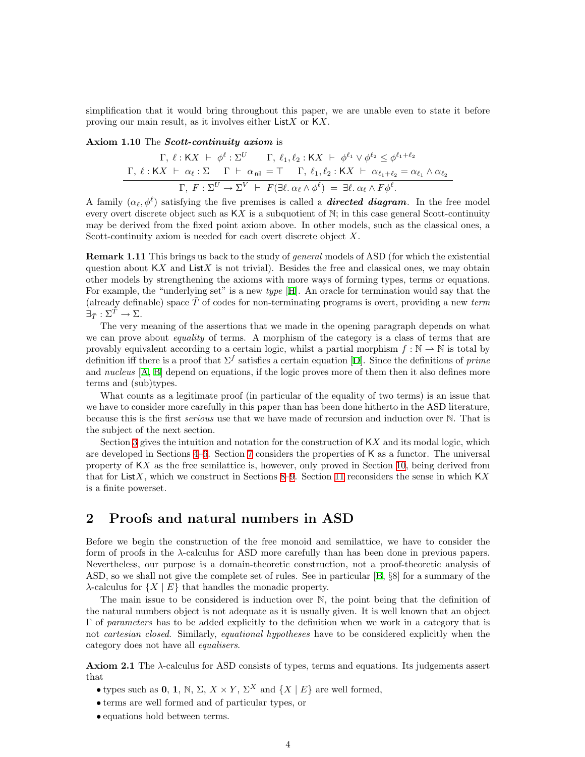simplification that it would bring throughout this paper, we are unable even to state it before proving our main result, as it involves either $\mathsf{List}X$ or $\mathsf{K}X$.

**Axiom 1.10** The ***Scott-continuity axiom*** is

$$\frac{\begin{array}{c}\Gamma,\ \ell:\mathsf{K}X\ \vdash\ \phi^\ell:\Sigma^U \qquad \Gamma,\ \ell_1,\ell_2:\mathsf{K}X\ \vdash\ \phi^{\ell_1}\vee\phi^{\ell_2}\le\phi^{\ell_1+\ell_2} \\ \Gamma,\ \ell:\mathsf{K}X\ \vdash\ \alpha_\ell:\Sigma \qquad \Gamma\ \vdash\ \alpha_{\mathsf{nil}}=\top \qquad \Gamma,\ \ell_1,\ell_2:\mathsf{K}X\ \vdash\ \alpha_{\ell_1+\ell_2}=\alpha_{\ell_1}\wedge\alpha_{\ell_2}\end{array}}{\Gamma,\ F:\Sigma^U\to\Sigma^V\ \vdash\ F(\exists\ell.\,\alpha_\ell\wedge\phi^\ell)\ =\ \exists\ell.\,\alpha_\ell\wedge F\phi^\ell.}$$

A family $(\alpha_\ell,\phi^\ell)$ satisfying the five premises is called a ***directed diagram***. In the free model every overt discrete object such as $\mathsf{K}X$ is a subquotient of $\mathbb{N}$; in this case general Scott-continuity may be derived from the fixed point axiom above. In other models, such as the classical ones, a Scott-continuity axiom is needed for each overt discrete object $X$.

**Remark 1.11** This brings us back to the study of *general* models of ASD (for which the existential question about $\mathsf{K}X$ and $\mathsf{List}X$ is not trivial). Besides the free and classical ones, we may obtain other models by strengthening the axioms with more ways of forming types, terms or equations. For example, the "underlying set" is a new *type* [H]. An oracle for termination would say that the (already definable) space $\bar{T}$ of codes for non-terminating programs is overt, providing a new *term* $\exists_{\bar{T}}:\Sigma^{\bar{T}}\to\Sigma$.

The very meaning of the assertions that we made in the opening paragraph depends on what we can prove about *equality* of terms. A morphism of the category is a class of terms that are provably equivalent according to a certain logic, whilst a partial morphism $f:\mathbb{N}\rightharpoonup\mathbb{N}$ is total by definition iff there is a proof that $\Sigma^f$ satisfies a certain equation [D]. Since the definitions of *prime* and *nucleus* [A, B] depend on equations, if the logic proves more of them then it also defines more terms and (sub)types.

What counts as a legitimate proof (in particular of the equality of two terms) is an issue that we have to consider more carefully in this paper than has been done hitherto in the ASD literature, because this is the first *serious* use that we have made of recursion and induction over $\mathbb{N}$. That is the subject of the next section.

Section 3 gives the intuition and notation for the construction of $\mathsf{K}X$ and its modal logic, which are developed in Sections 4–6. Section 7 considers the properties of $\mathsf{K}$ as a functor. The universal property of $\mathsf{K}X$ as the free semilattice is, however, only proved in Section 10, being derived from that for $\mathsf{List}X$, which we construct in Sections 8–9. Section 11 reconsiders the sense in which $\mathsf{K}X$ is a finite powerset.

## 2 Proofs and natural numbers in ASD

Before we begin the construction of the free monoid and semilattice, we have to consider the form of proofs in the $\lambda$-calculus for ASD more carefully than has been done in previous papers. Nevertheless, our purpose is a domain-theoretic construction, not a proof-theoretic analysis of ASD, so we shall not give the complete set of rules. See in particular [B, §8] for a summary of the $\lambda$-calculus for $\{X\mid E\}$ that handles the monadic property.

The main issue to be considered is induction over $\mathbb{N}$, the point being that the definition of the natural numbers object is not adequate as it is usually given. It is well known that an object $\Gamma$ of *parameters* has to be added explicitly to the definition when we work in a category that is not *cartesian closed*. Similarly, *equational hypotheses* have to be considered explicitly when the category does not have all *equalisers*.

**Axiom 2.1** The $\lambda$-calculus for ASD consists of types, terms and equations. Its judgements assert that

- types such as $\mathbf{0}$, $\mathbf{1}$, $\mathbb{N}$, $\Sigma$, $X\times Y$, $\Sigma^X$ and $\{X\mid E\}$ are well formed,
- terms are well formed and of particular types, or
- equations hold between terms.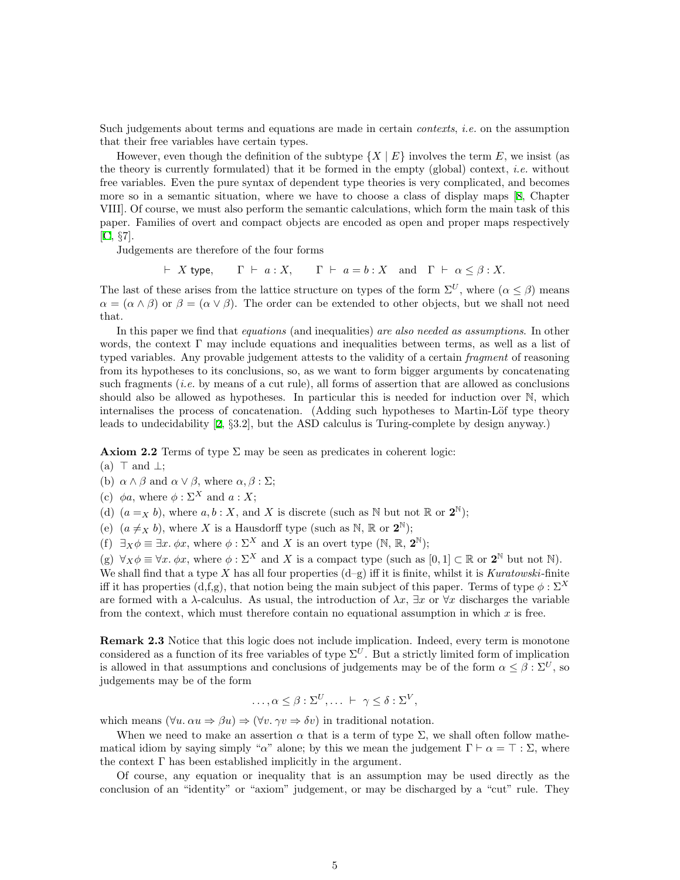Such judgements about terms and equations are made in certain *contexts*, *i.e.* on the assumption that their free variables have certain types.

However, even though the definition of the subtype $\{X \mid E\}$ involves the term $E$, we insist (as the theory is currently formulated) that it be formed in the empty (global) context, *i.e.* without free variables. Even the pure syntax of dependent type theories is very complicated, and becomes more so in a semantic situation, where we have to choose a class of display maps [8, Chapter VIII]. Of course, we must also perform the semantic calculations, which form the main task of this paper. Families of overt and compact objects are encoded as open and proper maps respectively [C, §7].

Judgements are therefore of the four forms

$$\vdash\ X\ \mathsf{type}, \qquad \Gamma\ \vdash\ a : X, \qquad \Gamma\ \vdash\ a = b : X \quad \text{and} \quad \Gamma\ \vdash\ \alpha \le \beta : X.$$

The last of these arises from the lattice structure on types of the form $\Sigma^U$, where $(\alpha \le \beta)$ means $\alpha = (\alpha \wedge \beta)$ or $\beta = (\alpha \vee \beta)$. The order can be extended to other objects, but we shall not need that.

In this paper we find that *equations* (and inequalities) *are also needed as assumptions*. In other words, the context $\Gamma$ may include equations and inequalities between terms, as well as a list of typed variables. Any provable judgement attests to the validity of a certain *fragment* of reasoning from its hypotheses to its conclusions, so, as we want to form bigger arguments by concatenating such fragments (*i.e.* by means of a cut rule), all forms of assertion that are allowed as conclusions should also be allowed as hypotheses. In particular this is needed for induction over $\mathbb{N}$, which internalises the process of concatenation. (Adding such hypotheses to Martin-Löf type theory leads to undecidability [2, §3.2], but the ASD calculus is Turing-complete by design anyway.)

**Axiom 2.2** Terms of type $\Sigma$ may be seen as predicates in coherent logic:
(a) $\top$ and $\bot$;
(b) $\alpha \wedge \beta$ and $\alpha \vee \beta$, where $\alpha, \beta : \Sigma$;
(c) $\phi a$, where $\phi : \Sigma^X$ and $a : X$;
(d) $(a =_X b)$, where $a, b : X$, and $X$ is discrete (such as $\mathbb{N}$ but not $\mathbb{R}$ or $\mathbf{2}^{\mathbb{N}}$);
(e) $(a \neq_X b)$, where $X$ is a Hausdorff type (such as $\mathbb{N}$, $\mathbb{R}$ or $\mathbf{2}^{\mathbb{N}}$);
(f) $\exists_X \phi \equiv \exists x.\ \phi x$, where $\phi : \Sigma^X$ and $X$ is an overt type ($\mathbb{N}$, $\mathbb{R}$, $\mathbf{2}^{\mathbb{N}}$);
(g) $\forall_X \phi \equiv \forall x.\ \phi x$, where $\phi : \Sigma^X$ and $X$ is a compact type (such as $[0,1] \subset \mathbb{R}$ or $\mathbf{2}^{\mathbb{N}}$ but not $\mathbb{N}$).
We shall find that a type $X$ has all four properties (d–g) iff it is finite, whilst it is *Kuratowski*-finite iff it has properties (d,f,g), that notion being the main subject of this paper. Terms of type $\phi : \Sigma^X$ are formed with a $\lambda$-calculus. As usual, the introduction of $\lambda x$, $\exists x$ or $\forall x$ discharges the variable from the context, which must therefore contain no equational assumption in which $x$ is free.

**Remark 2.3** Notice that this logic does not include implication. Indeed, every term is monotone considered as a function of its free variables of type $\Sigma^U$. But a strictly limited form of implication is allowed in that assumptions and conclusions of judgements may be of the form $\alpha \le \beta : \Sigma^U$, so judgements may be of the form

$$\ldots, \alpha \le \beta : \Sigma^U, \ldots\ \vdash\ \gamma \le \delta : \Sigma^V,$$

which means $(\forall u.\ \alpha u \Rightarrow \beta u) \Rightarrow (\forall v.\ \gamma v \Rightarrow \delta v)$ in traditional notation.

When we need to make an assertion $\alpha$ that is a term of type $\Sigma$, we shall often follow mathematical idiom by saying simply "$\alpha$" alone; by this we mean the judgement $\Gamma \vdash \alpha = \top : \Sigma$, where the context $\Gamma$ has been established implicitly in the argument.

Of course, any equation or inequality that is an assumption may be used directly as the conclusion of an "identity" or "axiom" judgement, or may be discharged by a "cut" rule. They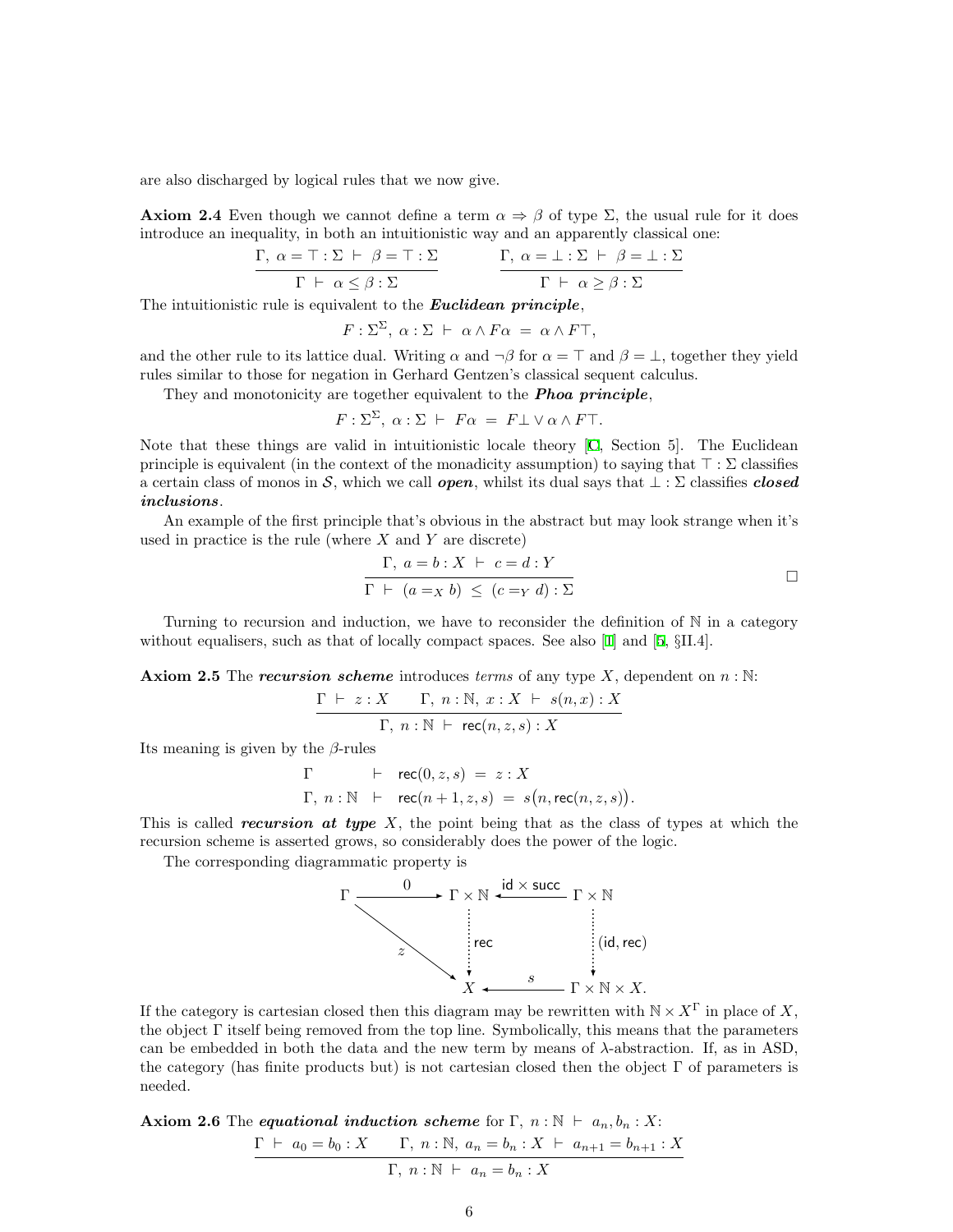are also discharged by logical rules that we now give.

**Axiom 2.4** Even though we cannot define a term $\alpha \Rightarrow \beta$ of type $\Sigma$, the usual rule for it does introduce an inequality, in both an intuitionistic way and an apparently classical one:

$$\frac{\Gamma,\ \alpha = \top : \Sigma\ \vdash\ \beta = \top : \Sigma}{\Gamma\ \vdash\ \alpha \le \beta : \Sigma} \qquad \frac{\Gamma,\ \alpha = \bot : \Sigma\ \vdash\ \beta = \bot : \Sigma}{\Gamma\ \vdash\ \alpha \ge \beta : \Sigma}$$

The intuitionistic rule is equivalent to the ***Euclidean principle***,

$$F : \Sigma^\Sigma,\ \alpha : \Sigma\ \vdash\ \alpha \wedge F\alpha\ =\ \alpha \wedge F\top,$$

and the other rule to its lattice dual. Writing $\alpha$ and $\neg\beta$ for $\alpha = \top$ and $\beta = \bot$, together they yield rules similar to those for negation in Gerhard Gentzen's classical sequent calculus.

They and monotonicity are together equivalent to the ***Phoa principle***,

$$F : \Sigma^\Sigma,\ \alpha : \Sigma\ \vdash\ F\alpha\ =\ F\bot \vee \alpha \wedge F\top.$$

Note that these things are valid in intuitionistic locale theory [C, Section 5]. The Euclidean principle is equivalent (in the context of the monadicity assumption) to saying that $\top : \Sigma$ classifies a certain class of monos in $\mathcal{S}$, which we call ***open***, whilst its dual says that $\bot : \Sigma$ classifies ***closed inclusions***.

An example of the first principle that's obvious in the abstract but may look strange when it's used in practice is the rule (where $X$ and $Y$ are discrete)

$$\frac{\Gamma,\ a = b : X\ \vdash\ c = d : Y}{\Gamma\ \vdash\ (a =_X b)\ \le\ (c =_Y d) : \Sigma}$$

□

Turning to recursion and induction, we have to reconsider the definition of $\mathbb{N}$ in a category without equalisers, such as that of locally compact spaces. See also [1] and [5, §II.4].

**Axiom 2.5** The ***recursion scheme*** introduces *terms* of any type $X$, dependent on $n : \mathbb{N}$:

$$\frac{\Gamma\ \vdash\ z : X \qquad \Gamma,\ n : \mathbb{N},\ x : X\ \vdash\ s(n, x) : X}{\Gamma,\ n : \mathbb{N}\ \vdash\ \mathsf{rec}(n, z, s) : X}$$

Its meaning is given by the $\beta$-rules

$$\begin{array}{rcl} \Gamma & \vdash & \mathsf{rec}(0, z, s)\ =\ z : X \\ \Gamma,\ n : \mathbb{N} & \vdash & \mathsf{rec}(n+1, z, s)\ =\ s\big(n, \mathsf{rec}(n, z, s)\big). \end{array}$$

This is called ***recursion at type*** $X$, the point being that as the class of types at which the recursion scheme is asserted grows, so considerably does the power of the logic.

The corresponding diagrammatic property is

$$\begin{array}{ccccc} \Gamma & \xrightarrow{\ 0\ } & \Gamma \times \mathbb{N} & \xleftarrow{\ \mathsf{id} \times \mathsf{succ}\ } & \Gamma \times \mathbb{N} \\ & \searrow^{z} & \Big\downarrow \mathsf{rec} & & \Big\downarrow (\mathsf{id}, \mathsf{rec}) \\ & & X & \xleftarrow{\ s\ } & \Gamma \times \mathbb{N} \times X. \end{array}$$

If the category is cartesian closed then this diagram may be rewritten with $\mathbb{N} \times X^\Gamma$ in place of $X$, the object $\Gamma$ itself being removed from the top line. Symbolically, this means that the parameters can be embedded in both the data and the new term by means of $\lambda$-abstraction. If, as in ASD, the category (has finite products but) is not cartesian closed then the object $\Gamma$ of parameters is needed.

**Axiom 2.6** The ***equational induction scheme*** for $\Gamma,\ n : \mathbb{N}\ \vdash\ a_n, b_n : X$:

$$\frac{\Gamma\ \vdash\ a_0 = b_0 : X \qquad \Gamma,\ n : \mathbb{N},\ a_n = b_n : X\ \vdash\ a_{n+1} = b_{n+1} : X}{\Gamma,\ n : \mathbb{N}\ \vdash\ a_n = b_n : X}$$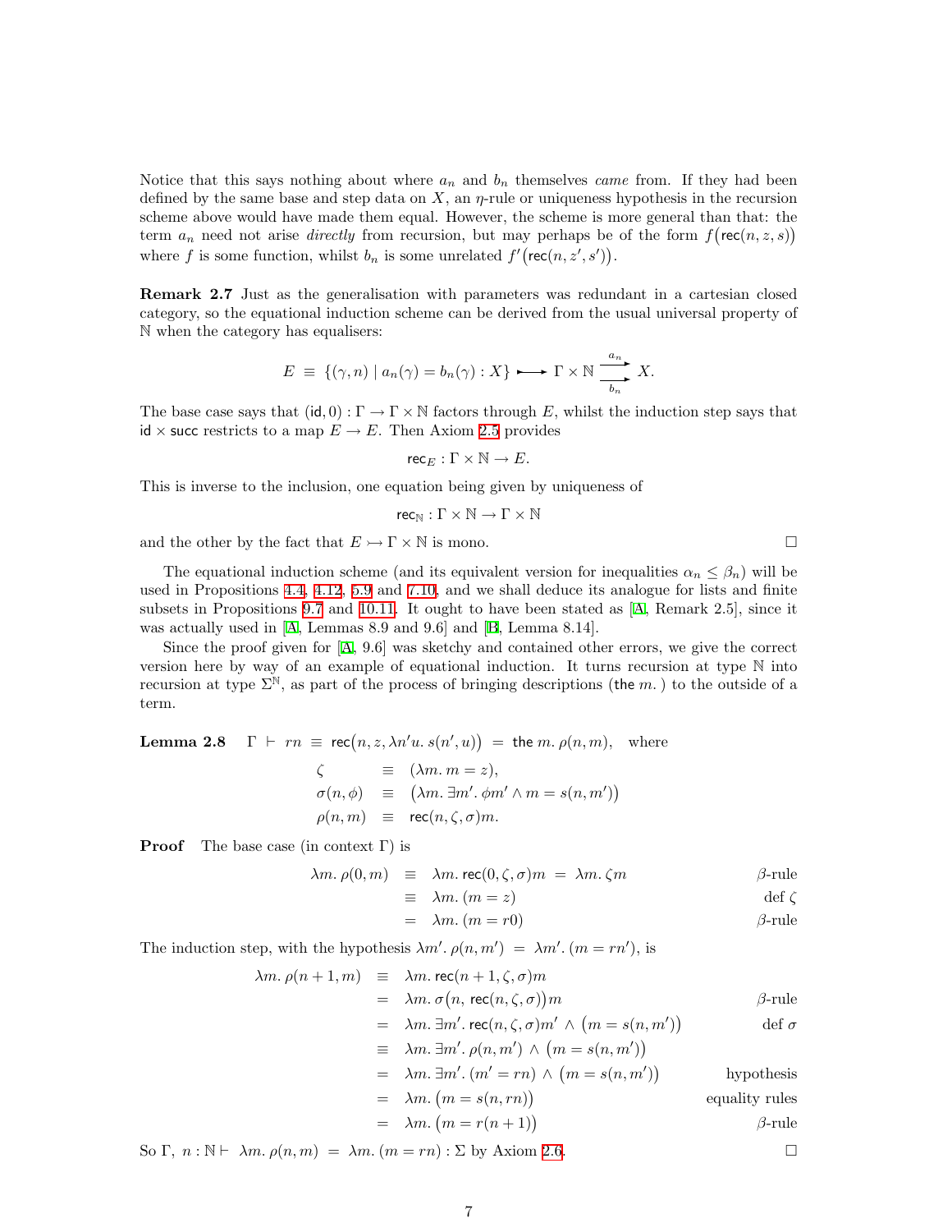Notice that this says nothing about where $a_n$ and $b_n$ themselves *came* from. If they had been defined by the same base and step data on $X$, an $\eta$-rule or uniqueness hypothesis in the recursion scheme above would have made them equal. However, the scheme is more general than that: the term $a_n$ need not arise *directly* from recursion, but may perhaps be of the form $f\big(\mathsf{rec}(n,z,s)\big)$ where $f$ is some function, whilst $b_n$ is some unrelated $f'\big(\mathsf{rec}(n,z',s')\big)$.

**Remark 2.7** Just as the generalisation with parameters was redundant in a cartesian closed category, so the equational induction scheme can be derived from the usual universal property of $\mathbb{N}$ when the category has equalisers:

$$E \;\equiv\; \{(\gamma,n) \mid a_n(\gamma) = b_n(\gamma) : X\} \rightarrowtail \Gamma\times\mathbb{N} \underset{b_n}{\overset{a_n}{\rightrightarrows}} X.$$

The base case says that $(\mathsf{id},0):\Gamma\to\Gamma\times\mathbb{N}$ factors through $E$, whilst the induction step says that $\mathsf{id}\times\mathsf{succ}$ restricts to a map $E\to E$. Then Axiom 2.5 provides

$$\mathsf{rec}_E : \Gamma\times\mathbb{N}\to E.$$

This is inverse to the inclusion, one equation being given by uniqueness of

$$\mathsf{rec}_{\mathbb{N}} : \Gamma\times\mathbb{N}\to\Gamma\times\mathbb{N}$$

and the other by the fact that $E\rightarrowtail\Gamma\times\mathbb{N}$ is mono. □

The equational induction scheme (and its equivalent version for inequalities $\alpha_n\le\beta_n$) will be used in Propositions 4.4, 4.12, 5.9 and 7.10, and we shall deduce its analogue for lists and finite subsets in Propositions 9.7 and 10.11. It ought to have been stated as [A, Remark 2.5], since it was actually used in [A, Lemmas 8.9 and 9.6] and [B, Lemma 8.14].

Since the proof given for [A, 9.6] was sketchy and contained other errors, we give the correct version here by way of an example of equational induction. It turns recursion at type $\mathbb{N}$ into recursion at type $\Sigma^{\mathbb{N}}$, as part of the process of bringing descriptions ($\mathsf{the}\,m.$ ) to the outside of a term.

**Lemma 2.8** $\quad \Gamma \;\vdash\; rn \;\equiv\; \mathsf{rec}\big(n,z,\lambda n'u.\,s(n',u)\big) \;=\; \mathsf{the}\,m.\,\rho(n,m),\quad$ where

$$\begin{aligned}
\zeta &\;\equiv\; (\lambda m.\, m = z),\\
\sigma(n,\phi) &\;\equiv\; \big(\lambda m.\,\exists m'.\,\phi m' \wedge m = s(n,m')\big)\\
\rho(n,m) &\;\equiv\; \mathsf{rec}(n,\zeta,\sigma)m.
\end{aligned}$$

**Proof** The base case (in context $\Gamma$) is

$$\begin{aligned}
\lambda m.\,\rho(0,m) &\;\equiv\; \lambda m.\,\mathsf{rec}(0,\zeta,\sigma)m \;=\; \lambda m.\,\zeta m && \beta\text{-rule}\\
&\;\equiv\; \lambda m.\,(m = z) && \text{def } \zeta\\
&\;=\; \lambda m.\,(m = r0) && \beta\text{-rule}
\end{aligned}$$

The induction step, with the hypothesis $\lambda m'.\,\rho(n,m') \;=\; \lambda m'.\,(m = rn')$, is

$$\begin{aligned}
\lambda m.\,\rho(n+1,m) &\;\equiv\; \lambda m.\,\mathsf{rec}(n+1,\zeta,\sigma)m\\
&\;=\; \lambda m.\,\sigma\big(n,\,\mathsf{rec}(n,\zeta,\sigma)\big)m && \beta\text{-rule}\\
&\;=\; \lambda m.\,\exists m'.\,\mathsf{rec}(n,\zeta,\sigma)m' \,\wedge\, \big(m = s(n,m')\big) && \text{def } \sigma\\
&\;\equiv\; \lambda m.\,\exists m'.\,\rho(n,m') \,\wedge\, \big(m = s(n,m')\big)\\
&\;=\; \lambda m.\,\exists m'.\,(m' = rn) \,\wedge\, \big(m = s(n,m')\big) && \text{hypothesis}\\
&\;=\; \lambda m.\,\big(m = s(n,rn)\big) && \text{equality rules}\\
&\;=\; \lambda m.\,\big(m = r(n+1)\big) && \beta\text{-rule}
\end{aligned}$$

So $\Gamma,\; n:\mathbb{N}\vdash\; \lambda m.\,\rho(n,m) \;=\; \lambda m.\,(m = rn) : \Sigma$ by Axiom 2.6. □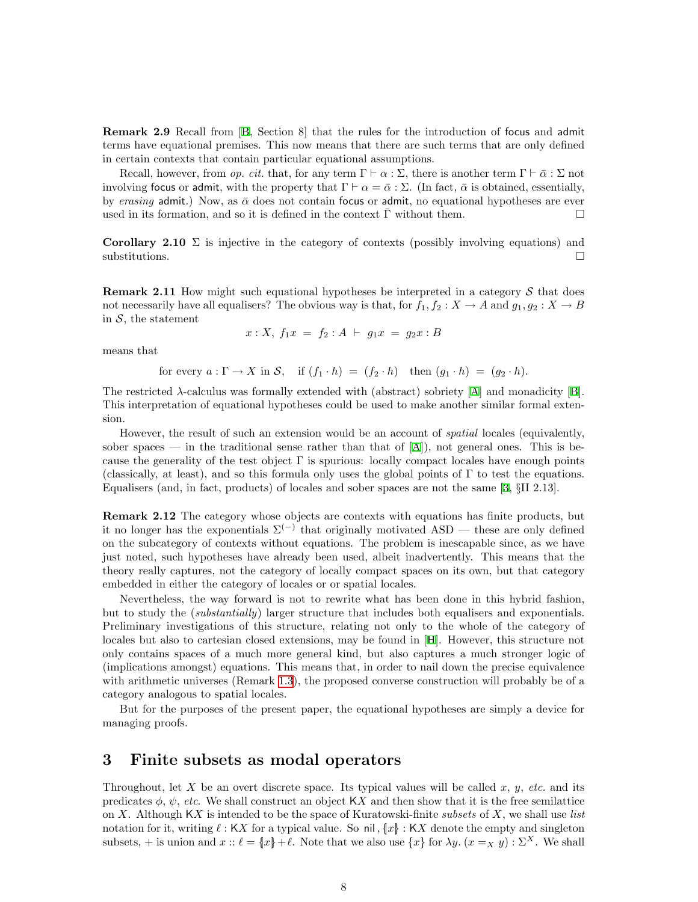**Remark 2.9** Recall from [B, Section 8] that the rules for the introduction of focus and admit terms have equational premises. This now means that there are such terms that are only defined in certain contexts that contain particular equational assumptions.

Recall, however, from *op. cit.* that, for any term $\Gamma \vdash \alpha : \Sigma$, there is another term $\Gamma \vdash \bar{\alpha} : \Sigma$ not involving focus or admit, with the property that $\Gamma \vdash \alpha = \bar{\alpha} : \Sigma$. (In fact, $\bar{\alpha}$ is obtained, essentially, by *erasing* admit.) Now, as $\bar{\alpha}$ does not contain focus or admit, no equational hypotheses are ever used in its formation, and so it is defined in the context $\bar{\Gamma}$ without them. □

**Corollary 2.10** $\Sigma$ is injective in the category of contexts (possibly involving equations) and substitutions. □

**Remark 2.11** How might such equational hypotheses be interpreted in a category $\mathcal{S}$ that does not necessarily have all equalisers? The obvious way is that, for $f_1, f_2 : X \to A$ and $g_1, g_2 : X \to B$ in $\mathcal{S}$, the statement

$$x : X,\ f_1 x \ = \ f_2 : A \ \vdash \ g_1 x \ = \ g_2 x : B$$

means that

$$\text{for every } a : \Gamma \to X \text{ in } \mathcal{S}, \quad \text{if } (f_1 \cdot h) \ = \ (f_2 \cdot h) \quad \text{then } (g_1 \cdot h) \ = \ (g_2 \cdot h).$$

The restricted $\lambda$-calculus was formally extended with (abstract) sobriety [A] and monadicity [B]. This interpretation of equational hypotheses could be used to make another similar formal extension.

However, the result of such an extension would be an account of *spatial* locales (equivalently, sober spaces — in the traditional sense rather than that of [A]), not general ones. This is because the generality of the test object $\Gamma$ is spurious: locally compact locales have enough points (classically, at least), and so this formula only uses the global points of $\Gamma$ to test the equations. Equalisers (and, in fact, products) of locales and sober spaces are not the same [3, §II 2.13].

**Remark 2.12** The category whose objects are contexts with equations has finite products, but it no longer has the exponentials $\Sigma^{(-)}$ that originally motivated ASD — these are only defined on the subcategory of contexts without equations. The problem is inescapable since, as we have just noted, such hypotheses have already been used, albeit inadvertently. This means that the theory really captures, not the category of locally compact spaces on its own, but that category embedded in either the category of locales or or spatial locales.

Nevertheless, the way forward is not to rewrite what has been done in this hybrid fashion, but to study the (*substantially*) larger structure that includes both equalisers and exponentials. Preliminary investigations of this structure, relating not only to the whole of the category of locales but also to cartesian closed extensions, may be found in [H]. However, this structure not only contains spaces of a much more general kind, but also captures a much stronger logic of (implications amongst) equations. This means that, in order to nail down the precise equivalence with arithmetic universes (Remark 1.3), the proposed converse construction will probably be of a category analogous to spatial locales.

But for the purposes of the present paper, the equational hypotheses are simply a device for managing proofs.

# 3 Finite subsets as modal operators

Throughout, let $X$ be an overt discrete space. Its typical values will be called $x$, $y$, *etc.* and its predicates $\phi$, $\psi$, *etc.* We shall construct an object $\mathsf{K}X$ and then show that it is the free semilattice on $X$. Although $\mathsf{K}X$ is intended to be the space of Kuratowski-finite *subsets* of $X$, we shall use *list* notation for it, writing $\ell : \mathsf{K}X$ for a typical value. So $\mathsf{nil}, \{\!|x|\!\} : \mathsf{K}X$ denote the empty and singleton subsets, $+$ is union and $x :: \ell = \{\!|x|\!\} + \ell$. Note that we also use $\{x\}$ for $\lambda y.\,(x =_X y) : \Sigma^X$. We shall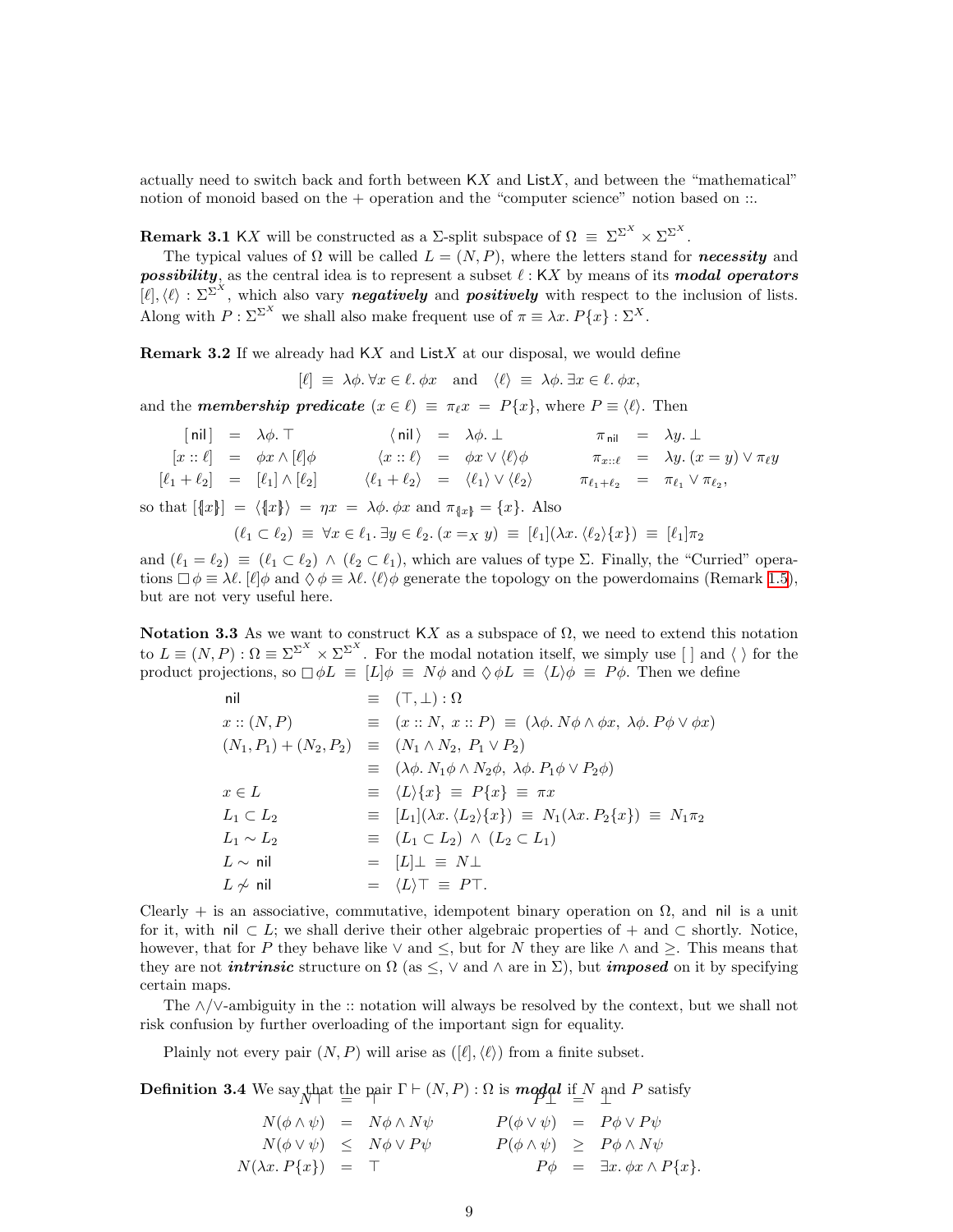actually need to switch back and forth between $\mathsf{K}X$ and $\mathsf{List}X$, and between the "mathematical" notion of monoid based on the + operation and the "computer science" notion based on ::.

**Remark 3.1** $\mathsf{K}X$ will be constructed as a $\Sigma$-split subspace of $\Omega \equiv \Sigma^{\Sigma^X} \times \Sigma^{\Sigma^X}$.

The typical values of $\Omega$ will be called $L = (N, P)$, where the letters stand for ***necessity*** and ***possibility***, as the central idea is to represent a subset $\ell : \mathsf{K}X$ by means of its ***modal operators*** $[\ell], \langle \ell \rangle : \Sigma^{\Sigma^X}$, which also vary ***negatively*** and ***positively*** with respect to the inclusion of lists. Along with $P : \Sigma^{\Sigma^X}$ we shall also make frequent use of $\pi \equiv \lambda x.\, P\{x\} : \Sigma^X$.

**Remark 3.2** If we already had $\mathsf{K}X$ and $\mathsf{List}X$ at our disposal, we would define

$$[\ell] \;\equiv\; \lambda\phi.\, \forall x \in \ell.\, \phi x \quad \text{and} \quad \langle \ell \rangle \;\equiv\; \lambda\phi.\, \exists x \in \ell.\, \phi x,$$

and the ***membership predicate*** $(x \in \ell) \equiv \pi_\ell x = P\{x\}$, where $P \equiv \langle \ell \rangle$. Then

$$\begin{array}{rclrclrcl}
[\,\mathsf{nil}\,] & = & \lambda\phi.\, \top & \langle\,\mathsf{nil}\,\rangle & = & \lambda\phi.\, \bot & \pi_{\mathsf{nil}} & = & \lambda y.\, \bot \\
[x :: \ell] & = & \phi x \wedge [\ell]\phi & \langle x :: \ell \rangle & = & \phi x \vee \langle \ell \rangle \phi & \pi_{x::\ell} & = & \lambda y.\, (x = y) \vee \pi_\ell y \\
[\ell_1 + \ell_2] & = & [\ell_1] \wedge [\ell_2] & \langle \ell_1 + \ell_2 \rangle & = & \langle \ell_1 \rangle \vee \langle \ell_2 \rangle & \pi_{\ell_1 + \ell_2} & = & \pi_{\ell_1} \vee \pi_{\ell_2},
\end{array}$$

so that $[\{\!|x|\!\}] = \langle \{\!|x|\!\} \rangle = \eta x = \lambda\phi.\, \phi x$ and $\pi_{\{\!|x|\!\}} = \{x\}$. Also

$$(\ell_1 \subset \ell_2) \;\equiv\; \forall x \in \ell_1.\, \exists y \in \ell_2.\, (x =_X y) \;\equiv\; [\ell_1](\lambda x.\, \langle \ell_2 \rangle \{x\}) \;\equiv\; [\ell_1]\pi_2$$

and $(\ell_1 = \ell_2) \equiv (\ell_1 \subset \ell_2) \wedge (\ell_2 \subset \ell_1)$, which are values of type $\Sigma$. Finally, the "Curried" operations $\Box\phi \equiv \lambda\ell.\, [\ell]\phi$ and $\Diamond\phi \equiv \lambda\ell.\, \langle \ell \rangle \phi$ generate the topology on the powerdomains (Remark 1.5), but are not very useful here.

**Notation 3.3** As we want to construct $\mathsf{K}X$ as a subspace of $\Omega$, we need to extend this notation to $L \equiv (N, P) : \Omega \equiv \Sigma^{\Sigma^X} \times \Sigma^{\Sigma^X}$. For the modal notation itself, we simply use $[\ ]$ and $\langle\ \rangle$ for the product projections, so $\Box\phi L \equiv [L]\phi \equiv N\phi$ and $\Diamond\phi L \equiv \langle L \rangle \phi \equiv P\phi$. Then we define

$$\begin{array}{lcl}
\mathsf{nil} & \equiv & (\top, \bot) : \Omega \\
x :: (N, P) & \equiv & (x :: N,\ x :: P) \;\equiv\; (\lambda\phi.\, N\phi \wedge \phi x,\ \lambda\phi.\, P\phi \vee \phi x) \\
(N_1, P_1) + (N_2, P_2) & \equiv & (N_1 \wedge N_2,\ P_1 \vee P_2) \\
 & \equiv & (\lambda\phi.\, N_1\phi \wedge N_2\phi,\ \lambda\phi.\, P_1\phi \vee P_2\phi) \\
x \in L & \equiv & \langle L \rangle \{x\} \;\equiv\; P\{x\} \;\equiv\; \pi x \\
L_1 \subset L_2 & \equiv & [L_1](\lambda x.\, \langle L_2 \rangle \{x\}) \;\equiv\; N_1(\lambda x.\, P_2\{x\}) \;\equiv\; N_1\pi_2 \\
L_1 \sim L_2 & \equiv & (L_1 \subset L_2) \;\wedge\; (L_2 \subset L_1) \\
L \sim \mathsf{nil} & = & [L]\bot \;\equiv\; N\bot \\
L \not\sim \mathsf{nil} & = & \langle L \rangle \top \;\equiv\; P\top.
\end{array}$$

Clearly $+$ is an associative, commutative, idempotent binary operation on $\Omega$, and $\mathsf{nil}$ is a unit for it, with $\mathsf{nil} \subset L$; we shall derive their other algebraic properties of $+$ and $\subset$ shortly. Notice, however, that for $P$ they behave like $\vee$ and $\leq$, but for $N$ they are like $\wedge$ and $\geq$. This means that they are not ***intrinsic*** structure on $\Omega$ (as $\leq$, $\vee$ and $\wedge$ are in $\Sigma$), but ***imposed*** on it by specifying certain maps.

The $\wedge/\vee$-ambiguity in the :: notation will always be resolved by the context, but we shall not risk confusion by further overloading of the important sign for equality.

Plainly not every pair $(N, P)$ will arise as $([\ell], \langle \ell \rangle)$ from a finite subset.

**Definition 3.4** We say that the pair $\Gamma \vdash (N, P) : \Omega$ is ***modal*** if $N$ and $P$ satisfy

$$\begin{array}{rclrcl}
N\top & = & \top & P\bot & = & \bot \\
N(\phi \wedge \psi) & = & N\phi \wedge N\psi & P(\phi \vee \psi) & = & P\phi \vee P\psi \\
N(\phi \vee \psi) & \leq & N\phi \vee P\psi & P(\phi \wedge \psi) & \geq & P\phi \wedge N\psi \\
N(\lambda x.\, P\{x\}) & = & \top & P\phi & = & \exists x.\, \phi x \wedge P\{x\}.
\end{array}$$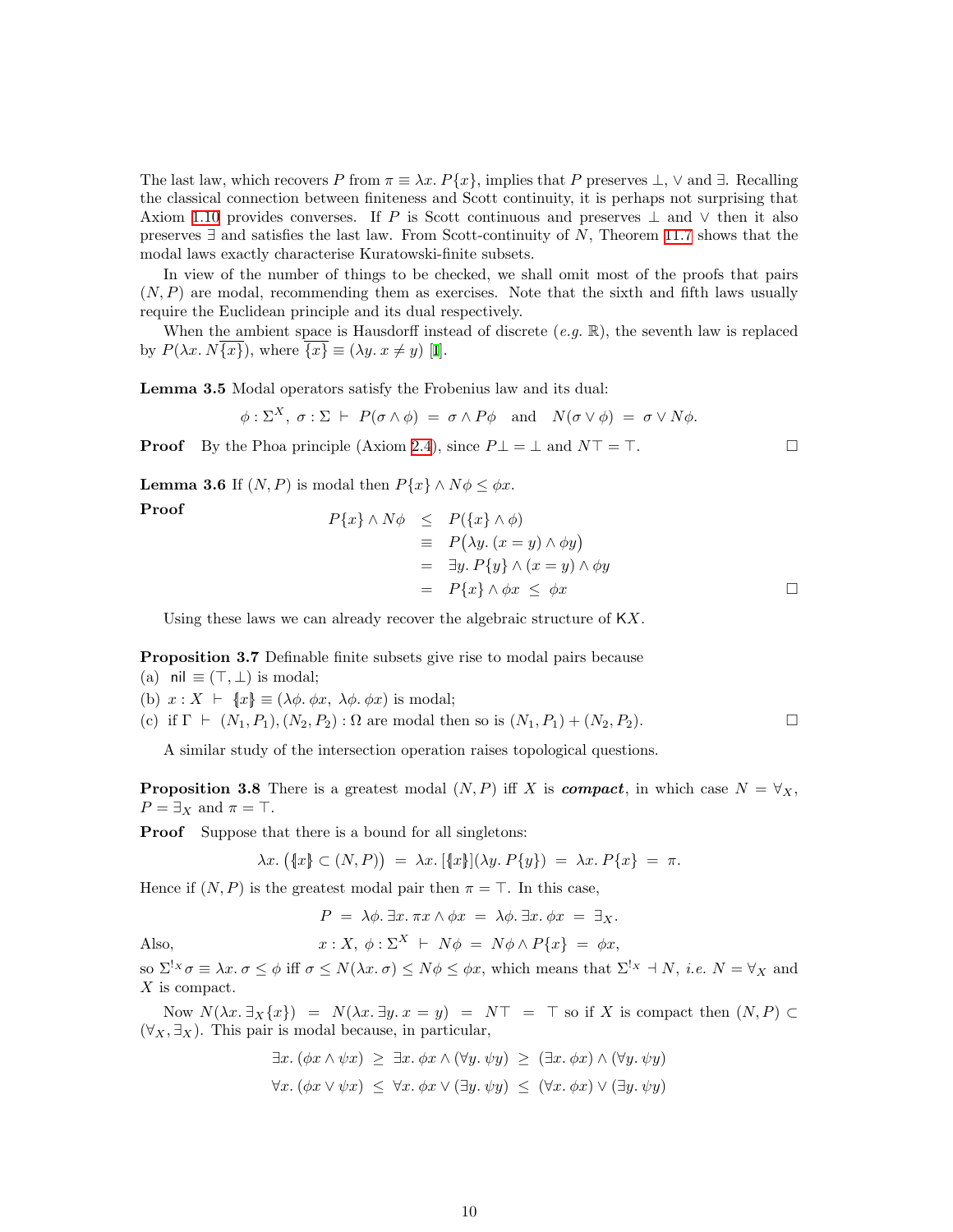The last law, which recovers $P$ from $\pi \equiv \lambda x.\, P\{x\}$, implies that $P$ preserves $\bot$, $\vee$ and $\exists$. Recalling the classical connection between finiteness and Scott continuity, it is perhaps not surprising that Axiom 1.10 provides converses. If $P$ is Scott continuous and preserves $\bot$ and $\vee$ then it also preserves $\exists$ and satisfies the last law. From Scott-continuity of $N$, Theorem 11.7 shows that the modal laws exactly characterise Kuratowski-finite subsets.

In view of the number of things to be checked, we shall omit most of the proofs that pairs $(N, P)$ are modal, recommending them as exercises. Note that the sixth and fifth laws usually require the Euclidean principle and its dual respectively.

When the ambient space is Hausdorff instead of discrete (*e.g.* $\mathbb{R}$), the seventh law is replaced by $P(\lambda x.\, N\overline{\{x\}})$, where $\overline{\{x\}} \equiv (\lambda y.\, x \neq y)$ [1].

**Lemma 3.5** Modal operators satisfy the Frobenius law and its dual:

$$\phi : \Sigma^X,\ \sigma : \Sigma \ \vdash\ P(\sigma \wedge \phi) \ = \ \sigma \wedge P\phi \quad \text{and} \quad N(\sigma \vee \phi) \ = \ \sigma \vee N\phi.$$

**Proof** By the Phoa principle (Axiom 2.4), since $P\bot = \bot$ and $N\top = \top$. $\square$

**Lemma 3.6** If $(N, P)$ is modal then $P\{x\} \wedge N\phi \leq \phi x$.

**Proof**

$$\begin{aligned} P\{x\} \wedge N\phi &\leq P(\{x\} \wedge \phi) \\ &\equiv P\big(\lambda y.\, (x = y) \wedge \phi y\big) \\ &= \exists y.\, P\{y\} \wedge (x = y) \wedge \phi y \\ &= P\{x\} \wedge \phi x \ \leq \ \phi x \end{aligned}$$

$\square$

Using these laws we can already recover the algebraic structure of $\mathsf{K}X$.

**Proposition 3.7** Definable finite subsets give rise to modal pairs because
(a) $\mathsf{nil} \equiv (\top, \bot)$ is modal;
(b) $x : X \ \vdash\ \{\!|x|\!\} \equiv (\lambda\phi.\, \phi x,\ \lambda\phi.\, \phi x)$ is modal;
(c) if $\Gamma \ \vdash\ (N_1, P_1), (N_2, P_2) : \Omega$ are modal then so is $(N_1, P_1) + (N_2, P_2)$. $\square$

A similar study of the intersection operation raises topological questions.

**Proposition 3.8** There is a greatest modal $(N, P)$ iff $X$ is ***compact***, in which case $N = \forall_X$, $P = \exists_X$ and $\pi = \top$.

**Proof** Suppose that there is a bound for all singletons:

$$\lambda x.\, \big(\{\!|x|\!\} \subset (N, P)\big) \ = \ \lambda x.\, [\{\!|x|\!\}](\lambda y.\, P\{y\}) \ = \ \lambda x.\, P\{x\} \ = \ \pi.$$

Hence if $(N, P)$ is the greatest modal pair then $\pi = \top$. In this case,

$$P \ = \ \lambda\phi.\, \exists x.\, \pi x \wedge \phi x \ = \ \lambda\phi.\, \exists x.\, \phi x \ = \ \exists_X.$$

Also,

$$x : X,\ \phi : \Sigma^X \ \vdash\ N\phi \ = \ N\phi \wedge P\{x\} \ = \ \phi x,$$

so $\Sigma^{!_X}\sigma \equiv \lambda x.\, \sigma \leq \phi$ iff $\sigma \leq N(\lambda x.\, \sigma) \leq N\phi \leq \phi x$, which means that $\Sigma^{!_X} \dashv N$, *i.e.* $N = \forall_X$ and $X$ is compact.

Now $N(\lambda x.\, \exists_X\{x\}) \ = \ N(\lambda x.\, \exists y.\, x = y) \ = \ N\top \ = \ \top$ so if $X$ is compact then $(N, P) \subset (\forall_X, \exists_X)$. This pair is modal because, in particular,

$$\exists x.\, (\phi x \wedge \psi x) \ \geq\ \exists x.\, \phi x \wedge (\forall y.\, \psi y) \ \geq\ (\exists x.\, \phi x) \wedge (\forall y.\, \psi y)$$

$$\forall x.\, (\phi x \vee \psi x) \ \leq\ \forall x.\, \phi x \vee (\exists y.\, \psi y) \ \leq\ (\forall x.\, \phi x) \vee (\exists y.\, \psi y)$$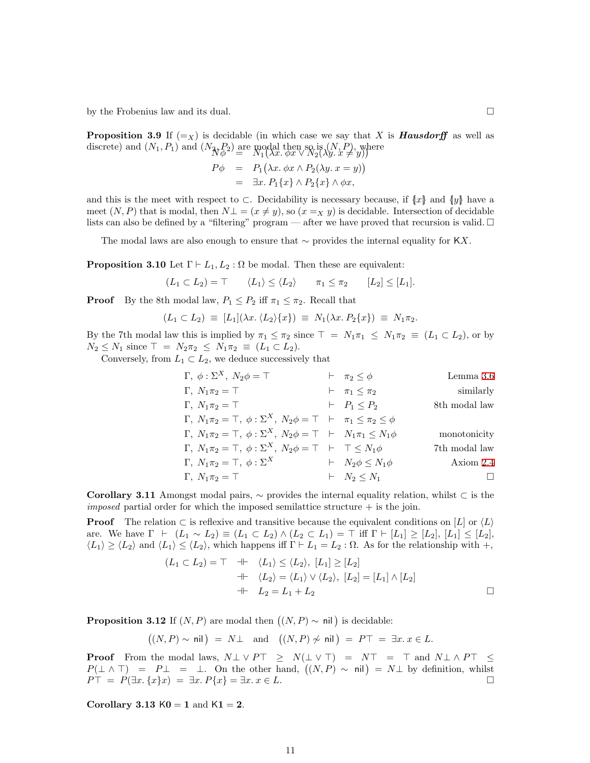by the Frobenius law and its dual. $\square$

**Proposition 3.9** If $(=_X)$ is decidable (in which case we say that $X$ is ***Hausdorff*** as well as discrete) and $(N_1, P_1)$ and $(N_2, P_2)$ are modal then so is $(N, P)$, where

$$
\begin{aligned}
N\phi &= N_1\big(\lambda x.\ \phi x \vee N_2(\lambda y.\ x \neq y)\big) \\
P\phi &= P_1\big(\lambda x.\ \phi x \wedge P_2(\lambda y.\ x = y)\big) \\
&= \exists x.\ P_1\{x\} \wedge P_2\{x\} \wedge \phi x,
\end{aligned}
$$

and this is the meet with respect to $\subset$. Decidability is necessary because, if $\{\!\!\{x\}\!\!\}$ and $\{\!\!\{y\}\!\!\}$ have a meet $(N, P)$ that is modal, then $N\bot = (x \neq y)$, so $(x =_X y)$ is decidable. Intersection of decidable lists can also be defined by a "filtering" program — after we have proved that recursion is valid. $\square$

The modal laws are also enough to ensure that $\sim$ provides the internal equality for $\mathsf{K}X$.

**Proposition 3.10** Let $\Gamma \vdash L_1, L_2 : \Omega$ be modal. Then these are equivalent:

$$(L_1 \subset L_2) = \top \qquad \langle L_1\rangle \leq \langle L_2\rangle \qquad \pi_1 \leq \pi_2 \qquad [L_2] \leq [L_1].$$

**Proof** By the 8th modal law, $P_1 \leq P_2$ iff $\pi_1 \leq \pi_2$. Recall that

$$(L_1 \subset L_2) \ \equiv\ [L_1](\lambda x.\ \langle L_2\rangle\{x\}) \ \equiv\ N_1(\lambda x.\ P_2\{x\}) \ \equiv\ N_1\pi_2.$$

By the 7th modal law this is implied by $\pi_1 \leq \pi_2$ since $\top \ =\ N_1\pi_1 \ \leq\ N_1\pi_2 \ \equiv\ (L_1 \subset L_2)$, or by $N_2 \leq N_1$ since $\top \ =\ N_2\pi_2 \ \leq\ N_1\pi_2 \ \equiv\ (L_1 \subset L_2)$.

Conversely, from $L_1 \subset L_2$, we deduce successively that

| | | |
|---|---|---|
| $\Gamma,\ \phi : \Sigma^X,\ N_2\phi = \top$ | $\vdash\ \pi_2 \leq \phi$ | Lemma 3.6 |
| $\Gamma,\ N_1\pi_2 = \top$ | $\vdash\ \pi_1 \leq \pi_2$ | similarly |
| $\Gamma,\ N_1\pi_2 = \top$ | $\vdash\ P_1 \leq P_2$ | 8th modal law |
| $\Gamma,\ N_1\pi_2 = \top,\ \phi : \Sigma^X,\ N_2\phi = \top$ | $\vdash\ \pi_1 \leq \pi_2 \leq \phi$ | |
| $\Gamma,\ N_1\pi_2 = \top,\ \phi : \Sigma^X,\ N_2\phi = \top$ | $\vdash\ N_1\pi_1 \leq N_1\phi$ | monotonicity |
| $\Gamma,\ N_1\pi_2 = \top,\ \phi : \Sigma^X,\ N_2\phi = \top$ | $\vdash\ \top \leq N_1\phi$ | 7th modal law |
| $\Gamma,\ N_1\pi_2 = \top,\ \phi : \Sigma^X$ | $\vdash\ N_2\phi \leq N_1\phi$ | Axiom 2.4 |
| $\Gamma,\ N_1\pi_2 = \top$ | $\vdash\ N_2 \leq N_1$ | $\square$ |

**Corollary 3.11** Amongst modal pairs, $\sim$ provides the internal equality relation, whilst $\subset$ is the *imposed* partial order for which the imposed semilattice structure $+$ is the join.

**Proof** The relation $\subset$ is reflexive and transitive because the equivalent conditions on $[L]$ or $\langle L\rangle$ are. We have $\Gamma\ \vdash\ (L_1 \sim L_2) \equiv (L_1 \subset L_2) \wedge (L_2 \subset L_1) = \top$ iff $\Gamma \vdash [L_1] \geq [L_2],\ [L_1] \leq [L_2]$, $\langle L_1\rangle \geq \langle L_2\rangle$ and $\langle L_1\rangle \leq \langle L_2\rangle$, which happens iff $\Gamma \vdash L_1 = L_2 : \Omega$. As for the relationship with $+$,

$$
\begin{aligned}
(L_1 \subset L_2) = \top \quad &\dashv\vdash\quad \langle L_1\rangle \leq \langle L_2\rangle,\ [L_1] \geq [L_2] \\
&\dashv\vdash\quad \langle L_2\rangle = \langle L_1\rangle \vee \langle L_2\rangle,\ [L_2] = [L_1] \wedge [L_2] \\
&\dashv\vdash\quad L_2 = L_1 + L_2
\end{aligned}
$$

$\square$

**Proposition 3.12** If $(N, P)$ are modal then $\big((N, P) \sim \mathsf{nil}\big)$ is decidable:

$$\big((N, P) \sim \mathsf{nil}\big) \ =\ N\bot \quad \text{and} \quad \big((N, P) \not\sim \mathsf{nil}\big) \ =\ P\top \ =\ \exists x.\ x \in L.$$

**Proof** From the modal laws, $N\bot \vee P\top \ \geq\ N(\bot \vee \top) \ =\ N\top \ =\ \top$ and $N\bot \wedge P\top \ \leq\ P(\bot \wedge \top) \ =\ P\bot \ =\ \bot$. On the other hand, $\big((N, P) \sim \mathsf{nil}\big) = N\bot$ by definition, whilst $P\top \ =\ P(\exists x.\ \{x\}x) \ =\ \exists x.\ P\{x\} = \exists x.\ x \in L$. $\square$

**Corollary 3.13** $\mathsf{K}\mathbf{0} = \mathbf{1}$ and $\mathsf{K}\mathbf{1} = \mathbf{2}$.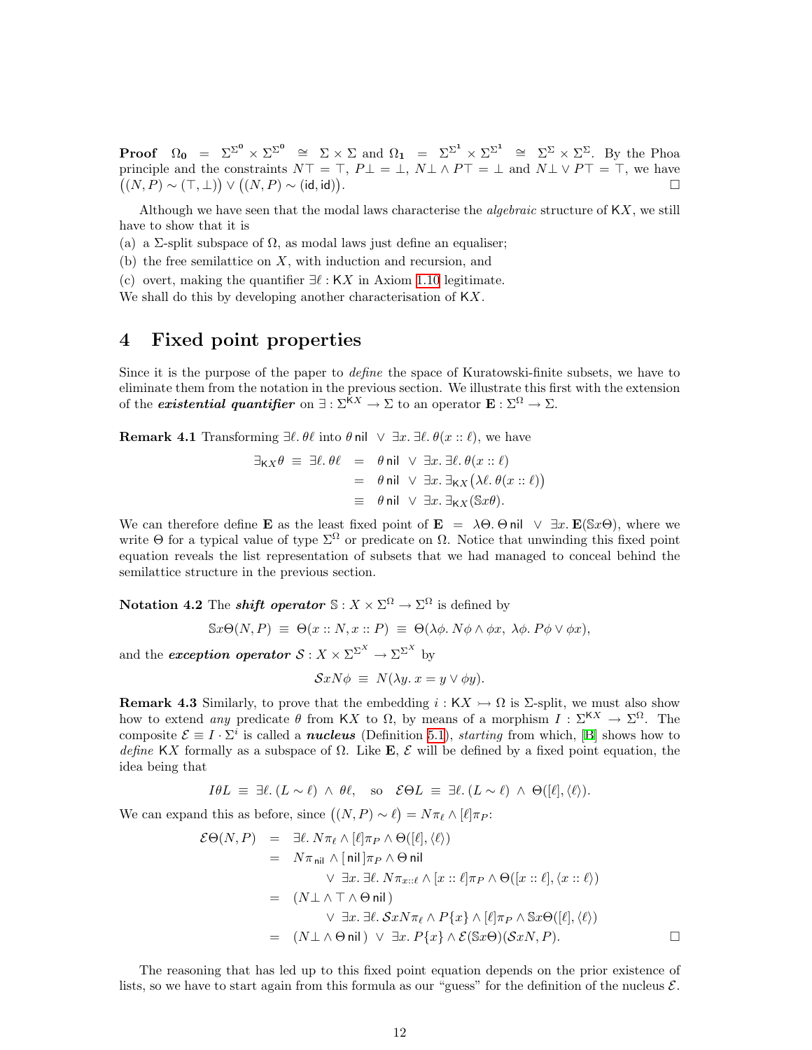**Proof** $\Omega_{\mathbf{0}} = \Sigma^{\Sigma^{\mathbf{0}}} \times \Sigma^{\Sigma^{\mathbf{0}}} \cong \Sigma \times \Sigma$ and $\Omega_{\mathbf{1}} = \Sigma^{\Sigma^{\mathbf{1}}} \times \Sigma^{\Sigma^{\mathbf{1}}} \cong \Sigma^{\Sigma} \times \Sigma^{\Sigma}$. By the Phoa principle and the constraints $N\top = \top$, $P\bot = \bot$, $N\bot \wedge P\top = \bot$ and $N\bot \vee P\top = \top$, we have $\big((N,P) \sim (\top,\bot)\big) \vee \big((N,P) \sim (\mathsf{id},\mathsf{id})\big)$. $\square$

Although we have seen that the modal laws characterise the *algebraic* structure of $\mathsf{K}X$, we still have to show that it is

(a) a $\Sigma$-split subspace of $\Omega$, as modal laws just define an equaliser;

(b) the free semilattice on $X$, with induction and recursion, and

(c) overt, making the quantifier $\exists \ell : \mathsf{K}X$ in Axiom 1.10 legitimate.

We shall do this by developing another characterisation of $\mathsf{K}X$.

# 4 Fixed point properties

Since it is the purpose of the paper to *define* the space of Kuratowski-finite subsets, we have to eliminate them from the notation in the previous section. We illustrate this first with the extension of the ***existential quantifier*** on $\exists : \Sigma^{\mathsf{K}X} \to \Sigma$ to an operator $\mathbf{E} : \Sigma^{\Omega} \to \Sigma$.

**Remark 4.1** Transforming $\exists \ell.\, \theta\ell$ into $\theta\,\mathsf{nil} \;\vee\; \exists x.\, \exists \ell.\, \theta(x :: \ell)$, we have

$$\begin{aligned}
\exists_{\mathsf{K}X}\theta \;\equiv\; \exists \ell.\, \theta\ell &= \theta\,\mathsf{nil} \;\vee\; \exists x.\, \exists \ell.\, \theta(x :: \ell) \\
&= \theta\,\mathsf{nil} \;\vee\; \exists x.\, \exists_{\mathsf{K}X}\big(\lambda \ell.\, \theta(x :: \ell)\big) \\
&\equiv \theta\,\mathsf{nil} \;\vee\; \exists x.\, \exists_{\mathsf{K}X}(\mathbb{S}x\theta).
\end{aligned}$$

We can therefore define $\mathbf{E}$ as the least fixed point of $\mathbf{E} = \lambda\Theta.\, \Theta\,\mathsf{nil} \;\vee\; \exists x.\, \mathbf{E}(\mathbb{S}x\Theta)$, where we write $\Theta$ for a typical value of type $\Sigma^{\Omega}$ or predicate on $\Omega$. Notice that unwinding this fixed point equation reveals the list representation of subsets that we had managed to conceal behind the semilattice structure in the previous section.

**Notation 4.2** The ***shift operator*** $\mathbb{S} : X \times \Sigma^{\Omega} \to \Sigma^{\Omega}$ is defined by

$$\mathbb{S}x\Theta(N,P) \;\equiv\; \Theta(x :: N, x :: P) \;\equiv\; \Theta(\lambda\phi.\, N\phi \wedge \phi x,\; \lambda\phi.\, P\phi \vee \phi x),$$

and the ***exception operator*** $\mathcal{S} : X \times \Sigma^{\Sigma^X} \to \Sigma^{\Sigma^X}$ by

$$\mathcal{S}xN\phi \;\equiv\; N(\lambda y.\, x = y \vee \phi y).$$

**Remark 4.3** Similarly, to prove that the embedding $i : \mathsf{K}X \rightarrowtail \Omega$ is $\Sigma$-split, we must also show how to extend *any* predicate $\theta$ from $\mathsf{K}X$ to $\Omega$, by means of a morphism $I : \Sigma^{\mathsf{K}X} \to \Sigma^{\Omega}$. The composite $\mathcal{E} \equiv I \cdot \Sigma^{i}$ is called a ***nucleus*** (Definition 5.1), *starting* from which, [B] shows how to *define* $\mathsf{K}X$ formally as a subspace of $\Omega$. Like $\mathbf{E}$, $\mathcal{E}$ will be defined by a fixed point equation, the idea being that

$$I\theta L \;\equiv\; \exists \ell.\, (L \sim \ell) \;\wedge\; \theta\ell, \quad \text{so} \quad \mathcal{E}\Theta L \;\equiv\; \exists \ell.\, (L \sim \ell) \;\wedge\; \Theta([\ell], \langle \ell \rangle).$$

We can expand this as before, since $\big((N,P) \sim \ell\big) = N\pi_\ell \wedge [\ell]\pi_P$:

$$\begin{aligned}
\mathcal{E}\Theta(N,P) &= \exists \ell.\, N\pi_\ell \wedge [\ell]\pi_P \wedge \Theta([\ell], \langle \ell \rangle) \\
&= N\pi_{\mathsf{nil}} \wedge [\,\mathsf{nil}\,]\pi_P \wedge \Theta\,\mathsf{nil} \\
&\qquad \vee\; \exists x.\, \exists \ell.\, N\pi_{x::\ell} \wedge [x :: \ell]\pi_P \wedge \Theta([x :: \ell], \langle x :: \ell \rangle) \\
&= (N\bot \wedge \top \wedge \Theta\,\mathsf{nil}\,) \\
&\qquad \vee\; \exists x.\, \exists \ell.\, \mathcal{S}xN\pi_\ell \wedge P\{x\} \wedge [\ell]\pi_P \wedge \mathbb{S}x\Theta([\ell], \langle \ell \rangle) \\
&= (N\bot \wedge \Theta\,\mathsf{nil}\,) \;\vee\; \exists x.\, P\{x\} \wedge \mathcal{E}(\mathbb{S}x\Theta)(\mathcal{S}xN, P).
\end{aligned}$$

$\square$

The reasoning that has led up to this fixed point equation depends on the prior existence of lists, so we have to start again from this formula as our "guess" for the definition of the nucleus $\mathcal{E}$.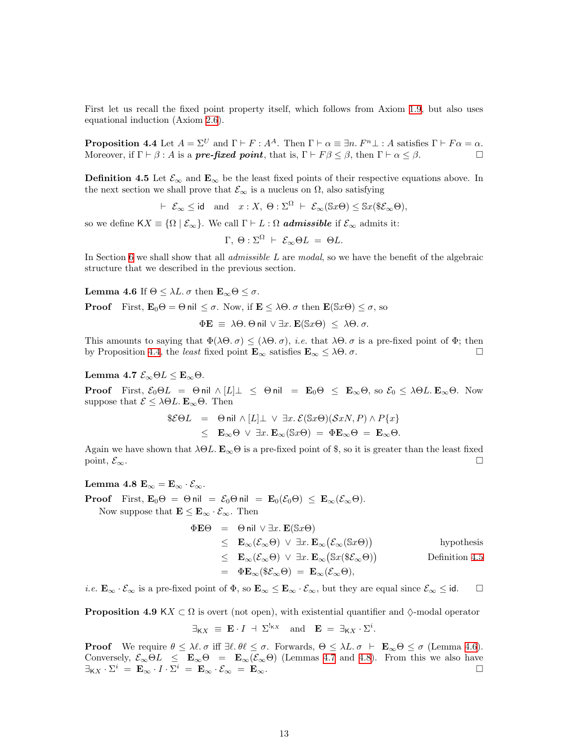First let us recall the fixed point property itself, which follows from Axiom 1.9, but also uses equational induction (Axiom 2.6).

**Proposition 4.4** Let $A = \Sigma^U$ and $\Gamma \vdash F : A^A$. Then $\Gamma \vdash \alpha \equiv \exists n.\, F^n\bot : A$ satisfies $\Gamma \vdash F\alpha = \alpha$. Moreover, if $\Gamma \vdash \beta : A$ is a ***pre-fixed point***, that is, $\Gamma \vdash F\beta \leq \beta$, then $\Gamma \vdash \alpha \leq \beta$. $\square$

**Definition 4.5** Let $\mathcal{E}_\infty$ and $\mathbf{E}_\infty$ be the least fixed points of their respective equations above. In the next section we shall prove that $\mathcal{E}_\infty$ is a nucleus on $\Omega$, also satisfying

$$\vdash\ \mathcal{E}_\infty \leq \mathsf{id} \quad\text{and}\quad x : X,\ \Theta : \Sigma^\Omega\ \vdash\ \mathcal{E}_\infty(\mathbb{S}x\Theta) \leq \mathbb{S}x(\$\mathcal{E}_\infty\Theta),$$

so we define $\mathsf{K}X \equiv \{\Omega \mid \mathcal{E}_\infty\}$. We call $\Gamma \vdash L : \Omega$ ***admissible*** if $\mathcal{E}_\infty$ admits it:

$$\Gamma,\ \Theta : \Sigma^\Omega\ \vdash\ \mathcal{E}_\infty\Theta L\ =\ \Theta L.$$

In Section 6 we shall show that all *admissible* $L$ are *modal*, so we have the benefit of the algebraic structure that we described in the previous section.

**Lemma 4.6** If $\Theta \leq \lambda L.\, \sigma$ then $\mathbf{E}_\infty\Theta \leq \sigma$.

**Proof** First, $\mathbf{E}_0\Theta = \Theta\,\mathsf{nil} \leq \sigma$. Now, if $\mathbf{E} \leq \lambda\Theta.\, \sigma$ then $\mathbf{E}(\mathbb{S}x\Theta) \leq \sigma$, so

$$\Phi\mathbf{E}\ \equiv\ \lambda\Theta.\, \Theta\,\mathsf{nil} \vee \exists x.\, \mathbf{E}(\mathbb{S}x\Theta)\ \leq\ \lambda\Theta.\, \sigma.$$

This amounts to saying that $\Phi(\lambda\Theta.\, \sigma) \leq (\lambda\Theta.\, \sigma)$, *i.e.* that $\lambda\Theta.\, \sigma$ is a pre-fixed point of $\Phi$; then by Proposition 4.4, the *least* fixed point $\mathbf{E}_\infty$ satisfies $\mathbf{E}_\infty \leq \lambda\Theta.\, \sigma$. $\square$

**Lemma 4.7** $\mathcal{E}_\infty\Theta L \leq \mathbf{E}_\infty\Theta$.

**Proof** First, $\mathcal{E}_0\Theta L\ =\ \Theta\,\mathsf{nil} \wedge [L]\bot\ \leq\ \Theta\,\mathsf{nil}\ =\ \mathbf{E}_0\Theta\ \leq\ \mathbf{E}_\infty\Theta$, so $\mathcal{E}_0 \leq \lambda\Theta L.\, \mathbf{E}_\infty\Theta$. Now suppose that $\mathcal{E} \leq \lambda\Theta L.\, \mathbf{E}_\infty\Theta$. Then

$$\begin{aligned}
\$\mathcal{E}\Theta L\ &=\ \Theta\,\mathsf{nil} \wedge [L]\bot\ \vee\ \exists x.\, \mathcal{E}(\mathbb{S}x\Theta)(\mathcal{S}xN, P) \wedge P\{x\}\\
&\leq\ \mathbf{E}_\infty\Theta\ \vee\ \exists x.\, \mathbf{E}_\infty(\mathbb{S}x\Theta)\ =\ \Phi\mathbf{E}_\infty\Theta\ =\ \mathbf{E}_\infty\Theta.
\end{aligned}$$

Again we have shown that $\lambda\Theta L.\, \mathbf{E}_\infty\Theta$ is a pre-fixed point of $\$$, so it is greater than the least fixed point, $\mathcal{E}_\infty$. $\square$

**Lemma 4.8** $\mathbf{E}_\infty = \mathbf{E}_\infty \cdot \mathcal{E}_\infty$.

**Proof** First, $\mathbf{E}_0\Theta\ =\ \Theta\,\mathsf{nil}\ =\ \mathcal{E}_0\Theta\,\mathsf{nil}\ =\ \mathbf{E}_0(\mathcal{E}_0\Theta)\ \leq\ \mathbf{E}_\infty(\mathcal{E}_\infty\Theta)$.

Now suppose that $\mathbf{E} \leq \mathbf{E}_\infty \cdot \mathcal{E}_\infty$. Then

$$\begin{aligned}
\Phi\mathbf{E}\Theta\ &=\ \Theta\,\mathsf{nil} \vee \exists x.\, \mathbf{E}(\mathbb{S}x\Theta) &&\\
&\leq\ \mathbf{E}_\infty(\mathcal{E}_\infty\Theta)\ \vee\ \exists x.\, \mathbf{E}_\infty\big(\mathcal{E}_\infty(\mathbb{S}x\Theta)\big) && \text{hypothesis}\\
&\leq\ \mathbf{E}_\infty(\mathcal{E}_\infty\Theta)\ \vee\ \exists x.\, \mathbf{E}_\infty\big(\mathbb{S}x(\$\mathcal{E}_\infty\Theta)\big) && \text{Definition 4.5}\\
&=\ \Phi\mathbf{E}_\infty(\$\mathcal{E}_\infty\Theta)\ =\ \mathbf{E}_\infty(\mathcal{E}_\infty\Theta), &&
\end{aligned}$$

*i.e.* $\mathbf{E}_\infty \cdot \mathcal{E}_\infty$ is a pre-fixed point of $\Phi$, so $\mathbf{E}_\infty \leq \mathbf{E}_\infty \cdot \mathcal{E}_\infty$, but they are equal since $\mathcal{E}_\infty \leq \mathsf{id}$. $\square$

**Proposition 4.9** $\mathsf{K}X \subset \Omega$ is overt (not open), with existential quantifier and $\Diamond$-modal operator

$$\exists_{\mathsf{K}X}\ \equiv\ \mathbf{E} \cdot I\ \dashv\ \Sigma^{!_{\mathsf{K}X}} \quad\text{and}\quad \mathbf{E}\ =\ \exists_{\mathsf{K}X} \cdot \Sigma^i.$$

**Proof** We require $\theta \leq \lambda\ell.\, \sigma$ iff $\exists\ell.\, \theta\ell \leq \sigma$. Forwards, $\Theta \leq \lambda L.\, \sigma\ \vdash\ \mathbf{E}_\infty\Theta \leq \sigma$ (Lemma 4.6). Conversely, $\mathcal{E}_\infty\Theta L\ \leq\ \mathbf{E}_\infty\Theta\ =\ \mathbf{E}_\infty(\mathcal{E}_\infty\Theta)$ (Lemmas 4.7 and 4.8). From this we also have $\exists_{\mathsf{K}X} \cdot \Sigma^i\ =\ \mathbf{E}_\infty \cdot I \cdot \Sigma^i\ =\ \mathbf{E}_\infty \cdot \mathcal{E}_\infty\ =\ \mathbf{E}_\infty$. $\square$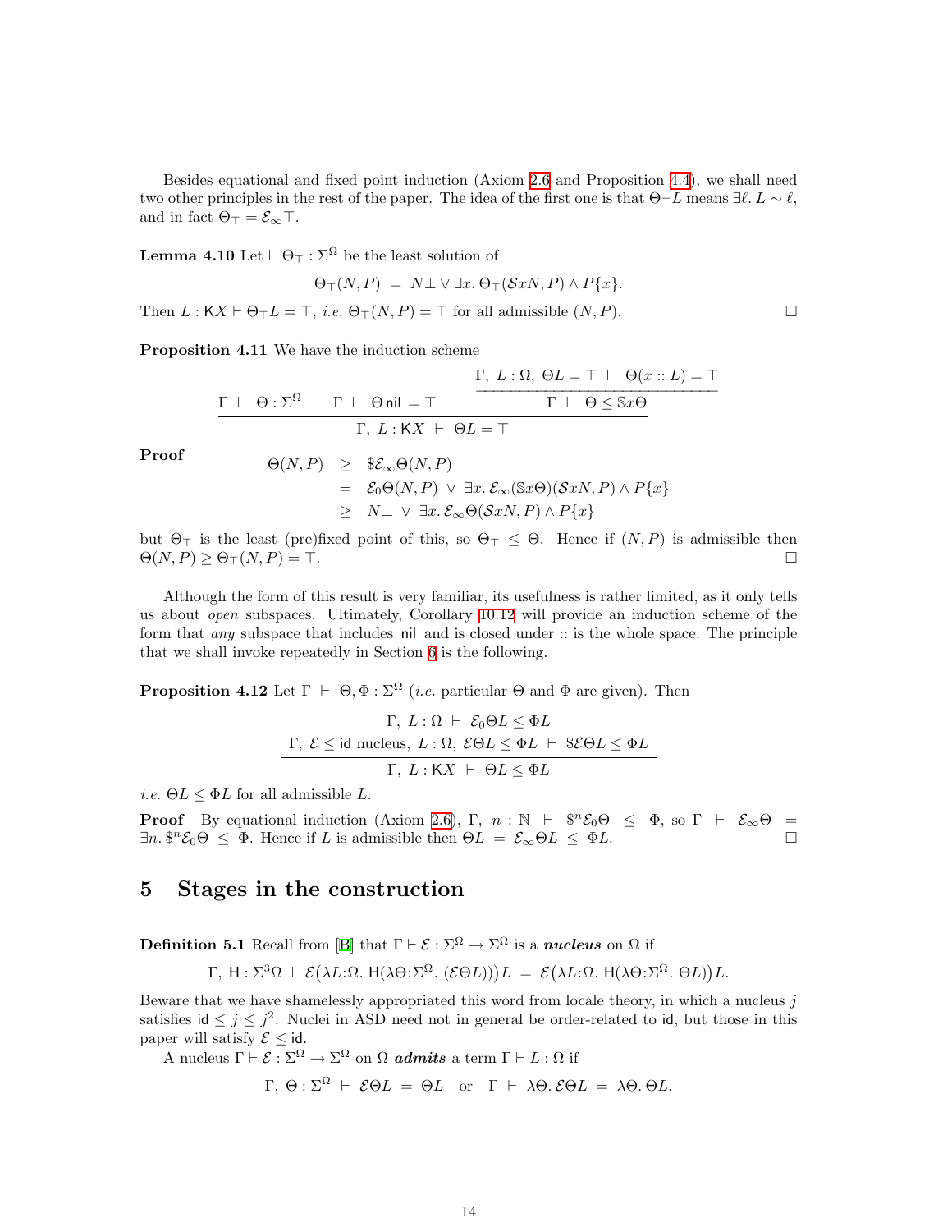Besides equational and fixed point induction (Axiom 2.6 and Proposition 4.4), we shall need two other principles in the rest of the paper. The idea of the first one is that $\Theta_\top L$ means $\exists \ell.\, L \sim \ell$, and in fact $\Theta_\top = \mathcal{E}_\infty \top$.

**Lemma 4.10** Let $\vdash \Theta_\top : \Sigma^\Omega$ be the least solution of

$$\Theta_\top(N,P) \;=\; N\bot \vee \exists x.\, \Theta_\top(\mathcal{S}xN, P) \wedge P\{x\}.$$

Then $L : \mathsf{K}X \vdash \Theta_\top L = \top$, *i.e.* $\Theta_\top(N,P) = \top$ for all admissible $(N,P)$. □

**Proposition 4.11** We have the induction scheme

$$\frac{\Gamma \;\vdash\; \Theta : \Sigma^\Omega \qquad \Gamma \;\vdash\; \Theta\,\mathsf{nil} = \top \qquad \dfrac{\Gamma,\ L:\Omega,\ \Theta L = \top \;\vdash\; \Theta(x :: L) = \top}{\Gamma \;\vdash\; \Theta \le \mathbb{S}x\Theta}}{\Gamma,\ L : \mathsf{K}X \;\vdash\; \Theta L = \top}$$

**Proof**

$$\begin{aligned}
\Theta(N,P) &\;\ge\; \$\mathcal{E}_\infty\Theta(N,P) \\
&\;=\; \mathcal{E}_0\Theta(N,P) \;\vee\; \exists x.\, \mathcal{E}_\infty(\mathbb{S}x\Theta)(\mathcal{S}xN,P) \wedge P\{x\} \\
&\;\ge\; N\bot \;\vee\; \exists x.\, \mathcal{E}_\infty\Theta(\mathcal{S}xN,P) \wedge P\{x\}
\end{aligned}$$

but $\Theta_\top$ is the least (pre)fixed point of this, so $\Theta_\top \le \Theta$. Hence if $(N,P)$ is admissible then $\Theta(N,P) \ge \Theta_\top(N,P) = \top$. □

Although the form of this result is very familiar, its usefulness is rather limited, as it only tells us about *open* subspaces. Ultimately, Corollary 10.12 will provide an induction scheme of the form that *any* subspace that includes nil and is closed under :: is the whole space. The principle that we shall invoke repeatedly in Section 6 is the following.

**Proposition 4.12** Let $\Gamma \;\vdash\; \Theta, \Phi : \Sigma^\Omega$ (*i.e.* particular $\Theta$ and $\Phi$ are given). Then

$$\frac{\begin{array}{c}\Gamma,\ L:\Omega \;\vdash\; \mathcal{E}_0\Theta L \le \Phi L \\ \Gamma,\ \mathcal{E} \le \mathsf{id}\ \text{nucleus},\ L:\Omega,\ \mathcal{E}\Theta L \le \Phi L \;\vdash\; \$\mathcal{E}\Theta L \le \Phi L\end{array}}{\Gamma,\ L : \mathsf{K}X \;\vdash\; \Theta L \le \Phi L}$$

*i.e.* $\Theta L \le \Phi L$ for all admissible $L$.

**Proof** By equational induction (Axiom 2.6), $\Gamma,\ n : \mathbb{N} \;\vdash\; \$^n\mathcal{E}_0\Theta \;\le\; \Phi$, so $\Gamma \;\vdash\; \mathcal{E}_\infty\Theta \;=\; \exists n.\, \$^n\mathcal{E}_0\Theta \;\le\; \Phi$. Hence if $L$ is admissible then $\Theta L \;=\; \mathcal{E}_\infty\Theta L \;\le\; \Phi L$. □

## 5 Stages in the construction

**Definition 5.1** Recall from [B] that $\Gamma \vdash \mathcal{E} : \Sigma^\Omega \to \Sigma^\Omega$ is a ***nucleus*** on $\Omega$ if

$$\Gamma,\ \mathsf{H} : \Sigma^3\Omega \;\vdash \mathcal{E}\big(\lambda L{:}\Omega.\ \mathsf{H}(\lambda\Theta{:}\Sigma^\Omega.\ (\mathcal{E}\Theta L))\big)L \;=\; \mathcal{E}\big(\lambda L{:}\Omega.\ \mathsf{H}(\lambda\Theta{:}\Sigma^\Omega.\ \Theta L)\big)L.$$

Beware that we have shamelessly appropriated this word from locale theory, in which a nucleus $j$ satisfies $\mathsf{id} \le j \le j^2$. Nuclei in ASD need not in general be order-related to $\mathsf{id}$, but those in this paper will satisfy $\mathcal{E} \le \mathsf{id}$.

A nucleus $\Gamma \vdash \mathcal{E} : \Sigma^\Omega \to \Sigma^\Omega$ on $\Omega$ ***admits*** a term $\Gamma \vdash L : \Omega$ if

$$\Gamma,\ \Theta : \Sigma^\Omega \;\vdash\; \mathcal{E}\Theta L \;=\; \Theta L \quad \text{or} \quad \Gamma \;\vdash\; \lambda\Theta.\, \mathcal{E}\Theta L \;=\; \lambda\Theta.\, \Theta L.$$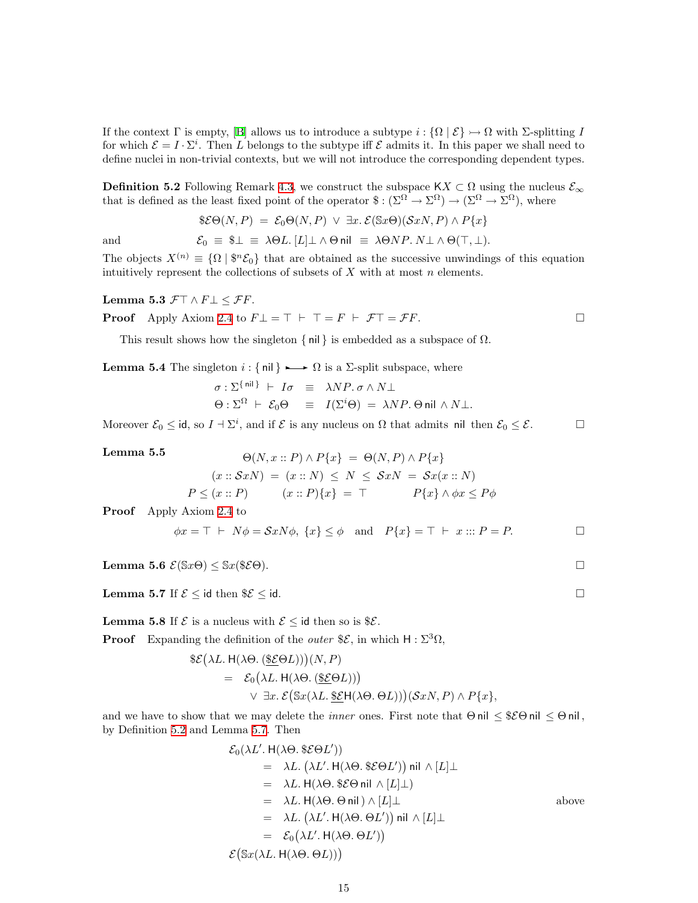If the context Γ is empty, [B] allows us to introduce a subtype $i : \{\Omega \mid \mathcal{E}\} \rightarrowtail \Omega$ with Σ-splitting $I$ for which $\mathcal{E} = I \cdot \Sigma^i$. Then $L$ belongs to the subtype iff $\mathcal{E}$ admits it. In this paper we shall need to define nuclei in non-trivial contexts, but we will not introduce the corresponding dependent types.

**Definition 5.2** Following Remark 4.3, we construct the subspace $\mathsf{K}X \subset \Omega$ using the nucleus $\mathcal{E}_\infty$ that is defined as the least fixed point of the operator $\$ : (\Sigma^\Omega \to \Sigma^\Omega) \to (\Sigma^\Omega \to \Sigma^\Omega)$, where

$$\$\mathcal{E}\Theta(N,P) \;=\; \mathcal{E}_0\Theta(N,P) \;\vee\; \exists x.\, \mathcal{E}(\mathbb{S}x\Theta)(\mathcal{S}xN, P) \wedge P\{x\}$$

and

$$\mathcal{E}_0 \;\equiv\; \$\bot \;\equiv\; \lambda\Theta L.\, [L]\bot \wedge \Theta\,\mathsf{nil} \;\equiv\; \lambda\Theta NP.\, N\bot \wedge \Theta(\top,\bot).$$

The objects $X^{(n)} \equiv \{\Omega \mid \$^n\mathcal{E}_0\}$ that are obtained as the successive unwindings of this equation intuitively represent the collections of subsets of $X$ with at most $n$ elements.

**Lemma 5.3** $\mathcal{F}\top \wedge F\bot \leq \mathcal{F}F$.

**Proof** Apply Axiom 2.4 to $F\bot = \top \;\vdash\; \top = F \;\vdash\; \mathcal{F}\top = \mathcal{F}F$. □

This result shows how the singleton $\{\,\mathsf{nil}\,\}$ is embedded as a subspace of Ω.

**Lemma 5.4** The singleton $i : \{\,\mathsf{nil}\,\} \rightarrowtail \Omega$ is a Σ-split subspace, where

$$\begin{aligned} \sigma : \Sigma^{\{\,\mathsf{nil}\,\}} \;\vdash\; I\sigma \;&\equiv\; \lambda NP.\, \sigma \wedge N\bot \\ \Theta : \Sigma^\Omega \;\vdash\; \mathcal{E}_0\Theta \;&\equiv\; I(\Sigma^i\Theta) \;=\; \lambda NP.\, \Theta\,\mathsf{nil} \wedge N\bot. \end{aligned}$$

Moreover $\mathcal{E}_0 \leq \mathsf{id}$, so $I \dashv \Sigma^i$, and if $\mathcal{E}$ is any nucleus on Ω that admits $\mathsf{nil}$ then $\mathcal{E}_0 \leq \mathcal{E}$. □

**Lemma 5.5**

$$\begin{gathered} \Theta(N, x :: P) \wedge P\{x\} \;=\; \Theta(N,P) \wedge P\{x\} \\ (x :: \mathcal{S}xN) \;=\; (x :: N) \;\leq\; N \;\leq\; \mathcal{S}xN \;=\; \mathcal{S}x(x :: N) \\ P \leq (x :: P) \qquad (x :: P)\{x\} \;=\; \top \qquad P\{x\} \wedge \phi x \leq P\phi \end{gathered}$$

**Proof** Apply Axiom 2.4 to

$$\phi x = \top \;\vdash\; N\phi = \mathcal{S}xN\phi,\; \{x\} \leq \phi \quad \text{and} \quad P\{x\} = \top \;\vdash\; x ::: P = P. \qquad \square$$

**Lemma 5.6** $\mathcal{E}(\mathbb{S}x\Theta) \leq \mathbb{S}x(\$\mathcal{E}\Theta)$. □

**Lemma 5.7** If $\mathcal{E} \leq \mathsf{id}$ then $\$\mathcal{E} \leq \mathsf{id}$. □

**Lemma 5.8** If $\mathcal{E}$ is a nucleus with $\mathcal{E} \leq \mathsf{id}$ then so is $\$\mathcal{E}$.

**Proof** Expanding the definition of the *outer* $\$\mathcal{E}$, in which $\mathsf{H} : \Sigma^3\Omega$,

$$\begin{aligned} &\$\mathcal{E}\big(\lambda L.\, \mathsf{H}(\lambda\Theta.\, (\underline{\$\mathcal{E}}\Theta L))\big)(N,P) \\ &\quad=\; \mathcal{E}_0\big(\lambda L.\, \mathsf{H}(\lambda\Theta.\, (\underline{\$\mathcal{E}}\Theta L))\big) \\ &\qquad\vee\; \exists x.\, \mathcal{E}\big(\mathbb{S}x(\lambda L.\, \underline{\$\mathcal{E}}\mathsf{H}(\lambda\Theta.\, \Theta L))\big)(\mathcal{S}xN, P) \wedge P\{x\}, \end{aligned}$$

and we have to show that we may delete the *inner* ones. First note that $\Theta\,\mathsf{nil} \leq \$\mathcal{E}\Theta\,\mathsf{nil} \leq \Theta\,\mathsf{nil}$, by Definition 5.2 and Lemma 5.7. Then

$$\begin{aligned} &\mathcal{E}_0(\lambda L'.\, \mathsf{H}(\lambda\Theta.\, \$\mathcal{E}\Theta L')) \\ &\quad=\; \lambda L.\, \big(\lambda L'.\, \mathsf{H}(\lambda\Theta.\, \$\mathcal{E}\Theta L')\big)\,\mathsf{nil} \wedge [L]\bot \\ &\quad=\; \lambda L.\, \mathsf{H}(\lambda\Theta.\, \$\mathcal{E}\Theta\,\mathsf{nil} \wedge [L]\bot) \\ &\quad=\; \lambda L.\, \mathsf{H}(\lambda\Theta.\, \Theta\,\mathsf{nil}\,) \wedge [L]\bot && \text{above} \\ &\quad=\; \lambda L.\, \big(\lambda L'.\, \mathsf{H}(\lambda\Theta.\, \Theta L')\big)\,\mathsf{nil} \wedge [L]\bot \\ &\quad=\; \mathcal{E}_0\big(\lambda L'.\, \mathsf{H}(\lambda\Theta.\, \Theta L')\big) \\ &\mathcal{E}\big(\mathbb{S}x(\lambda L.\, \mathsf{H}(\lambda\Theta.\, \Theta L))\big) \end{aligned}$$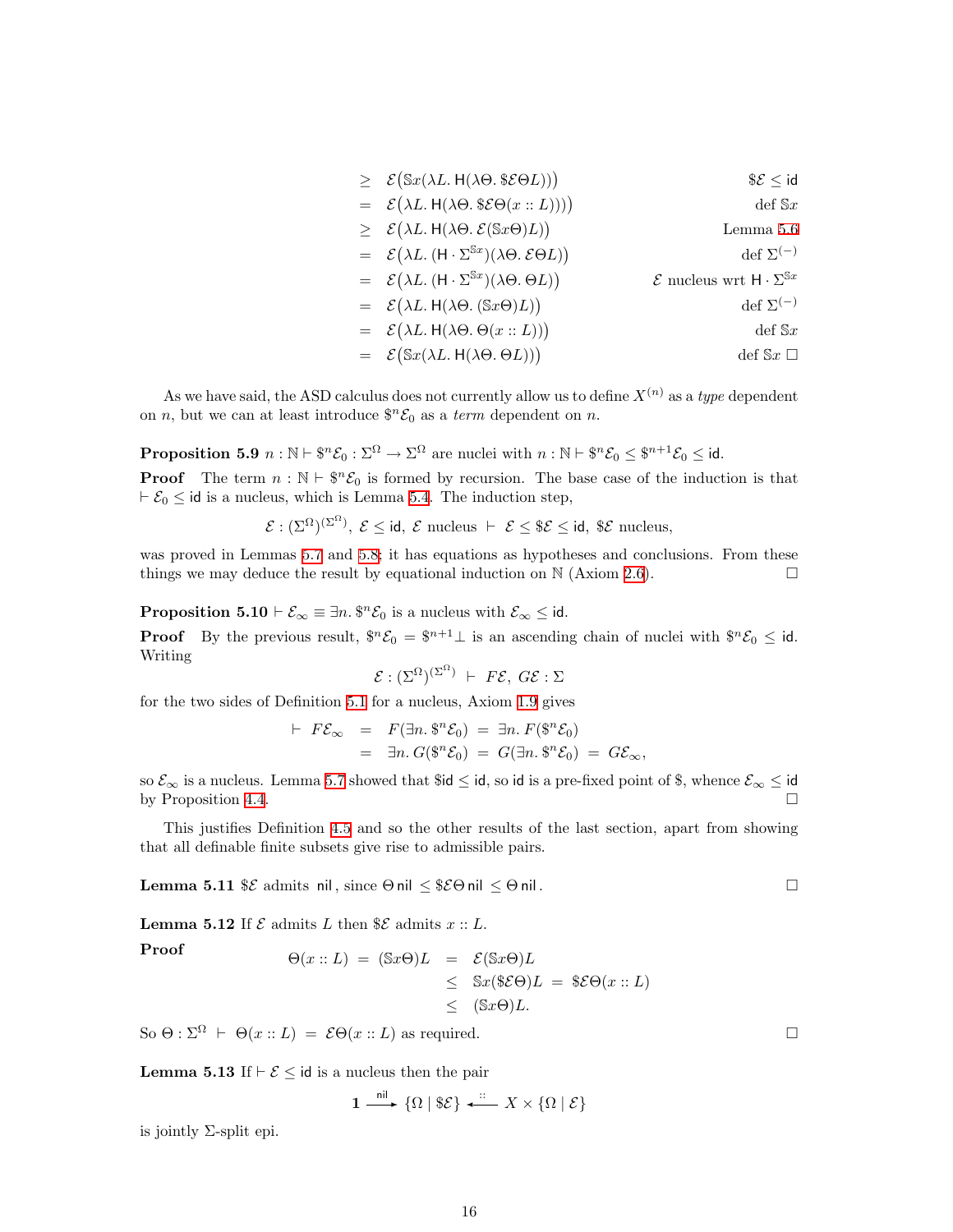$$
\begin{array}{rlr}
\geq & \mathcal{E}\big(\mathbb{S}x(\lambda L.\, \mathsf{H}(\lambda\Theta.\, \$\mathcal{E}\Theta L))\big) & \$\mathcal{E} \leq \mathsf{id} \\
= & \mathcal{E}\big(\lambda L.\, \mathsf{H}(\lambda\Theta.\, \$\mathcal{E}\Theta(x :: L))\big) & \text{def } \mathbb{S}x \\
\geq & \mathcal{E}\big(\lambda L.\, \mathsf{H}(\lambda\Theta.\, \mathcal{E}(\mathbb{S}x\Theta)L)\big) & \text{Lemma 5.6} \\
= & \mathcal{E}\big(\lambda L.\, (\mathsf{H}\cdot\Sigma^{\mathbb{S}x})(\lambda\Theta.\, \mathcal{E}\Theta L)\big) & \text{def } \Sigma^{(-)} \\
= & \mathcal{E}\big(\lambda L.\, (\mathsf{H}\cdot\Sigma^{\mathbb{S}x})(\lambda\Theta.\, \Theta L)\big) & \mathcal{E} \text{ nucleus wrt } \mathsf{H}\cdot\Sigma^{\mathbb{S}x} \\
= & \mathcal{E}\big(\lambda L.\, \mathsf{H}(\lambda\Theta.\, (\mathbb{S}x\Theta)L)\big) & \text{def } \Sigma^{(-)} \\
= & \mathcal{E}\big(\lambda L.\, \mathsf{H}(\lambda\Theta.\, \Theta(x :: L))\big) & \text{def } \mathbb{S}x \\
= & \mathcal{E}\big(\mathbb{S}x(\lambda L.\, \mathsf{H}(\lambda\Theta.\, \Theta L))\big) & \text{def } \mathbb{S}x \;\square
\end{array}
$$

As we have said, the ASD calculus does not currently allow us to define $X^{(n)}$ as a *type* dependent on $n$, but we can at least introduce $\$^n\mathcal{E}_0$ as a *term* dependent on $n$.

**Proposition 5.9** $n : \mathbb{N} \vdash \$^n\mathcal{E}_0 : \Sigma^\Omega \to \Sigma^\Omega$ are nuclei with $n : \mathbb{N} \vdash \$^n\mathcal{E}_0 \leq \$^{n+1}\mathcal{E}_0 \leq \mathsf{id}$.

**Proof** The term $n : \mathbb{N} \vdash \$^n\mathcal{E}_0$ is formed by recursion. The base case of the induction is that $\vdash \mathcal{E}_0 \leq \mathsf{id}$ is a nucleus, which is Lemma 5.4. The induction step,

$$
\mathcal{E} : (\Sigma^\Omega)^{(\Sigma^\Omega)},\ \mathcal{E} \leq \mathsf{id},\ \mathcal{E} \text{ nucleus } \vdash\ \mathcal{E} \leq \$\mathcal{E} \leq \mathsf{id},\ \$\mathcal{E} \text{ nucleus},
$$

was proved in Lemmas 5.7 and 5.8; it has equations as hypotheses and conclusions. From these things we may deduce the result by equational induction on $\mathbb{N}$ (Axiom 2.6). $\square$

**Proposition 5.10** $\vdash \mathcal{E}_\infty \equiv \exists n.\, \$^n\mathcal{E}_0$ is a nucleus with $\mathcal{E}_\infty \leq \mathsf{id}$.

**Proof** By the previous result, $\$^n\mathcal{E}_0 = \$^{n+1}\bot$ is an ascending chain of nuclei with $\$^n\mathcal{E}_0 \leq \mathsf{id}$. Writing

$$
\mathcal{E} : (\Sigma^\Omega)^{(\Sigma^\Omega)}\ \vdash\ F\mathcal{E},\ G\mathcal{E} : \Sigma
$$

for the two sides of Definition 5.1 for a nucleus, Axiom 1.9 gives

$$
\begin{array}{rcl}
\vdash\ F\mathcal{E}_\infty & = & F(\exists n.\, \$^n\mathcal{E}_0)\ =\ \exists n.\, F(\$^n\mathcal{E}_0) \\
& = & \exists n.\, G(\$^n\mathcal{E}_0)\ =\ G(\exists n.\, \$^n\mathcal{E}_0)\ =\ G\mathcal{E}_\infty,
\end{array}
$$

so $\mathcal{E}_\infty$ is a nucleus. Lemma 5.7 showed that $\$\mathsf{id} \leq \mathsf{id}$, so $\mathsf{id}$ is a pre-fixed point of $\$$, whence $\mathcal{E}_\infty \leq \mathsf{id}$ by Proposition 4.4. $\square$

This justifies Definition 4.5 and so the other results of the last section, apart from showing that all definable finite subsets give rise to admissible pairs.

**Lemma 5.11** $\$\mathcal{E}$ admits $\mathsf{nil}$, since $\Theta\,\mathsf{nil} \leq \$\mathcal{E}\Theta\,\mathsf{nil} \leq \Theta\,\mathsf{nil}$. $\square$

**Lemma 5.12** If $\mathcal{E}$ admits $L$ then $\$\mathcal{E}$ admits $x :: L$.

**Proof**

$$
\begin{array}{rcl}
\Theta(x :: L)\ =\ (\mathbb{S}x\Theta)L & = & \mathcal{E}(\mathbb{S}x\Theta)L \\
& \leq & \mathbb{S}x(\$\mathcal{E}\Theta)L\ =\ \$\mathcal{E}\Theta(x :: L) \\
& \leq & (\mathbb{S}x\Theta)L.
\end{array}
$$

So $\Theta : \Sigma^\Omega\ \vdash\ \Theta(x :: L)\ =\ \mathcal{E}\Theta(x :: L)$ as required. $\square$

**Lemma 5.13** If $\vdash \mathcal{E} \leq \mathsf{id}$ is a nucleus then the pair

$$
\mathbf{1} \xrightarrow{\ \mathsf{nil}\ } \{\Omega \mid \$\mathcal{E}\} \xleftarrow{\ ::\ } X \times \{\Omega \mid \mathcal{E}\}
$$

is jointly $\Sigma$-split epi.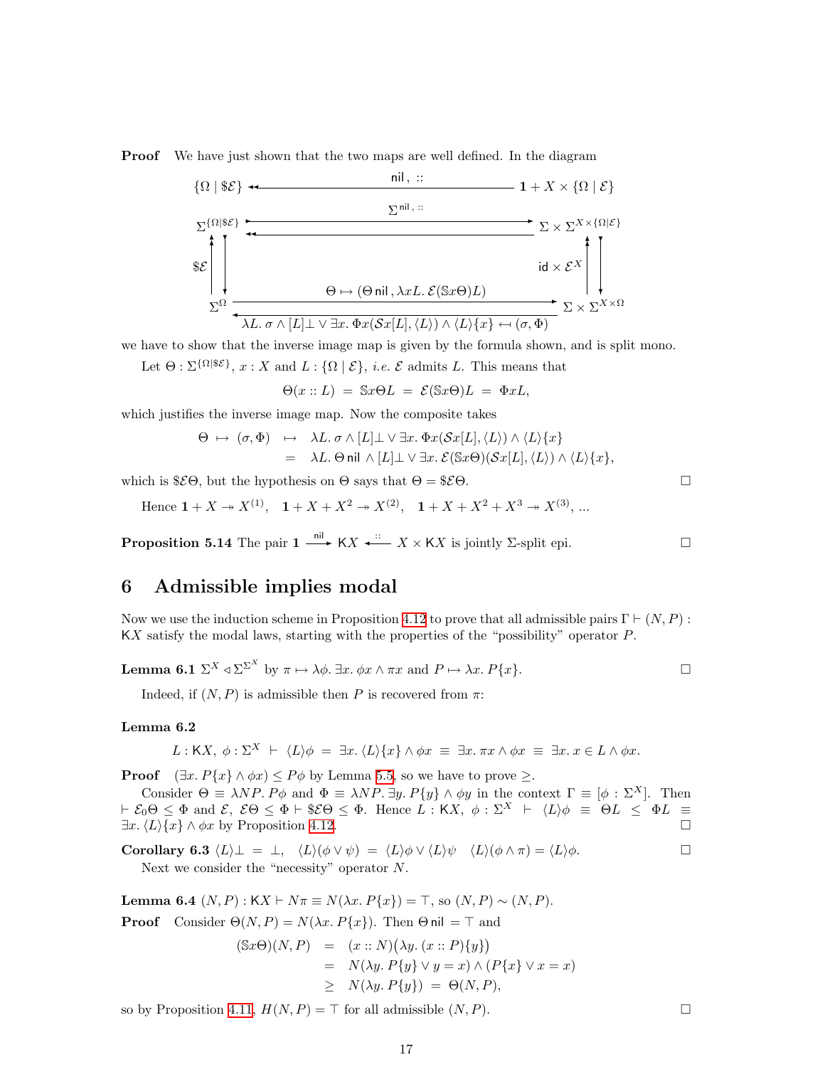**Proof** We have just shown that the two maps are well defined. In the diagram

$$\begin{array}{ccc}
\{\Omega \mid \$\mathcal{E}\} & \xleftarrow{\;\mathsf{nil}\,,\;::\;} & \mathbf{1} + X \times \{\Omega \mid \mathcal{E}\} \\
\Sigma^{\{\Omega|\$\mathcal{E}\}} & \underset{\longleftarrow}{\xrightarrow{\;\Sigma^{\mathsf{nil}\,,\,::}\;}} & \Sigma \times \Sigma^{X \times \{\Omega|\mathcal{E}\}} \\
\$\mathcal{E} \uparrow\downarrow & & \uparrow\downarrow \mathsf{id} \times \mathcal{E}^X \\
\Sigma^{\Omega} & \underset{\lambda L.\, \sigma \wedge [L]\bot \vee \exists x.\, \Phi x(\mathcal{S}x[L], \langle L \rangle) \wedge \langle L \rangle\{x\} \;\leftarrow\!\shortmid\; (\sigma, \Phi)}{\xrightarrow{\;\Theta \mapsto (\Theta\,\mathsf{nil}\,,\, \lambda x L.\, \mathcal{E}(\mathbb{S}x\Theta)L)\;}} & \Sigma \times \Sigma^{X \times \Omega}
\end{array}$$

we have to show that the inverse image map is given by the formula shown, and is split mono.

Let $\Theta : \Sigma^{\{\Omega|\$\mathcal{E}\}}$, $x : X$ and $L : \{\Omega \mid \mathcal{E}\}$, *i.e.* $\mathcal{E}$ admits $L$. This means that

$$\Theta(x :: L) \;=\; \mathbb{S}x\Theta L \;=\; \mathcal{E}(\mathbb{S}x\Theta)L \;=\; \Phi x L,$$

which justifies the inverse image map. Now the composite takes

$$\begin{aligned}
\Theta \;\mapsto\; (\sigma, \Phi) \;\;\mapsto\;\; & \lambda L.\, \sigma \wedge [L]\bot \vee \exists x.\, \Phi x(\mathcal{S}x[L], \langle L \rangle) \wedge \langle L \rangle\{x\} \\
=\;\; & \lambda L.\, \Theta\,\mathsf{nil} \wedge [L]\bot \vee \exists x.\, \mathcal{E}(\mathbb{S}x\Theta)(\mathcal{S}x[L], \langle L \rangle) \wedge \langle L \rangle\{x\},
\end{aligned}$$

which is $\$\mathcal{E}\Theta$, but the hypothesis on $\Theta$ says that $\Theta = \$\mathcal{E}\Theta$. $\square$

Hence $\mathbf{1} + X \twoheadrightarrow X^{(1)}$, $\;\;\mathbf{1} + X + X^2 \twoheadrightarrow X^{(2)}$, $\;\;\mathbf{1} + X + X^2 + X^3 \twoheadrightarrow X^{(3)}$, ...

**Proposition 5.14** The pair $\mathbf{1} \xrightarrow{\mathsf{nil}} \mathsf{K}X \xleftarrow{::} X \times \mathsf{K}X$ is jointly $\Sigma$-split epi. $\square$

## 6 Admissible implies modal

Now we use the induction scheme in Proposition 4.12 to prove that all admissible pairs $\Gamma \vdash (N, P) : \mathsf{K}X$ satisfy the modal laws, starting with the properties of the "possibility" operator $P$.

**Lemma 6.1** $\Sigma^X \lhd \Sigma^{\Sigma^{\Sigma^X}}$ by $\pi \mapsto \lambda\phi.\, \exists x.\, \phi x \wedge \pi x$ and $P \mapsto \lambda x.\, P\{x\}$. $\square$

Indeed, if $(N, P)$ is admissible then $P$ is recovered from $\pi$:

**Lemma 6.2**

$$L : \mathsf{K}X,\; \phi : \Sigma^X \;\vdash\; \langle L \rangle\phi \;=\; \exists x.\, \langle L \rangle\{x\} \wedge \phi x \;\equiv\; \exists x.\, \pi x \wedge \phi x \;\equiv\; \exists x.\, x \in L \wedge \phi x.$$

**Proof** $(\exists x.\, P\{x\} \wedge \phi x) \le P\phi$ by Lemma 5.5, so we have to prove $\ge$.

Consider $\Theta \equiv \lambda NP.\, P\phi$ and $\Phi \equiv \lambda NP.\, \exists y.\, P\{y\} \wedge \phi y$ in the context $\Gamma \equiv [\phi : \Sigma^X]$. Then $\vdash \mathcal{E}_0\Theta \le \Phi$ and $\mathcal{E}$, $\mathcal{E}\Theta \le \Phi \vdash \$\mathcal{E}\Theta \le \Phi$. Hence $L : \mathsf{K}X,\; \phi : \Sigma^X \;\vdash\; \langle L \rangle\phi \;\equiv\; \Theta L \;\le\; \Phi L \;\equiv\; \exists x.\, \langle L \rangle\{x\} \wedge \phi x$ by Proposition 4.12. $\square$

**Corollary 6.3** $\langle L \rangle\bot \;=\; \bot$, $\;\;\langle L \rangle(\phi \vee \psi) \;=\; \langle L \rangle\phi \vee \langle L \rangle\psi$ $\;\;\langle L \rangle(\phi \wedge \pi) = \langle L \rangle\phi$. $\square$

Next we consider the "necessity" operator $N$.

**Lemma 6.4** $(N, P) : \mathsf{K}X \vdash N\pi \equiv N(\lambda x.\, P\{x\}) = \top$, so $(N, P) \sim (N, P)$.

**Proof** Consider $\Theta(N, P) = N(\lambda x.\, P\{x\})$. Then $\Theta\,\mathsf{nil} = \top$ and

$$\begin{aligned}
(\mathbb{S}x\Theta)(N, P) \;&=\; (x :: N)\big(\lambda y.\, (x :: P)\{y\}\big) \\
&=\; N(\lambda y.\, P\{y\} \vee y = x) \wedge (P\{x\} \vee x = x) \\
&\ge\; N(\lambda y.\, P\{y\}) \;=\; \Theta(N, P),
\end{aligned}$$

so by Proposition 4.11, $H(N, P) = \top$ for all admissible $(N, P)$. $\square$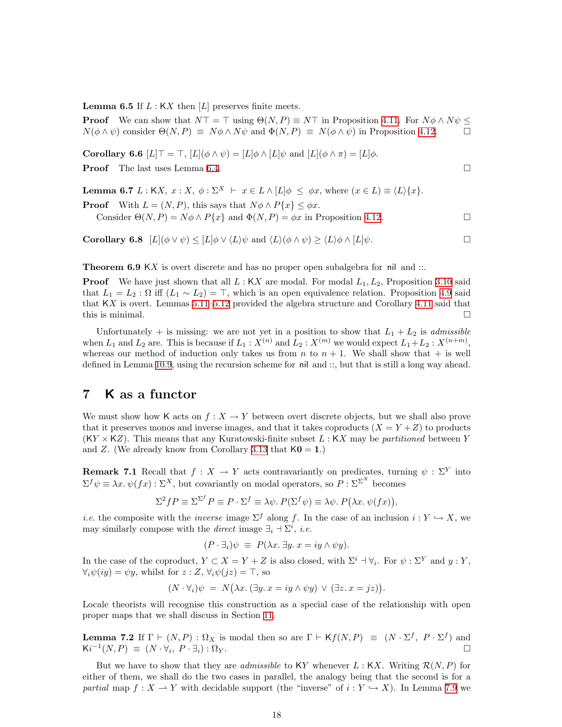**Lemma 6.5** If $L : \mathsf{K}X$ then $[L]$ preserves finite meets.

**Proof** We can show that $N\top = \top$ using $\Theta(N,P) \equiv N\top$ in Proposition 4.11. For $N\phi \wedge N\psi \le N(\phi \wedge \psi)$ consider $\Theta(N,P) \equiv N\phi \wedge N\psi$ and $\Phi(N,P) \equiv N(\phi \wedge \psi)$ in Proposition 4.12. $\square$

**Corollary 6.6** $[L]\top = \top$, $[L](\phi \wedge \psi) = [L]\phi \wedge [L]\psi$ and $[L](\phi \wedge \pi) = [L]\phi$.

**Proof** The last uses Lemma 6.4. $\square$

**Lemma 6.7** $L : \mathsf{K}X,\ x : X,\ \phi : \Sigma^X \ \vdash\ x \in L \wedge [L]\phi \ \le\ \phi x$, where $(x \in L) \equiv \langle L \rangle \{x\}$.

**Proof** With $L = (N,P)$, this says that $N\phi \wedge P\{x\} \le \phi x$.

Consider $\Theta(N,P) = N\phi \wedge P\{x\}$ and $\Phi(N,P) = \phi x$ in Proposition 4.12. $\square$

**Corollary 6.8** $[L](\phi \vee \psi) \le [L]\phi \vee \langle L \rangle \psi$ and $\langle L \rangle(\phi \wedge \psi) \ge \langle L \rangle \phi \wedge [L]\psi$. $\square$

**Theorem 6.9** $\mathsf{K}X$ is overt discrete and has no proper open subalgebra for $\mathsf{nil}$ and $::$.

**Proof** We have just shown that all $L : \mathsf{K}X$ are modal. For modal $L_1, L_2$, Proposition 3.10 said that $L_1 = L_2 : \Omega$ iff $(L_1 \sim L_2) = \top$, which is an open equivalence relation. Proposition 4.9 said that $\mathsf{K}X$ is overt. Lemmas 5.11–5.12 provided the algebra structure and Corollary 4.11 said that this is minimal. $\square$

Unfortunately $+$ is missing: we are not yet in a position to show that $L_1 + L_2$ is *admissible* when $L_1$ and $L_2$ are. This is because if $L_1 : X^{(n)}$ and $L_2 : X^{(m)}$ we would expect $L_1 + L_2 : X^{(n+m)}$, whereas our method of induction only takes us from $n$ to $n+1$. We shall show that $+$ is well defined in Lemma 10.9, using the recursion scheme for $\mathsf{nil}$ and $::$, but that is still a long way ahead.

## 7 K as a functor

We must show how $\mathsf{K}$ acts on $f : X \to Y$ between overt discrete objects, but we shall also prove that it preserves monos and inverse images, and that it takes coproducts ($X = Y + Z$) to products ($\mathsf{K}Y \times \mathsf{K}Z$). This means that any Kuratowski-finite subset $L : \mathsf{K}X$ may be *partitioned* between $Y$ and $Z$. (We already know from Corollary 3.13 that $\mathsf{K}\mathbf{0} = \mathbf{1}$.)

**Remark 7.1** Recall that $f : X \to Y$ acts contravariantly on predicates, turning $\psi : \Sigma^Y$ into $\Sigma^f \psi \equiv \lambda x.\, \psi(fx) : \Sigma^X$, but covariantly on modal operators, so $P : \Sigma^{\Sigma^X}$ becomes

$$\Sigma^2 f P \equiv \Sigma^{\Sigma^f} P \equiv P \cdot \Sigma^f \equiv \lambda \psi.\, P(\Sigma^f \psi) \equiv \lambda \psi.\, P\big(\lambda x.\, \psi(fx)\big),$$

*i.e.* the composite with the *inverse* image $\Sigma^f$ along $f$. In the case of an inclusion $i : Y \hookrightarrow X$, we may similarly compose with the *direct* image $\exists_i \dashv \Sigma^i$, *i.e.*

$$(P \cdot \exists_i)\psi \ \equiv\ P(\lambda x.\, \exists y.\, x = iy \wedge \psi y).$$

In the case of the coproduct, $Y \subset X = Y + Z$ is also closed, with $\Sigma^i \dashv \forall_i$. For $\psi : \Sigma^Y$ and $y : Y$, $\forall_i \psi(iy) = \psi y$, whilst for $z : Z$, $\forall_i \psi(jz) = \top$, so

$$(N \cdot \forall_i)\psi \ =\ N\big(\lambda x.\, (\exists y.\, x = iy \wedge \psi y) \ \vee\ (\exists z.\, x = jz)\big).$$

Locale theorists will recognise this construction as a special case of the relationship with open proper maps that we shall discuss in Section 11.

**Lemma 7.2** If $\Gamma \vdash (N,P) : \Omega_X$ is modal then so are $\Gamma \vdash \mathsf{K}f(N,P) \ \equiv\ (N \cdot \Sigma^f,\ P \cdot \Sigma^f)$ and $\mathsf{K}i^{-1}(N,P) \ \equiv\ (N \cdot \forall_i,\ P \cdot \exists_i) : \Omega_Y$. $\square$

But we have to show that they are *admissible* to $\mathsf{K}Y$ whenever $L : \mathsf{K}X$. Writing $\mathcal{R}(N,P)$ for either of them, we shall do the two cases in parallel, the analogy being that the second is for a *partial* map $f : X \rightharpoonup Y$ with decidable support (the "inverse" of $i : Y \hookrightarrow X$). In Lemma 7.9 we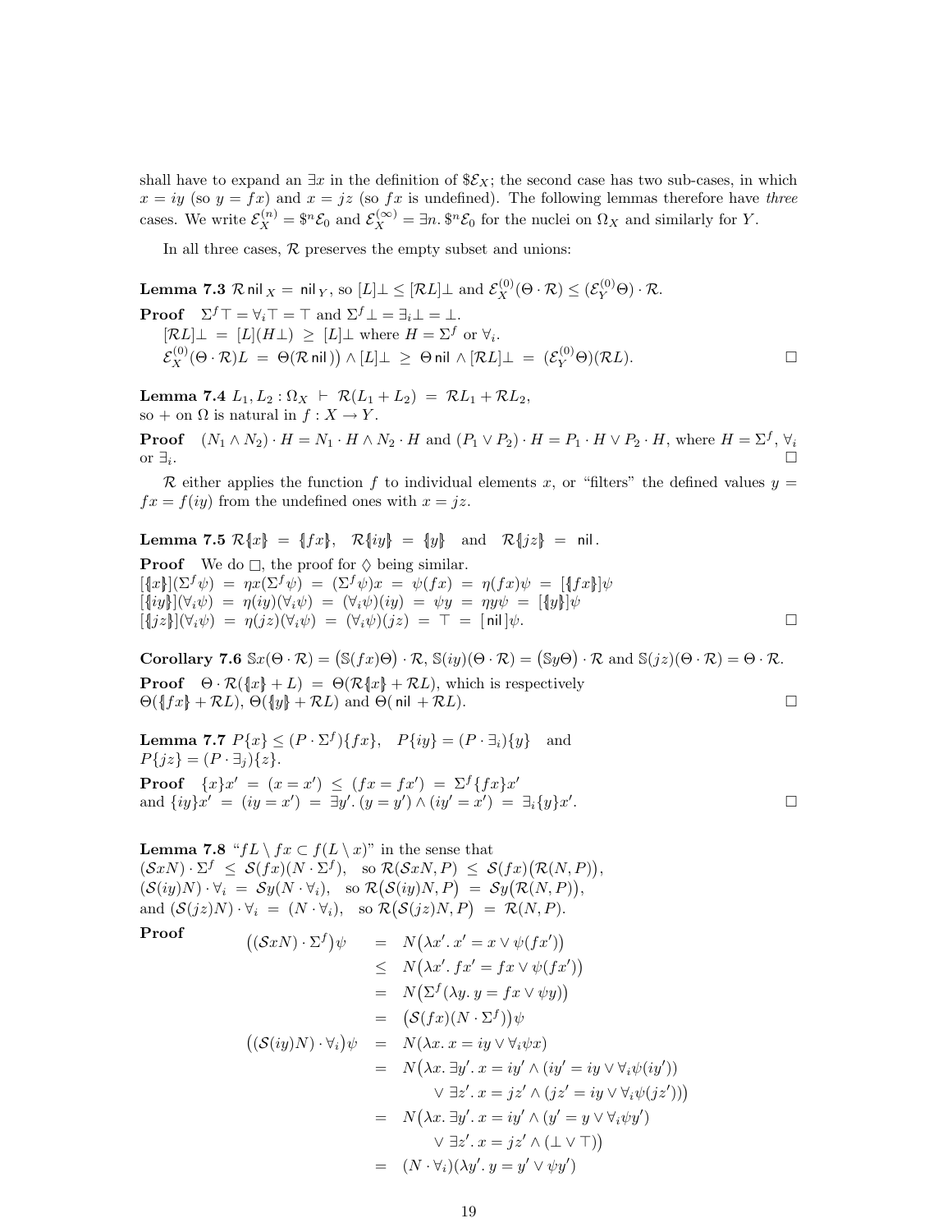shall have to expand an $\exists x$ in the definition of $\$\mathcal{E}_X$; the second case has two sub-cases, in which $x = iy$ (so $y = fx$) and $x = jz$ (so $fx$ is undefined). The following lemmas therefore have *three* cases. We write $\mathcal{E}_X^{(n)} = \$^n\mathcal{E}_0$ and $\mathcal{E}_X^{(\infty)} = \exists n.\, \$^n\mathcal{E}_0$ for the nuclei on $\Omega_X$ and similarly for $Y$.

In all three cases, $\mathcal{R}$ preserves the empty subset and unions:

**Lemma 7.3** $\mathcal{R}\,\mathsf{nil}_X = \mathsf{nil}_Y$, so $[L]\bot \le [\mathcal{R}L]\bot$ and $\mathcal{E}_X^{(0)}(\Theta \cdot \mathcal{R}) \le (\mathcal{E}_Y^{(0)}\Theta) \cdot \mathcal{R}$.

**Proof** $\Sigma^f\top = \forall_i\top = \top$ and $\Sigma^f\bot = \exists_i\bot = \bot$.
$[\mathcal{R}L]\bot \;=\; [L](H\bot) \;\ge\; [L]\bot$ where $H = \Sigma^f$ or $\forall_i$.
$\mathcal{E}_X^{(0)}(\Theta\cdot\mathcal{R})L \;=\; \Theta(\mathcal{R}\,\mathsf{nil}\,)\big) \wedge [L]\bot \;\ge\; \Theta\,\mathsf{nil} \wedge [\mathcal{R}L]\bot \;=\; (\mathcal{E}_Y^{(0)}\Theta)(\mathcal{R}L)$. □

**Lemma 7.4** $L_1, L_2 : \Omega_X \;\vdash\; \mathcal{R}(L_1 + L_2) \;=\; \mathcal{R}L_1 + \mathcal{R}L_2$,
so $+$ on $\Omega$ is natural in $f : X \to Y$.

**Proof** $(N_1 \wedge N_2)\cdot H = N_1 \cdot H \wedge N_2 \cdot H$ and $(P_1 \vee P_2)\cdot H = P_1 \cdot H \vee P_2 \cdot H$, where $H = \Sigma^f$, $\forall_i$ or $\exists_i$. □

$\mathcal{R}$ either applies the function $f$ to individual elements $x$, or "filters" the defined values $y = fx = f(iy)$ from the undefined ones with $x = jz$.

**Lemma 7.5** $\mathcal{R}\{\!|x|\!\} \;=\; \{\!|fx|\!\}$, $\quad \mathcal{R}\{\!|iy|\!\} \;=\; \{\!|y|\!\}\quad$ and $\quad \mathcal{R}\{\!|jz|\!\} \;=\; \mathsf{nil}\,$.

**Proof** We do $\Box$, the proof for $\Diamond$ being similar.
$[\{\!|x|\!\}](\Sigma^f\psi) \;=\; \eta x(\Sigma^f\psi) \;=\; (\Sigma^f\psi)x \;=\; \psi(fx) \;=\; \eta(fx)\psi \;=\; [\{\!|fx|\!\}]\psi$
$[\{\!|iy|\!\}](\forall_i\psi) \;=\; \eta(iy)(\forall_i\psi) \;=\; (\forall_i\psi)(iy) \;=\; \psi y \;=\; \eta y\psi \;=\; [\{\!|y|\!\}]\psi$
$[\{\!|jz|\!\}](\forall_i\psi) \;=\; \eta(jz)(\forall_i\psi) \;=\; (\forall_i\psi)(jz) \;=\; \top \;=\; [\,\mathsf{nil}\,]\psi$. □

**Corollary 7.6** $\mathbb{S}x(\Theta\cdot\mathcal{R}) = \big(\mathbb{S}(fx)\Theta\big)\cdot\mathcal{R}$, $\mathbb{S}(iy)(\Theta\cdot\mathcal{R}) = \big(\mathbb{S}y\Theta\big)\cdot\mathcal{R}$ and $\mathbb{S}(jz)(\Theta\cdot\mathcal{R}) = \Theta\cdot\mathcal{R}$.

**Proof** $\Theta\cdot\mathcal{R}(\{\!|x|\!\} + L) \;=\; \Theta(\mathcal{R}\{\!|x|\!\} + \mathcal{R}L)$, which is respectively
$\Theta(\{\!|fx|\!\} + \mathcal{R}L)$, $\Theta(\{\!|y|\!\} + \mathcal{R}L)$ and $\Theta(\,\mathsf{nil}\, + \mathcal{R}L)$. □

**Lemma 7.7** $P\{x\} \le (P\cdot\Sigma^f)\{fx\}$, $\quad P\{iy\} = (P\cdot\exists_i)\{y\}\quad$ and
$P\{jz\} = (P\cdot\exists_j)\{z\}$.

**Proof** $\{x\}x' \;=\; (x = x') \;\le\; (fx = fx') \;=\; \Sigma^f\{fx\}x'$
and $\{iy\}x' \;=\; (iy = x') \;=\; \exists y'.\,(y = y') \wedge (iy' = x') \;=\; \exists_i\{y\}x'$. □

**Lemma 7.8** "$fL \setminus fx \subset f(L \setminus x)$" in the sense that
$(\mathcal{S}xN)\cdot\Sigma^f \;\le\; \mathcal{S}(fx)(N\cdot\Sigma^f)$, $\quad$ so $\mathcal{R}(\mathcal{S}xN, P) \;\le\; \mathcal{S}(fx)\big(\mathcal{R}(N,P)\big)$,
$(\mathcal{S}(iy)N)\cdot\forall_i \;=\; \mathcal{S}y(N\cdot\forall_i)$, $\quad$ so $\mathcal{R}\big(\mathcal{S}(iy)N, P\big) \;=\; \mathcal{S}y\big(\mathcal{R}(N,P)\big)$,
and $(\mathcal{S}(jz)N)\cdot\forall_i \;=\; (N\cdot\forall_i)$, $\quad$ so $\mathcal{R}\big(\mathcal{S}(jz)N, P\big) \;=\; \mathcal{R}(N,P)$.

**Proof**

$$
\begin{aligned}
\big((\mathcal{S}xN)\cdot\Sigma^f\big)\psi &= N\big(\lambda x'.\, x' = x \vee \psi(fx')\big)\\
&\le N\big(\lambda x'.\, fx' = fx \vee \psi(fx')\big)\\
&= N\big(\Sigma^f(\lambda y.\, y = fx \vee \psi y)\big)\\
&= \big(\mathcal{S}(fx)(N\cdot\Sigma^f)\big)\psi\\
\big((\mathcal{S}(iy)N)\cdot\forall_i\big)\psi &= N(\lambda x.\, x = iy \vee \forall_i\psi x)\\
&= N\big(\lambda x.\, \exists y'.\, x = iy' \wedge (iy' = iy \vee \forall_i\psi(iy'))\\
&\qquad\quad \vee\, \exists z'.\, x = jz' \wedge (jz' = iy \vee \forall_i\psi(jz'))\big)\\
&= N\big(\lambda x.\, \exists y'.\, x = iy' \wedge (y' = y \vee \forall_i\psi y')\\
&\qquad\quad \vee\, \exists z'.\, x = jz' \wedge (\bot \vee \top)\big)\\
&= (N\cdot\forall_i)(\lambda y'.\, y = y' \vee \psi y')
\end{aligned}
$$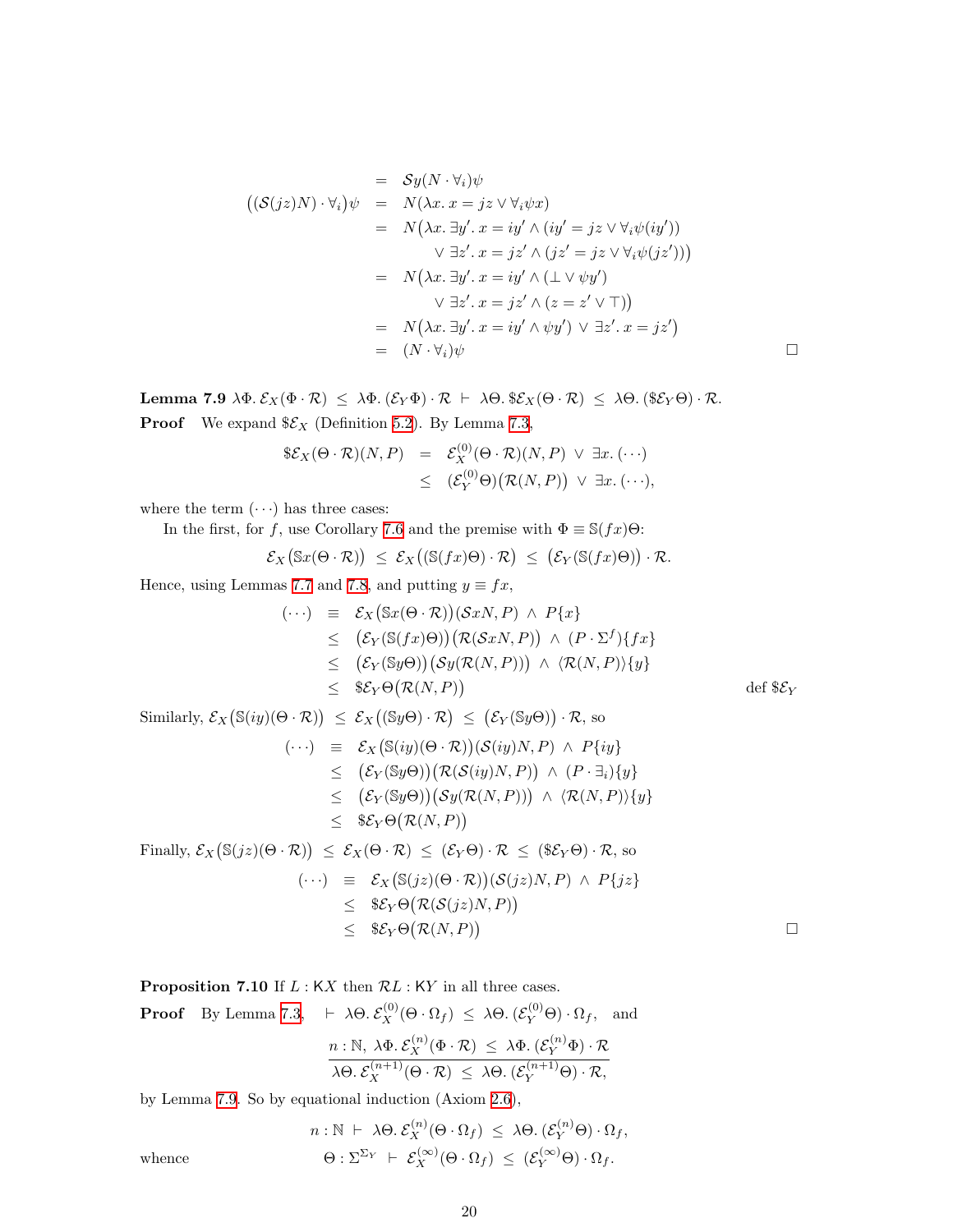$$
\begin{aligned}
&= \mathcal{S}y(N \cdot \forall_i)\psi \\
\big((\mathcal{S}(jz)N) \cdot \forall_i\big)\psi &= N(\lambda x.\, x = jz \vee \forall_i \psi x) \\
&= N\big(\lambda x.\, \exists y'.\, x = iy' \wedge (iy' = jz \vee \forall_i \psi(iy')) \\
&\qquad\quad \vee\, \exists z'.\, x = jz' \wedge (jz' = jz \vee \forall_i \psi(jz'))\big) \\
&= N\big(\lambda x.\, \exists y'.\, x = iy' \wedge (\bot \vee \psi y') \\
&\qquad\quad \vee\, \exists z'.\, x = jz' \wedge (z = z' \vee \top)\big) \\
&= N\big(\lambda x.\, \exists y'.\, x = iy' \wedge \psi y'\big) \,\vee\, \exists z'.\, x = jz'\big) \\
&= (N \cdot \forall_i)\psi \qquad \square
\end{aligned}
$$

**Lemma 7.9** $\lambda\Phi.\, \mathcal{E}_X(\Phi \cdot \mathcal{R}) \;\le\; \lambda\Phi.\, (\mathcal{E}_Y\Phi) \cdot \mathcal{R} \;\vdash\; \lambda\Theta.\, \$\mathcal{E}_X(\Theta \cdot \mathcal{R}) \;\le\; \lambda\Theta.\, (\$\mathcal{E}_Y\Theta) \cdot \mathcal{R}.$

**Proof** We expand $\$\mathcal{E}_X$ (Definition 5.2). By Lemma 7.3,

$$
\begin{aligned}
\$\mathcal{E}_X(\Theta \cdot \mathcal{R})(N, P) &= \mathcal{E}_X^{(0)}(\Theta \cdot \mathcal{R})(N, P) \;\vee\; \exists x.\, (\cdots) \\
&\le (\mathcal{E}_Y^{(0)}\Theta)\big(\mathcal{R}(N, P)\big) \;\vee\; \exists x.\, (\cdots),
\end{aligned}
$$

where the term $(\cdots)$ has three cases:

In the first, for $f$, use Corollary 7.6 and the premise with $\Phi \equiv \mathbb{S}(fx)\Theta$:

$$
\mathcal{E}_X\big(\mathbb{S}x(\Theta \cdot \mathcal{R})\big) \;\le\; \mathcal{E}_X\big((\mathbb{S}(fx)\Theta) \cdot \mathcal{R}\big) \;\le\; \big(\mathcal{E}_Y(\mathbb{S}(fx)\Theta)\big) \cdot \mathcal{R}.
$$

Hence, using Lemmas 7.7 and 7.8, and putting $y \equiv fx$,

$$
\begin{aligned}
(\cdots) &\equiv \mathcal{E}_X\big(\mathbb{S}x(\Theta \cdot \mathcal{R})\big)(\mathcal{S}xN, P) \;\wedge\; P\{x\} \\
&\le \big(\mathcal{E}_Y(\mathbb{S}(fx)\Theta)\big)\big(\mathcal{R}(\mathcal{S}xN, P)\big) \;\wedge\; (P \cdot \Sigma^f)\{fx\} \\
&\le \big(\mathcal{E}_Y(\mathbb{S}y\Theta)\big)\big(\mathcal{S}y(\mathcal{R}(N, P))\big) \;\wedge\; \langle\mathcal{R}(N, P)\rangle\{y\} \\
&\le \$\mathcal{E}_Y\Theta\big(\mathcal{R}(N, P)\big) \qquad \text{def } \$\mathcal{E}_Y
\end{aligned}
$$

Similarly, $\mathcal{E}_X\big(\mathbb{S}(iy)(\Theta \cdot \mathcal{R})\big) \;\le\; \mathcal{E}_X\big((\mathbb{S}y\Theta) \cdot \mathcal{R}\big) \;\le\; \big(\mathcal{E}_Y(\mathbb{S}y\Theta)\big) \cdot \mathcal{R}$, so

$$
\begin{aligned}
(\cdots) &\equiv \mathcal{E}_X\big(\mathbb{S}(iy)(\Theta \cdot \mathcal{R})\big)(\mathcal{S}(iy)N, P) \;\wedge\; P\{iy\} \\
&\le \big(\mathcal{E}_Y(\mathbb{S}y\Theta)\big)\big(\mathcal{R}(\mathcal{S}(iy)N, P)\big) \;\wedge\; (P \cdot \exists_i)\{y\} \\
&\le \big(\mathcal{E}_Y(\mathbb{S}y\Theta)\big)\big(\mathcal{S}y(\mathcal{R}(N, P))\big) \;\wedge\; \langle\mathcal{R}(N, P)\rangle\{y\} \\
&\le \$\mathcal{E}_Y\Theta\big(\mathcal{R}(N, P)\big)
\end{aligned}
$$

Finally, $\mathcal{E}_X\big(\mathbb{S}(jz)(\Theta \cdot \mathcal{R})\big) \;\le\; \mathcal{E}_X(\Theta \cdot \mathcal{R}) \;\le\; (\mathcal{E}_Y\Theta) \cdot \mathcal{R} \;\le\; (\$\mathcal{E}_Y\Theta) \cdot \mathcal{R}$, so

$$
\begin{aligned}
(\cdots) &\equiv \mathcal{E}_X\big(\mathbb{S}(jz)(\Theta \cdot \mathcal{R})\big)(\mathcal{S}(jz)N, P) \;\wedge\; P\{jz\} \\
&\le \$\mathcal{E}_Y\Theta\big(\mathcal{R}(\mathcal{S}(jz)N, P)\big) \\
&\le \$\mathcal{E}_Y\Theta\big(\mathcal{R}(N, P)\big) \qquad \square
\end{aligned}
$$

**Proposition 7.10** If $L : \mathsf{K}X$ then $\mathcal{R}L : \mathsf{K}Y$ in all three cases.

**Proof** By Lemma 7.3, $\;\vdash\; \lambda\Theta.\, \mathcal{E}_X^{(0)}(\Theta \cdot \Omega_f) \;\le\; \lambda\Theta.\, (\mathcal{E}_Y^{(0)}\Theta) \cdot \Omega_f$, and

$$
\frac{n : \mathbb{N},\; \lambda\Phi.\, \mathcal{E}_X^{(n)}(\Phi \cdot \mathcal{R}) \;\le\; \lambda\Phi.\, (\mathcal{E}_Y^{(n)}\Phi) \cdot \mathcal{R}}{\lambda\Theta.\, \mathcal{E}_X^{(n+1)}(\Theta \cdot \mathcal{R}) \;\le\; \lambda\Theta.\, (\mathcal{E}_Y^{(n+1)}\Theta) \cdot \mathcal{R},}
$$

by Lemma 7.9. So by equational induction (Axiom 2.6),

$$
n : \mathbb{N} \;\vdash\; \lambda\Theta.\, \mathcal{E}_X^{(n)}(\Theta \cdot \Omega_f) \;\le\; \lambda\Theta.\, (\mathcal{E}_Y^{(n)}\Theta) \cdot \Omega_f,
$$

whence

$$
\Theta : \Sigma^{\Sigma_Y} \;\vdash\; \mathcal{E}_X^{(\infty)}(\Theta \cdot \Omega_f) \;\le\; (\mathcal{E}_Y^{(\infty)}\Theta) \cdot \Omega_f.
$$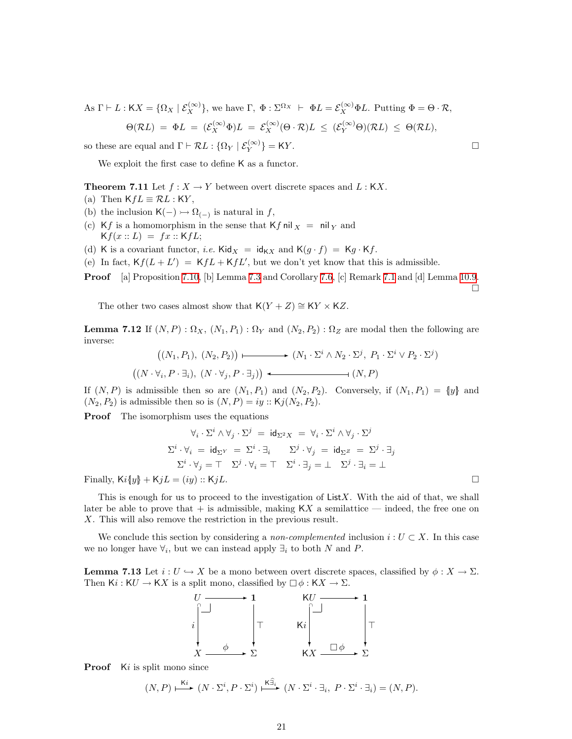As $\Gamma \vdash L : \mathsf{K}X = \{\Omega_X \mid \mathcal{E}_X^{(\infty)}\}$, we have $\Gamma,\ \Phi : \Sigma^{\Omega_X} \ \vdash\ \Phi L = \mathcal{E}_X^{(\infty)}\Phi L$. Putting $\Phi = \Theta \cdot \mathcal{R}$,

$$\Theta(\mathcal{R}L) \;=\; \Phi L \;=\; (\mathcal{E}_X^{(\infty)}\Phi)L \;=\; \mathcal{E}_X^{(\infty)}(\Theta\cdot\mathcal{R})L \;\leq\; (\mathcal{E}_Y^{(\infty)}\Theta)(\mathcal{R}L) \;\leq\; \Theta(\mathcal{R}L),$$

so these are equal and $\Gamma \vdash \mathcal{R}L : \{\Omega_Y \mid \mathcal{E}_Y^{(\infty)}\} = \mathsf{K}Y$. $\square$

We exploit the first case to define $\mathsf{K}$ as a functor.

**Theorem 7.11** Let $f : X \to Y$ between overt discrete spaces and $L : \mathsf{K}X$.
(a) Then $\mathsf{K}fL \equiv \mathcal{R}L : \mathsf{K}Y$,
(b) the inclusion $\mathsf{K}(-) \rightarrowtail \Omega_{(-)}$ is natural in $f$,
(c) $\mathsf{K}f$ is a homomorphism in the sense that $\mathsf{K}f\,\mathsf{nil}_X \;=\; \mathsf{nil}_Y$ and $\mathsf{K}f(x :: L) \;=\; fx :: \mathsf{K}fL$;
(d) $\mathsf{K}$ is a covariant functor, *i.e.* $\mathsf{K}\mathsf{id}_X \;=\; \mathsf{id}_{\mathsf{K}X}$ and $\mathsf{K}(g\cdot f) \;=\; \mathsf{K}g\cdot\mathsf{K}f$.
(e) In fact, $\mathsf{K}f(L + L') \;=\; \mathsf{K}fL + \mathsf{K}fL'$, but we don't yet know that this is admissible.

**Proof** [a] Proposition 7.10, [b] Lemma 7.3 and Corollary 7.6, [c] Remark 7.1 and [d] Lemma 10.9. $\square$

The other two cases almost show that $\mathsf{K}(Y+Z) \cong \mathsf{K}Y \times \mathsf{K}Z$.

**Lemma 7.12** If $(N,P) : \Omega_X$, $(N_1,P_1) : \Omega_Y$ and $(N_2,P_2) : \Omega_Z$ are modal then the following are inverse:

$$\big((N_1,P_1),\ (N_2,P_2)\big) \longmapsto (N_1\cdot\Sigma^i \wedge N_2\cdot\Sigma^j,\ P_1\cdot\Sigma^i \vee P_2\cdot\Sigma^j)$$
$$\big((N\cdot\forall_i, P\cdot\exists_i),\ (N\cdot\forall_j, P\cdot\exists_j)\big) \longleftarrow\!\!\shortmid\ (N,P)$$

If $(N,P)$ is admissible then so are $(N_1,P_1)$ and $(N_2,P_2)$. Conversely, if $(N_1,P_1) = \{\!|y|\!\}$ and $(N_2,P_2)$ is admissible then so is $(N,P) = iy :: \mathsf{K}j(N_2,P_2)$.

**Proof** The isomorphism uses the equations

$$\forall_i\cdot\Sigma^i \wedge \forall_j\cdot\Sigma^j \;=\; \mathsf{id}_{\Sigma^2 X} \;=\; \forall_i\cdot\Sigma^i \wedge \forall_j\cdot\Sigma^j$$
$$\Sigma^i\cdot\forall_i \;=\; \mathsf{id}_{\Sigma^Y} \;=\; \Sigma^i\cdot\exists_i \qquad \Sigma^j\cdot\forall_j \;=\; \mathsf{id}_{\Sigma^Z} \;=\; \Sigma^j\cdot\exists_j$$
$$\Sigma^i\cdot\forall_j = \top \quad \Sigma^j\cdot\forall_i = \top \quad \Sigma^i\cdot\exists_j = \bot \quad \Sigma^j\cdot\exists_i = \bot$$

Finally, $\mathsf{K}i\{\!|y|\!\} + \mathsf{K}jL = (iy) :: \mathsf{K}jL$. $\square$

This is enough for us to proceed to the investigation of $\mathsf{List}X$. With the aid of that, we shall later be able to prove that $+$ is admissible, making $\mathsf{K}X$ a semilattice — indeed, the free one on $X$. This will also remove the restriction in the previous result.

We conclude this section by considering a *non-complemented* inclusion $i : U \subset X$. In this case we no longer have $\forall_i$, but we can instead apply $\exists_i$ to both $N$ and $P$.

**Lemma 7.13** Let $i : U \hookrightarrow X$ be a mono between overt discrete spaces, classified by $\phi : X \to \Sigma$. Then $\mathsf{K}i : \mathsf{K}U \to \mathsf{K}X$ is a split mono, classified by $\Box\phi : \mathsf{K}X \to \Sigma$.

$$\begin{array}{ccc} U & \longrightarrow & \mathbf{1} \\ {\scriptstyle i}\downarrow & \lrcorner & \downarrow{\scriptstyle \top} \\ X & \xrightarrow{\ \phi\ } & \Sigma \end{array} \qquad\qquad \begin{array}{ccc} \mathsf{K}U & \longrightarrow & \mathbf{1} \\ {\scriptstyle \mathsf{K}i}\downarrow & \lrcorner & \downarrow{\scriptstyle \top} \\ \mathsf{K}X & \xrightarrow{\ \Box\phi\ } & \Sigma \end{array}$$

**Proof** $\mathsf{K}i$ is split mono since

$$(N,P) \overset{\mathsf{K}i}{\longmapsto} (N\cdot\Sigma^i, P\cdot\Sigma^i) \overset{\mathsf{K}\widehat{\exists}_i}{\longmapsto} (N\cdot\Sigma^i\cdot\exists_i,\ P\cdot\Sigma^i\cdot\exists_i) = (N,P).$$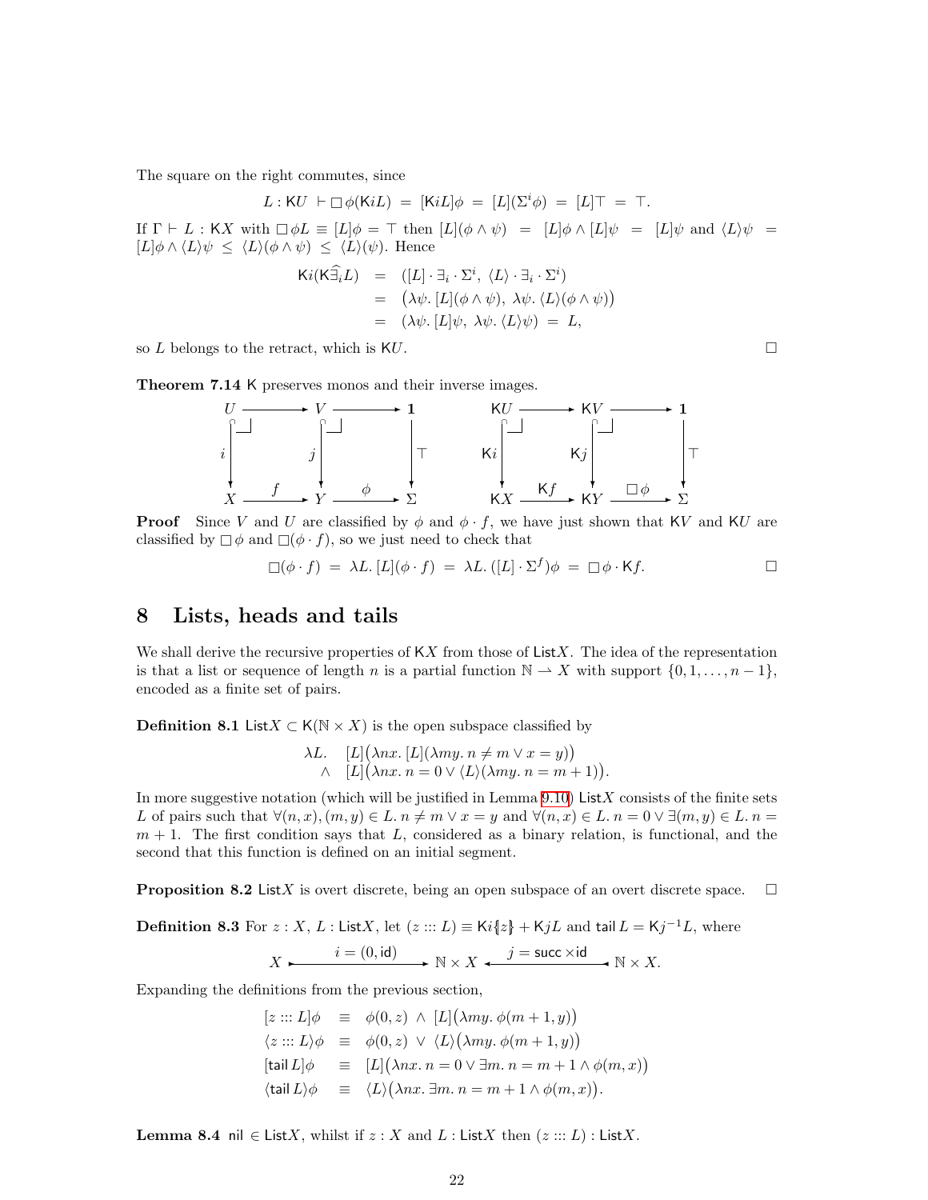The square on the right commutes, since

$$L : \mathsf{K}U \vdash \Box\,\phi(\mathsf{K}iL) \;=\; [\mathsf{K}iL]\phi \;=\; [L](\Sigma^i\phi) \;=\; [L]\top \;=\; \top.$$

If $\Gamma \vdash L : \mathsf{K}X$ with $\Box\,\phi L \equiv [L]\phi = \top$ then $[L](\phi\wedge\psi) \;=\; [L]\phi\wedge[L]\psi \;=\; [L]\psi$ and $\langle L\rangle\psi \;=\; [L]\phi\wedge\langle L\rangle\psi \;\le\; \langle L\rangle(\phi\wedge\psi) \;\le\; \langle L\rangle(\psi)$. Hence

$$\begin{array}{rcl}
\mathsf{K}i(\mathsf{K}\widehat{\exists_i}L) &=& ([L]\cdot\exists_i\cdot\Sigma^i,\ \langle L\rangle\cdot\exists_i\cdot\Sigma^i) \\
&=& \big(\lambda\psi.\,[L](\phi\wedge\psi),\ \lambda\psi.\,\langle L\rangle(\phi\wedge\psi)\big) \\
&=& (\lambda\psi.\,[L]\psi,\ \lambda\psi.\,\langle L\rangle\psi) \;=\; L,
\end{array}$$

so $L$ belongs to the retract, which is $\mathsf{K}U$. $\square$

**Theorem 7.14** $\mathsf{K}$ preserves monos and their inverse images.

$$\begin{array}{ccccc}
U & \longrightarrow & V & \longrightarrow & \mathbf{1} \\
{\scriptstyle i}\downarrow & & {\scriptstyle j}\downarrow & & \downarrow{\scriptstyle \top} \\
X & \xrightarrow{\;f\;} & Y & \xrightarrow{\;\phi\;} & \Sigma
\end{array}
\qquad\qquad
\begin{array}{ccccc}
\mathsf{K}U & \longrightarrow & \mathsf{K}V & \longrightarrow & \mathbf{1} \\
{\scriptstyle \mathsf{K}i}\downarrow & & {\scriptstyle \mathsf{K}j}\downarrow & & \downarrow{\scriptstyle \top} \\
\mathsf{K}X & \xrightarrow{\;\mathsf{K}f\;} & \mathsf{K}Y & \xrightarrow{\;\Box\,\phi\;} & \Sigma
\end{array}$$

**Proof** Since $V$ and $U$ are classified by $\phi$ and $\phi\cdot f$, we have just shown that $\mathsf{K}V$ and $\mathsf{K}U$ are classified by $\Box\,\phi$ and $\Box(\phi\cdot f)$, so we just need to check that

$$\Box(\phi\cdot f) \;=\; \lambda L.\,[L](\phi\cdot f) \;=\; \lambda L.\,([L]\cdot\Sigma^f)\phi \;=\; \Box\,\phi\cdot\mathsf{K}f. \qquad \square$$

# 8 Lists, heads and tails

We shall derive the recursive properties of $\mathsf{K}X$ from those of $\mathsf{List}X$. The idea of the representation is that a list or sequence of length $n$ is a partial function $\mathbb{N} \rightharpoonup X$ with support $\{0,1,\ldots,n-1\}$, encoded as a finite set of pairs.

**Definition 8.1** $\mathsf{List}X \subset \mathsf{K}(\mathbb{N}\times X)$ is the open subspace classified by

$$\begin{array}{rl}
\lambda L. & [L]\big(\lambda nx.\,[L](\lambda my.\,n\neq m\vee x=y)\big) \\
\wedge & [L]\big(\lambda nx.\,n=0\vee\langle L\rangle(\lambda my.\,n=m+1)\big).
\end{array}$$

In more suggestive notation (which will be justified in Lemma 9.10) $\mathsf{List}X$ consists of the finite sets $L$ of pairs such that $\forall(n,x),(m,y)\in L.\,n\neq m\vee x=y$ and $\forall(n,x)\in L.\,n=0\vee\exists(m,y)\in L.\,n=m+1$. The first condition says that $L$, considered as a binary relation, is functional, and the second that this function is defined on an initial segment.

**Proposition 8.2** $\mathsf{List}X$ is overt discrete, being an open subspace of an overt discrete space. $\square$

**Definition 8.3** For $z : X$, $L : \mathsf{List}X$, let $(z ::: L) \equiv \mathsf{K}i\{\!|z|\!\} + \mathsf{K}jL$ and $\mathsf{tail}\,L = \mathsf{K}j^{-1}L$, where

$$X \xrightarrow{\;i=(0,\mathrm{id})\;} \mathbb{N}\times X \xleftarrow{\;j=\mathsf{succ}\times\mathrm{id}\;} \mathbb{N}\times X.$$

Expanding the definitions from the previous section,

$$\begin{array}{rcl}
[z ::: L]\phi &\equiv& \phi(0,z)\ \wedge\ [L]\big(\lambda my.\,\phi(m+1,y)\big) \\
\langle z ::: L\rangle\phi &\equiv& \phi(0,z)\ \vee\ \langle L\rangle\big(\lambda my.\,\phi(m+1,y)\big) \\
[\mathsf{tail}\,L]\phi &\equiv& [L]\big(\lambda nx.\,n=0\vee\exists m.\,n=m+1\wedge\phi(m,x)\big) \\
\langle\mathsf{tail}\,L\rangle\phi &\equiv& \langle L\rangle\big(\lambda nx.\,\exists m.\,n=m+1\wedge\phi(m,x)\big).
\end{array}$$

**Lemma 8.4** $\mathsf{nil}\in\mathsf{List}X$, whilst if $z : X$ and $L : \mathsf{List}X$ then $(z ::: L) : \mathsf{List}X$.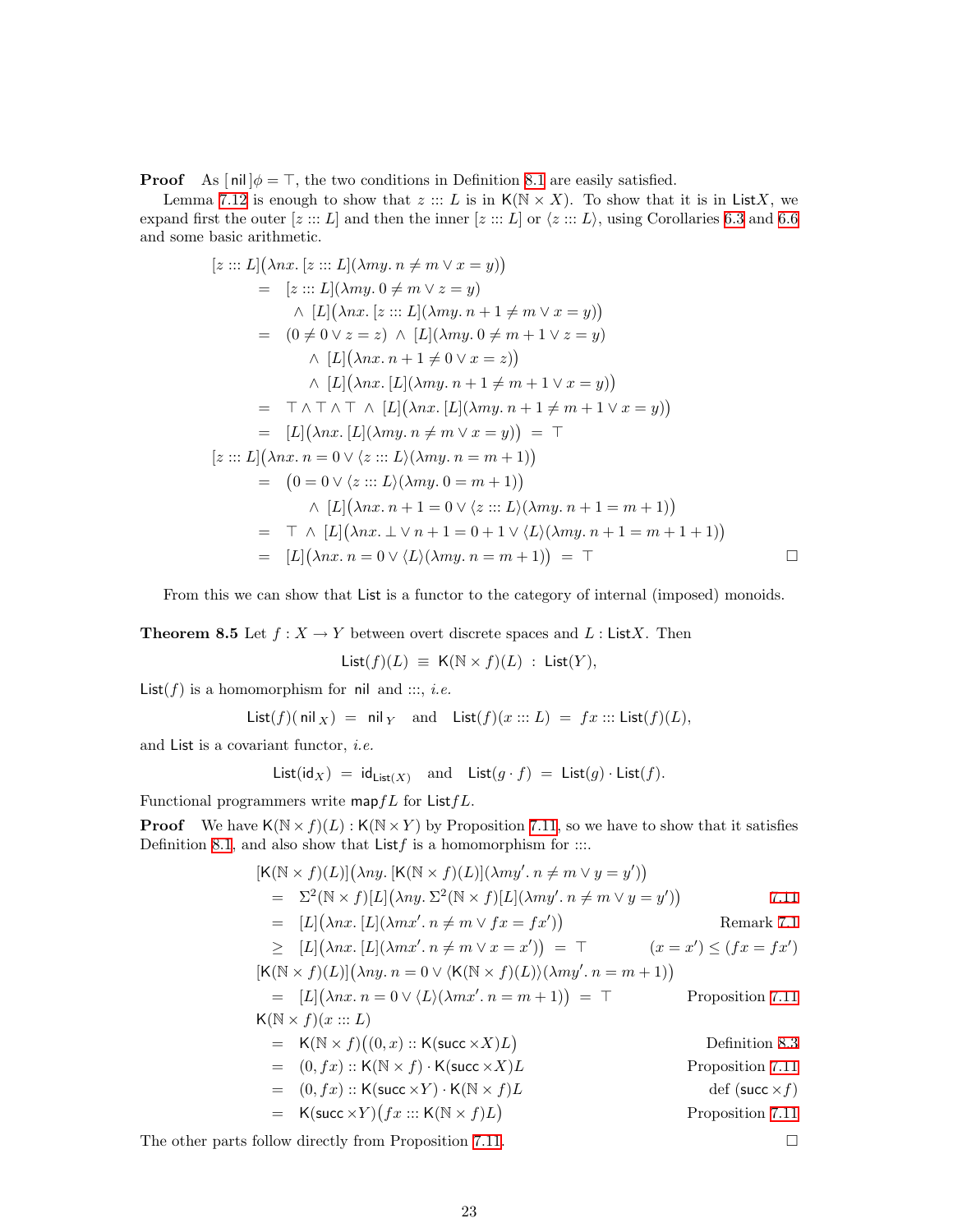**Proof** As $[\,\mathsf{nil}\,]\phi = \top$, the two conditions in Definition 8.1 are easily satisfied.

Lemma 7.12 is enough to show that $z ::: L$ is in $\mathsf{K}(\mathbb{N}\times X)$. To show that it is in $\mathsf{List}X$, we expand first the outer $[z ::: L]$ and then the inner $[z ::: L]$ or $\langle z ::: L\rangle$, using Corollaries 6.3 and 6.6 and some basic arithmetic.

$$
\begin{aligned}
&[z ::: L]\big(\lambda nx.\,[z ::: L](\lambda my.\, n\neq m \vee x = y)\big)\\
&\quad=\quad [z ::: L](\lambda my.\, 0\neq m \vee z = y)\\
&\qquad\quad \wedge\ [L]\big(\lambda nx.\,[z ::: L](\lambda my.\, n+1\neq m \vee x = y)\big)\\
&\quad=\quad (0\neq 0 \vee z = z)\ \wedge\ [L](\lambda my.\, 0\neq m+1 \vee z = y)\\
&\qquad\quad \wedge\ [L]\big(\lambda nx.\, n+1\neq 0 \vee x = z)\big)\\
&\qquad\quad \wedge\ [L]\big(\lambda nx.\,[L](\lambda my.\, n+1\neq m+1 \vee x = y)\big)\\
&\quad=\quad \top\wedge\top\wedge\top\ \wedge\ [L]\big(\lambda nx.\,[L](\lambda my.\, n+1\neq m+1 \vee x = y)\big)\\
&\quad=\quad [L]\big(\lambda nx.\,[L](\lambda my.\, n\neq m \vee x = y)\big)\ =\ \top\\
&[z ::: L]\big(\lambda nx.\, n = 0 \vee \langle z ::: L\rangle(\lambda my.\, n = m+1)\big)\\
&\quad=\quad \big(0 = 0 \vee \langle z ::: L\rangle(\lambda my.\, 0 = m+1)\big)\\
&\qquad\quad \wedge\ [L]\big(\lambda nx.\, n+1 = 0 \vee \langle z ::: L\rangle(\lambda my.\, n+1 = m+1)\big)\\
&\quad=\quad \top\ \wedge\ [L]\big(\lambda nx.\, \bot \vee n+1 = 0+1 \vee \langle L\rangle(\lambda my.\, n+1 = m+1+1)\big)\\
&\quad=\quad [L]\big(\lambda nx.\, n = 0 \vee \langle L\rangle(\lambda my.\, n = m+1)\big)\ =\ \top \qquad\qquad \square
\end{aligned}
$$

From this we can show that $\mathsf{List}$ is a functor to the category of internal (imposed) monoids.

**Theorem 8.5** Let $f : X \to Y$ between overt discrete spaces and $L : \mathsf{List}X$. Then

$$\mathsf{List}(f)(L)\ \equiv\ \mathsf{K}(\mathbb{N}\times f)(L)\ :\ \mathsf{List}(Y),$$

$\mathsf{List}(f)$ is a homomorphism for $\mathsf{nil}$ and $:::$, *i.e.*

$$\mathsf{List}(f)(\,\mathsf{nil}_X)\ =\ \mathsf{nil}_Y \quad\text{and}\quad \mathsf{List}(f)(x ::: L)\ =\ fx ::: \mathsf{List}(f)(L),$$

and $\mathsf{List}$ is a covariant functor, *i.e.*

$$\mathsf{List}(\mathsf{id}_X)\ =\ \mathsf{id}_{\mathsf{List}(X)} \quad\text{and}\quad \mathsf{List}(g\cdot f)\ =\ \mathsf{List}(g)\cdot\mathsf{List}(f).$$

Functional programmers write $\mathsf{map}fL$ for $\mathsf{List}fL$.

**Proof** We have $\mathsf{K}(\mathbb{N}\times f)(L) : \mathsf{K}(\mathbb{N}\times Y)$ by Proposition 7.11, so we have to show that it satisfies Definition 8.1, and also show that $\mathsf{List}f$ is a homomorphism for $:::$.

$$
\begin{aligned}
&[\mathsf{K}(\mathbb{N}\times f)(L)]\big(\lambda ny.\,[\mathsf{K}(\mathbb{N}\times f)(L)](\lambda my'.\, n\neq m \vee y = y')\big)\\
&\quad=\quad \Sigma^2(\mathbb{N}\times f)[L]\big(\lambda ny.\,\Sigma^2(\mathbb{N}\times f)[L](\lambda my'.\, n\neq m \vee y = y')\big) && 7.11\\
&\quad=\quad [L]\big(\lambda nx.\,[L](\lambda mx'.\, n\neq m \vee fx = fx')\big) && \text{Remark 7.1}\\
&\quad\geq\quad [L]\big(\lambda nx.\,[L](\lambda mx'.\, n\neq m \vee x = x')\big)\ =\ \top && (x = x')\leq(fx = fx')\\
&[\mathsf{K}(\mathbb{N}\times f)(L)]\big(\lambda ny.\, n = 0 \vee \langle\mathsf{K}(\mathbb{N}\times f)(L)\rangle(\lambda my'.\, n = m+1)\big)\\
&\quad=\quad [L]\big(\lambda nx.\, n = 0 \vee \langle L\rangle(\lambda mx'.\, n = m+1)\big)\ =\ \top && \text{Proposition 7.11}\\
&\mathsf{K}(\mathbb{N}\times f)(x ::: L)\\
&\quad=\quad \mathsf{K}(\mathbb{N}\times f)\big((0,x) :: \mathsf{K}(\mathsf{succ}\times X)L\big) && \text{Definition 8.3}\\
&\quad=\quad (0,fx) :: \mathsf{K}(\mathbb{N}\times f)\cdot\mathsf{K}(\mathsf{succ}\times X)L && \text{Proposition 7.11}\\
&\quad=\quad (0,fx) :: \mathsf{K}(\mathsf{succ}\times Y)\cdot\mathsf{K}(\mathbb{N}\times f)L && \text{def }(\mathsf{succ}\times f)\\
&\quad=\quad \mathsf{K}(\mathsf{succ}\times Y)\big(fx ::: \mathsf{K}(\mathbb{N}\times f)L\big) && \text{Proposition 7.11}
\end{aligned}
$$

The other parts follow directly from Proposition 7.11. $\square$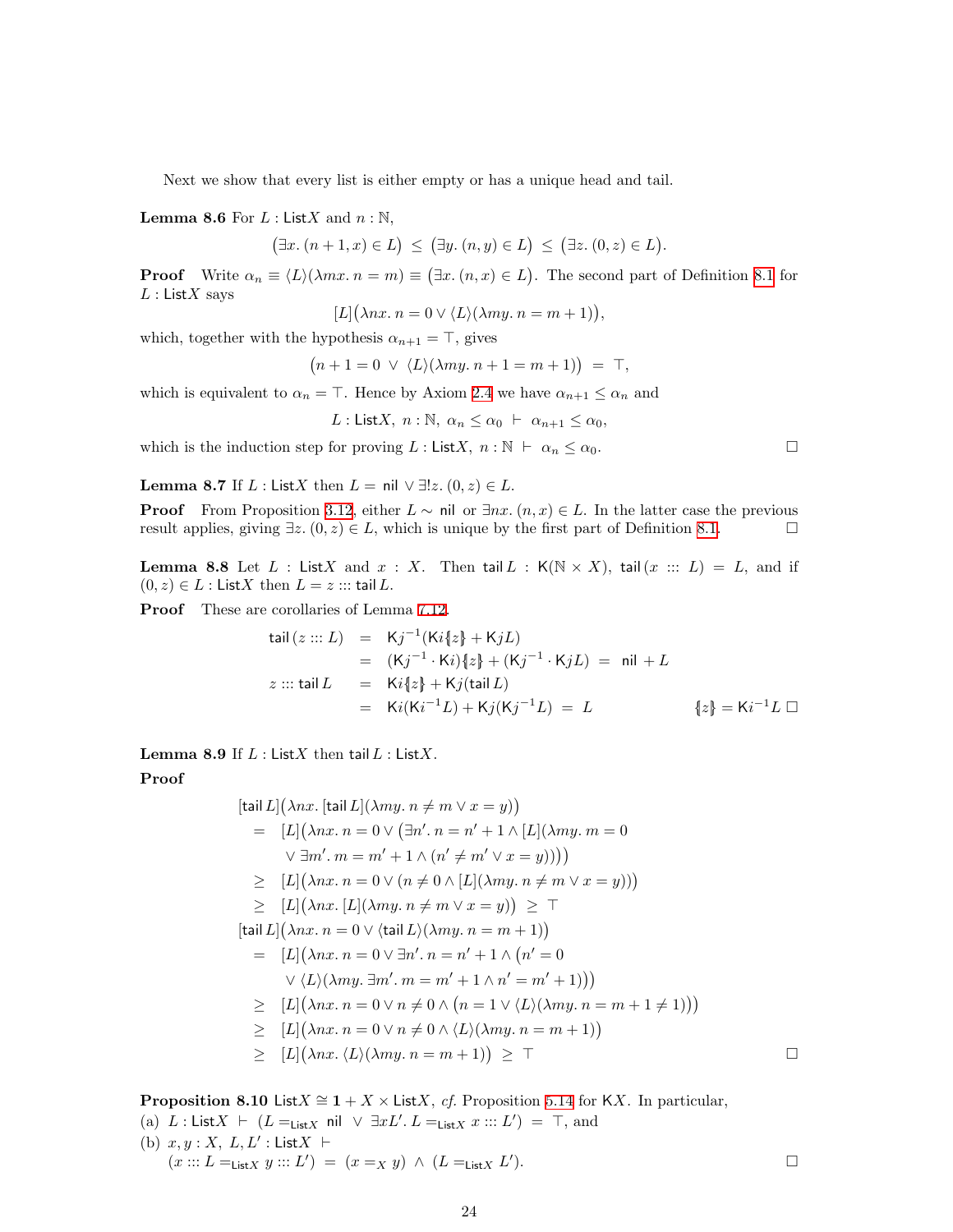Next we show that every list is either empty or has a unique head and tail.

**Lemma 8.6** For $L : \mathsf{List}X$ and $n : \mathbb{N}$,

$$\big(\exists x.\,(n+1, x) \in L\big) \;\le\; \big(\exists y.\,(n, y) \in L\big) \;\le\; \big(\exists z.\,(0, z) \in L\big).$$

**Proof** Write $\alpha_n \equiv \langle L\rangle(\lambda mx.\, n = m) \equiv \big(\exists x.\,(n, x) \in L\big)$. The second part of Definition 8.1 for $L : \mathsf{List}X$ says

$$[L]\big(\lambda nx.\, n = 0 \vee \langle L\rangle(\lambda my.\, n = m+1)\big),$$

which, together with the hypothesis $\alpha_{n+1} = \top$, gives

$$\big(n+1 = 0 \;\vee\; \langle L\rangle(\lambda my.\, n+1 = m+1)\big) \;=\; \top,$$

which is equivalent to $\alpha_n = \top$. Hence by Axiom 2.4 we have $\alpha_{n+1} \le \alpha_n$ and

$$L : \mathsf{List}X,\; n : \mathbb{N},\; \alpha_n \le \alpha_0 \;\vdash\; \alpha_{n+1} \le \alpha_0,$$

which is the induction step for proving $L : \mathsf{List}X,\; n : \mathbb{N} \;\vdash\; \alpha_n \le \alpha_0$. $\square$

**Lemma 8.7** If $L : \mathsf{List}X$ then $L = \mathsf{nil} \vee \exists! z.\,(0, z) \in L$.

**Proof** From Proposition 3.12, either $L \sim \mathsf{nil}$ or $\exists nx.\,(n, x) \in L$. In the latter case the previous result applies, giving $\exists z.\,(0, z) \in L$, which is unique by the first part of Definition 8.1. $\square$

**Lemma 8.8** Let $L : \mathsf{List}X$ and $x : X$. Then $\mathsf{tail}\,L : \mathsf{K}(\mathbb{N}\times X)$, $\mathsf{tail}\,(x ::: L) = L$, and if $(0, z) \in L : \mathsf{List}X$ then $L = z ::: \mathsf{tail}\,L$.

**Proof** These are corollaries of Lemma 7.12.

$$\begin{aligned}
\mathsf{tail}\,(z ::: L) &= \mathsf{K}j^{-1}(\mathsf{K}i\{\!\!\{z\}\!\!\} + \mathsf{K}jL) \\
&= (\mathsf{K}j^{-1}\cdot\mathsf{K}i)\{\!\!\{z\}\!\!\} + (\mathsf{K}j^{-1}\cdot\mathsf{K}jL) \;=\; \mathsf{nil} + L \\
z ::: \mathsf{tail}\,L &= \mathsf{K}i\{\!\!\{z\}\!\!\} + \mathsf{K}j(\mathsf{tail}\,L) \\
&= \mathsf{K}i(\mathsf{K}i^{-1}L) + \mathsf{K}j(\mathsf{K}j^{-1}L) \;=\; L \qquad\qquad \{\!\!\{z\}\!\!\} = \mathsf{K}i^{-1}L
\end{aligned}$$ $\square$

**Lemma 8.9** If $L : \mathsf{List}X$ then $\mathsf{tail}\,L : \mathsf{List}X$.

**Proof**

$$\begin{aligned}
&[\mathsf{tail}\,L]\big(\lambda nx.\,[\mathsf{tail}\,L](\lambda my.\, n \ne m \vee x = y)\big) \\
&\quad= [L]\big(\lambda nx.\, n = 0 \vee \big(\exists n'.\, n = n'+1 \wedge [L](\lambda my.\, m = 0 \\
&\qquad\quad \vee \exists m'.\, m = m'+1 \wedge (n' \ne m' \vee x = y))\big)\big) \\
&\quad\ge [L]\big(\lambda nx.\, n = 0 \vee (n \ne 0 \wedge [L](\lambda my.\, n \ne m \vee x = y))\big) \\
&\quad\ge [L]\big(\lambda nx.\,[L](\lambda my.\, n \ne m \vee x = y)\big) \;\ge\; \top \\
&[\mathsf{tail}\,L]\big(\lambda nx.\, n = 0 \vee \langle\mathsf{tail}\,L\rangle(\lambda my.\, n = m+1)\big) \\
&\quad= [L]\big(\lambda nx.\, n = 0 \vee \exists n'.\, n = n'+1 \wedge \big(n' = 0 \\
&\qquad\quad \vee \langle L\rangle(\lambda my.\,\exists m'.\, m = m'+1 \wedge n' = m'+1)\big)\big) \\
&\quad\ge [L]\big(\lambda nx.\, n = 0 \vee n \ne 0 \wedge \big(n = 1 \vee \langle L\rangle(\lambda my.\, n = m+1 \ne 1)\big)\big) \\
&\quad\ge [L]\big(\lambda nx.\, n = 0 \vee n \ne 0 \wedge \langle L\rangle(\lambda my.\, n = m+1)\big) \\
&\quad\ge [L]\big(\lambda nx.\,\langle L\rangle(\lambda my.\, n = m+1)\big) \;\ge\; \top
\end{aligned}$$ $\square$

**Proposition 8.10** $\mathsf{List}X \cong \mathbf{1} + X \times \mathsf{List}X$, *cf.* Proposition 5.14 for $\mathsf{K}X$. In particular,

(a) $L : \mathsf{List}X \;\vdash\; (L =_{\mathsf{List}X} \mathsf{nil} \;\vee\; \exists xL'.\, L =_{\mathsf{List}X} x ::: L') \;=\; \top$, and

(b) $x, y : X,\; L, L' : \mathsf{List}X \;\vdash$
$(x ::: L =_{\mathsf{List}X} y ::: L') \;=\; (x =_X y) \;\wedge\; (L =_{\mathsf{List}X} L')$. $\square$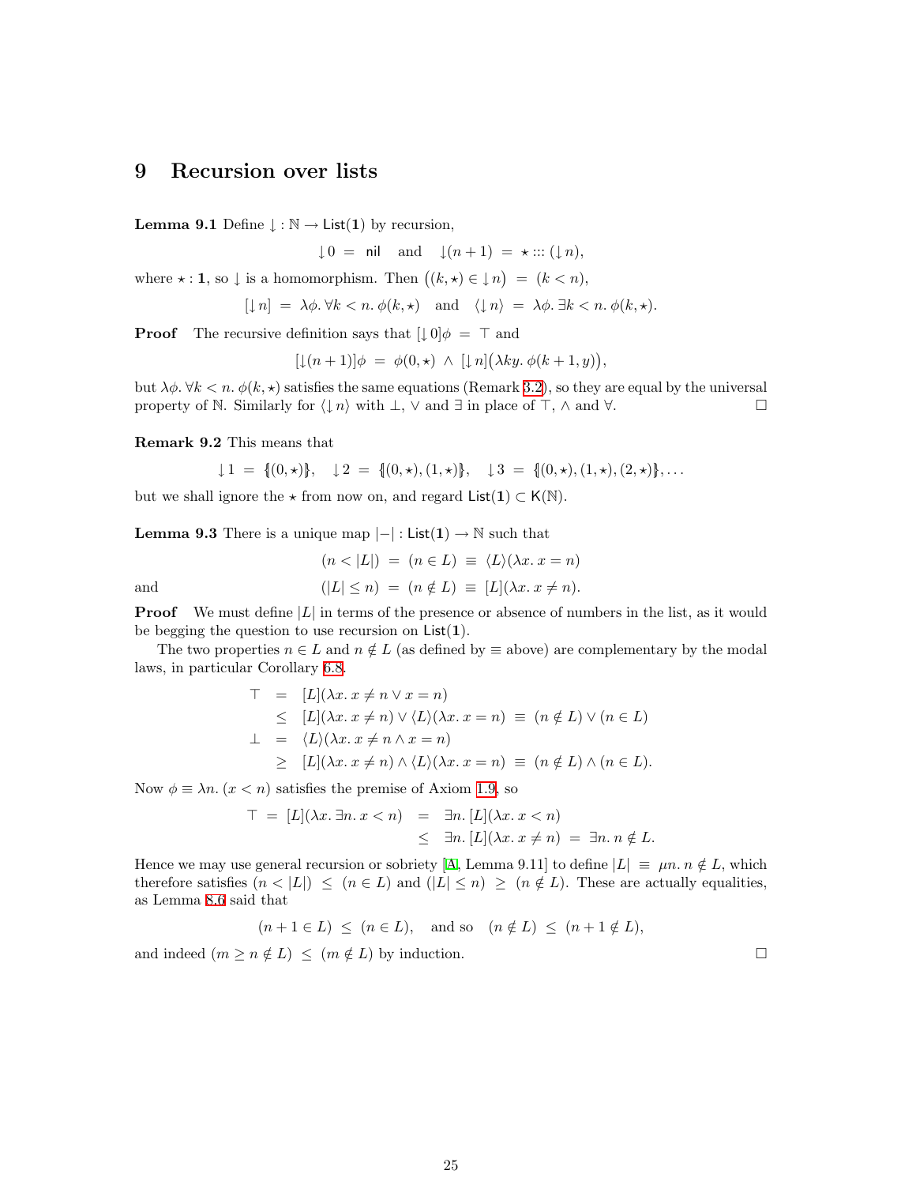# 9 Recursion over lists

**Lemma 9.1** Define $\downarrow : \mathbb{N} \to \mathsf{List}(\mathbf{1})$ by recursion,

$$\downarrow 0 \;=\; \mathsf{nil} \quad \text{and} \quad \downarrow(n+1) \;=\; \star ::: (\downarrow n),$$

where $\star : \mathbf{1}$, so $\downarrow$ is a homomorphism. Then $\big((k,\star) \in \downarrow n\big) \;=\; (k < n)$,

$$[\downarrow n] \;=\; \lambda\phi.\, \forall k < n.\, \phi(k,\star) \quad \text{and} \quad \langle \downarrow n\rangle \;=\; \lambda\phi.\, \exists k < n.\, \phi(k,\star).$$

**Proof** The recursive definition says that $[\downarrow 0]\phi \;=\; \top$ and

$$[\downarrow(n+1)]\phi \;=\; \phi(0,\star) \;\wedge\; [\downarrow n]\big(\lambda k y.\, \phi(k+1,y)\big),$$

but $\lambda\phi.\, \forall k < n.\, \phi(k,\star)$ satisfies the same equations (Remark 3.2), so they are equal by the universal property of $\mathbb{N}$. Similarly for $\langle \downarrow n\rangle$ with $\bot$, $\vee$ and $\exists$ in place of $\top$, $\wedge$ and $\forall$. $\square$

**Remark 9.2** This means that

$$\downarrow 1 \;=\; \{\!|(0,\star)|\!\}, \quad \downarrow 2 \;=\; \{\!|(0,\star),(1,\star)|\!\}, \quad \downarrow 3 \;=\; \{\!|(0,\star),(1,\star),(2,\star)|\!\}, \ldots$$

but we shall ignore the $\star$ from now on, and regard $\mathsf{List}(\mathbf{1}) \subset \mathsf{K}(\mathbb{N})$.

**Lemma 9.3** There is a unique map $|-| : \mathsf{List}(\mathbf{1}) \to \mathbb{N}$ such that

$$(n < |L|) \;=\; (n \in L) \;\equiv\; \langle L\rangle(\lambda x.\, x = n)$$

and

$$(|L| \leq n) \;=\; (n \notin L) \;\equiv\; [L](\lambda x.\, x \neq n).$$

**Proof** We must define $|L|$ in terms of the presence or absence of numbers in the list, as it would be begging the question to use recursion on $\mathsf{List}(\mathbf{1})$.

The two properties $n \in L$ and $n \notin L$ (as defined by $\equiv$ above) are complementary by the modal laws, in particular Corollary 6.8.

$$\begin{aligned}
\top &\;=\; [L](\lambda x.\, x \neq n \vee x = n) \\
&\;\leq\; [L](\lambda x.\, x \neq n) \vee \langle L\rangle(\lambda x.\, x = n) \;\equiv\; (n \notin L) \vee (n \in L) \\
\bot &\;=\; \langle L\rangle(\lambda x.\, x \neq n \wedge x = n) \\
&\;\geq\; [L](\lambda x.\, x \neq n) \wedge \langle L\rangle(\lambda x.\, x = n) \;\equiv\; (n \notin L) \wedge (n \in L).
\end{aligned}$$

Now $\phi \equiv \lambda n.\, (x < n)$ satisfies the premise of Axiom 1.9, so

$$\begin{aligned}
\top \;=\; [L](\lambda x.\, \exists n.\, x < n) &\;=\; \exists n.\, [L](\lambda x.\, x < n) \\
&\;\leq\; \exists n.\, [L](\lambda x.\, x \neq n) \;=\; \exists n.\, n \notin L.
\end{aligned}$$

Hence we may use general recursion or sobriety [A, Lemma 9.11] to define $|L| \;\equiv\; \mu n.\, n \notin L$, which therefore satisfies $(n < |L|) \;\leq\; (n \in L)$ and $(|L| \leq n) \;\geq\; (n \notin L)$. These are actually equalities, as Lemma 8.6 said that

$$(n+1 \in L) \;\leq\; (n \in L), \quad \text{and so} \quad (n \notin L) \;\leq\; (n+1 \notin L),$$

and indeed $(m \geq n \notin L) \;\leq\; (m \notin L)$ by induction. $\square$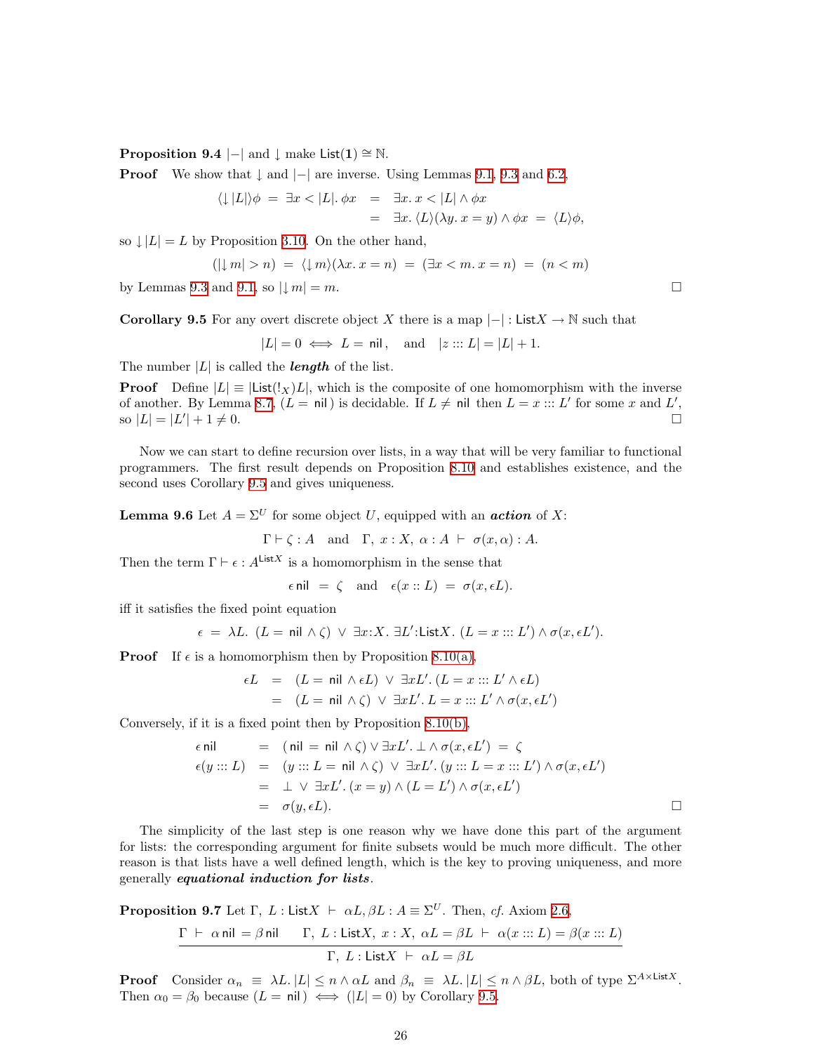**Proposition 9.4** $|-|$ and $\downarrow$ make $\mathsf{List}(\mathbf{1}) \cong \mathbb{N}$.

**Proof** We show that $\downarrow$ and $|-|$ are inverse. Using Lemmas 9.1, 9.3 and 6.2,

$$\begin{aligned}\langle\downarrow|L|\rangle\phi \;=\; \exists x < |L|.\,\phi x &\;=\; \exists x.\, x < |L| \wedge \phi x \\ &\;=\; \exists x.\, \langle L\rangle(\lambda y.\, x = y) \wedge \phi x \;=\; \langle L\rangle\phi,\end{aligned}$$

so $\downarrow|L| = L$ by Proposition 3.10. On the other hand,

$$(|\!\downarrow m| > n) \;=\; \langle\downarrow m\rangle(\lambda x.\, x = n) \;=\; (\exists x < m.\, x = n) \;=\; (n < m)$$

by Lemmas 9.3 and 9.1, so $|\!\downarrow m| = m$. □

**Corollary 9.5** For any overt discrete object $X$ there is a map $|-| : \mathsf{List}X \to \mathbb{N}$ such that

$$|L| = 0 \iff L = \mathsf{nil}\,, \quad\text{ and }\quad |z ::: L| = |L| + 1.$$

The number $|L|$ is called the ***length*** of the list.

**Proof** Define $|L| \equiv |\mathsf{List}(!_X)L|$, which is the composite of one homomorphism with the inverse of another. By Lemma 8.7, $(L = \mathsf{nil}\,)$ is decidable. If $L \neq \mathsf{nil}$ then $L = x ::: L'$ for some $x$ and $L'$, so $|L| = |L'| + 1 \neq 0$. □

Now we can start to define recursion over lists, in a way that will be very familiar to functional programmers. The first result depends on Proposition 8.10 and establishes existence, and the second uses Corollary 9.5 and gives uniqueness.

**Lemma 9.6** Let $A = \Sigma^U$ for some object $U$, equipped with an ***action*** of $X$:

$$\Gamma \vdash \zeta : A \quad\text{and}\quad \Gamma,\ x : X,\ \alpha : A\ \vdash\ \sigma(x, \alpha) : A.$$

Then the term $\Gamma \vdash \epsilon : A^{\mathsf{List}X}$ is a homomorphism in the sense that

$$\epsilon\,\mathsf{nil} \;=\; \zeta \quad\text{and}\quad \epsilon(x :: L) \;=\; \sigma(x, \epsilon L).$$

iff it satisfies the fixed point equation

$$\epsilon \;=\; \lambda L.\ (L = \mathsf{nil} \wedge \zeta)\ \vee\ \exists x{:}X.\ \exists L'{:}\mathsf{List}X.\ (L = x ::: L') \wedge \sigma(x, \epsilon L').$$

**Proof** If $\epsilon$ is a homomorphism then by Proposition 8.10(a),

$$\begin{aligned}\epsilon L &\;=\; (L = \mathsf{nil} \wedge \epsilon L)\ \vee\ \exists x L'.\, (L = x ::: L' \wedge \epsilon L) \\ &\;=\; (L = \mathsf{nil} \wedge \zeta)\ \vee\ \exists x L'.\, L = x ::: L' \wedge \sigma(x, \epsilon L')\end{aligned}$$

Conversely, if it is a fixed point then by Proposition 8.10(b),

$$\begin{aligned}\epsilon\,\mathsf{nil} &\;=\; (\,\mathsf{nil} = \mathsf{nil} \wedge \zeta) \vee \exists x L'.\, \bot \wedge \sigma(x, \epsilon L') \;=\; \zeta \\ \epsilon(y ::: L) &\;=\; (y ::: L = \mathsf{nil} \wedge \zeta)\ \vee\ \exists x L'.\, (y ::: L = x ::: L') \wedge \sigma(x, \epsilon L') \\ &\;=\; \bot\ \vee\ \exists x L'.\, (x = y) \wedge (L = L') \wedge \sigma(x, \epsilon L') \\ &\;=\; \sigma(y, \epsilon L).\end{aligned}$$

□

The simplicity of the last step is one reason why we have done this part of the argument for lists: the corresponding argument for finite subsets would be much more difficult. The other reason is that lists have a well defined length, which is the key to proving uniqueness, and more generally ***equational induction for lists***.

**Proposition 9.7** Let $\Gamma,\ L : \mathsf{List}X\ \vdash\ \alpha L, \beta L : A \equiv \Sigma^U$. Then, *cf.* Axiom 2.6,

$$\frac{\Gamma\ \vdash\ \alpha\,\mathsf{nil} = \beta\,\mathsf{nil} \qquad \Gamma,\ L : \mathsf{List}X,\ x : X,\ \alpha L = \beta L\ \vdash\ \alpha(x ::: L) = \beta(x ::: L)}{\Gamma,\ L : \mathsf{List}X\ \vdash\ \alpha L = \beta L}$$

**Proof** Consider $\alpha_n \equiv \lambda L.\, |L| \leq n \wedge \alpha L$ and $\beta_n \equiv \lambda L.\, |L| \leq n \wedge \beta L$, both of type $\Sigma^{A \times \mathsf{List}X}$. Then $\alpha_0 = \beta_0$ because $(L = \mathsf{nil}\,) \iff (|L| = 0)$ by Corollary 9.5.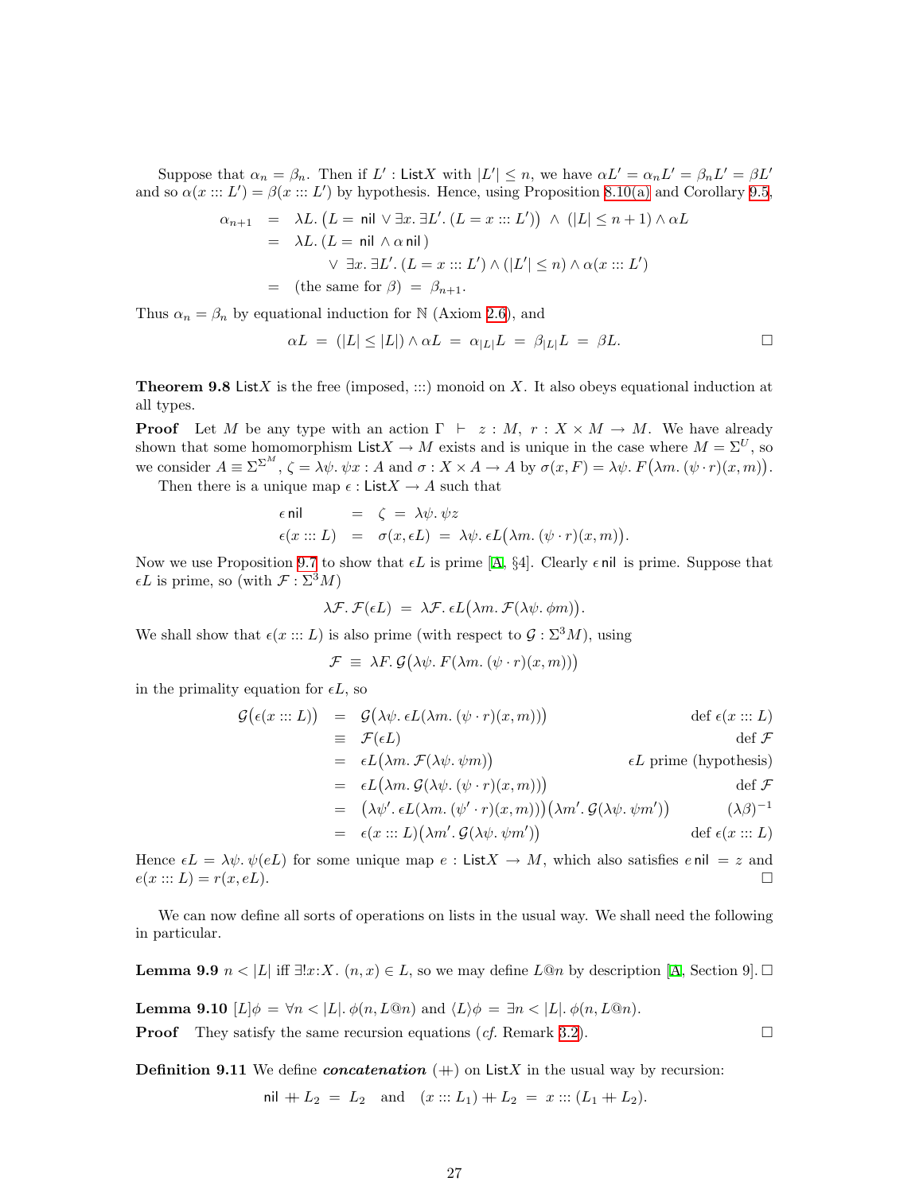Suppose that $\alpha_n = \beta_n$. Then if $L' : \mathsf{List}X$ with $|L'| \le n$, we have $\alpha L' = \alpha_n L' = \beta_n L' = \beta L'$ and so $\alpha(x ::: L') = \beta(x ::: L')$ by hypothesis. Hence, using Proposition 8.10(a) and Corollary 9.5,

$$
\begin{aligned}
\alpha_{n+1} &= \lambda L.\, \big(L = \mathsf{nil} \vee \exists x.\, \exists L'.\, (L = x ::: L')\big) \;\wedge\; (|L| \le n+1) \wedge \alpha L \\
&= \lambda L.\, (L = \mathsf{nil} \wedge \alpha\, \mathsf{nil}\,) \\
&\qquad\quad \vee\; \exists x.\, \exists L'.\, (L = x ::: L') \wedge (|L'| \le n) \wedge \alpha(x ::: L') \\
&= (\text{the same for } \beta) \;=\; \beta_{n+1}.
\end{aligned}
$$

Thus $\alpha_n = \beta_n$ by equational induction for $\mathbb{N}$ (Axiom 2.6), and

$$
\alpha L \;=\; (|L| \le |L|) \wedge \alpha L \;=\; \alpha_{|L|} L \;=\; \beta_{|L|} L \;=\; \beta L. \qquad \square
$$

**Theorem 9.8** $\mathsf{List}X$ is the free (imposed, $:::$) monoid on $X$. It also obeys equational induction at all types.

**Proof** Let $M$ be any type with an action $\Gamma \;\vdash\; z : M,\; r : X \times M \to M$. We have already shown that some homomorphism $\mathsf{List}X \to M$ exists and is unique in the case where $M = \Sigma^U$, so we consider $A \equiv \Sigma^{\Sigma^M}$, $\zeta = \lambda\psi.\, \psi x : A$ and $\sigma : X \times A \to A$ by $\sigma(x, F) = \lambda\psi.\, F\big(\lambda m.\, (\psi \cdot r)(x, m)\big)$.

Then there is a unique map $\epsilon : \mathsf{List}X \to A$ such that

$$
\begin{aligned}
\epsilon\, \mathsf{nil} \quad &= \;\; \zeta \;=\; \lambda\psi.\, \psi z \\
\epsilon(x ::: L) \;\; &= \;\; \sigma(x, \epsilon L) \;=\; \lambda\psi.\, \epsilon L\big(\lambda m.\, (\psi \cdot r)(x, m)\big).
\end{aligned}
$$

Now we use Proposition 9.7 to show that $\epsilon L$ is prime [A, §4]. Clearly $\epsilon\, \mathsf{nil}$ is prime. Suppose that $\epsilon L$ is prime, so (with $\mathcal{F} : \Sigma^3 M$)

$$
\lambda\mathcal{F}.\, \mathcal{F}(\epsilon L) \;=\; \lambda\mathcal{F}.\, \epsilon L\big(\lambda m.\, \mathcal{F}(\lambda\psi.\, \phi m)\big).
$$

We shall show that $\epsilon(x ::: L)$ is also prime (with respect to $\mathcal{G} : \Sigma^3 M$), using

$$
\mathcal{F} \;\equiv\; \lambda F.\, \mathcal{G}\big(\lambda\psi.\, F(\lambda m.\, (\psi \cdot r)(x, m))\big)
$$

in the primality equation for $\epsilon L$, so

$$
\begin{aligned}
\mathcal{G}\big(\epsilon(x ::: L)\big) \;&=\; \mathcal{G}\big(\lambda\psi.\, \epsilon L(\lambda m.\, (\psi \cdot r)(x, m))\big) && \text{def } \epsilon(x ::: L) \\
&\equiv\; \mathcal{F}(\epsilon L) && \text{def } \mathcal{F} \\
&=\; \epsilon L\big(\lambda m.\, \mathcal{F}(\lambda\psi.\, \psi m)\big) && \epsilon L \text{ prime (hypothesis)} \\
&=\; \epsilon L\big(\lambda m.\, \mathcal{G}(\lambda\psi.\, (\psi \cdot r)(x, m))\big) && \text{def } \mathcal{F} \\
&=\; \big(\lambda\psi'.\, \epsilon L(\lambda m.\, (\psi' \cdot r)(x, m))\big)\big(\lambda m'.\, \mathcal{G}(\lambda\psi.\, \psi m')\big) && (\lambda\beta)^{-1} \\
&=\; \epsilon(x ::: L)\big(\lambda m'.\, \mathcal{G}(\lambda\psi.\, \psi m')\big) && \text{def } \epsilon(x ::: L)
\end{aligned}
$$

Hence $\epsilon L = \lambda\psi.\, \psi(eL)$ for some unique map $e : \mathsf{List}X \to M$, which also satisfies $e\, \mathsf{nil} = z$ and $e(x ::: L) = r(x, eL)$. $\square$

We can now define all sorts of operations on lists in the usual way. We shall need the following in particular.

**Lemma 9.9** $n < |L|$ iff $\exists! x{:}X.\, (n, x) \in L$, so we may define $L@n$ by description [A, Section 9]. $\square$

**Lemma 9.10** $[L]\phi \;=\; \forall n < |L|.\, \phi(n, L@n)$ and $\langle L\rangle\phi \;=\; \exists n < |L|.\, \phi(n, L@n)$.

**Proof** They satisfy the same recursion equations (*cf.* Remark 3.2). $\square$

**Definition 9.11** We define ***concatenation*** $(+\!\!+)$ on $\mathsf{List}X$ in the usual way by recursion:

$$
\mathsf{nil} +\!\!+ L_2 \;=\; L_2 \quad \text{and} \quad (x ::: L_1) +\!\!+ L_2 \;=\; x ::: (L_1 +\!\!+ L_2).
$$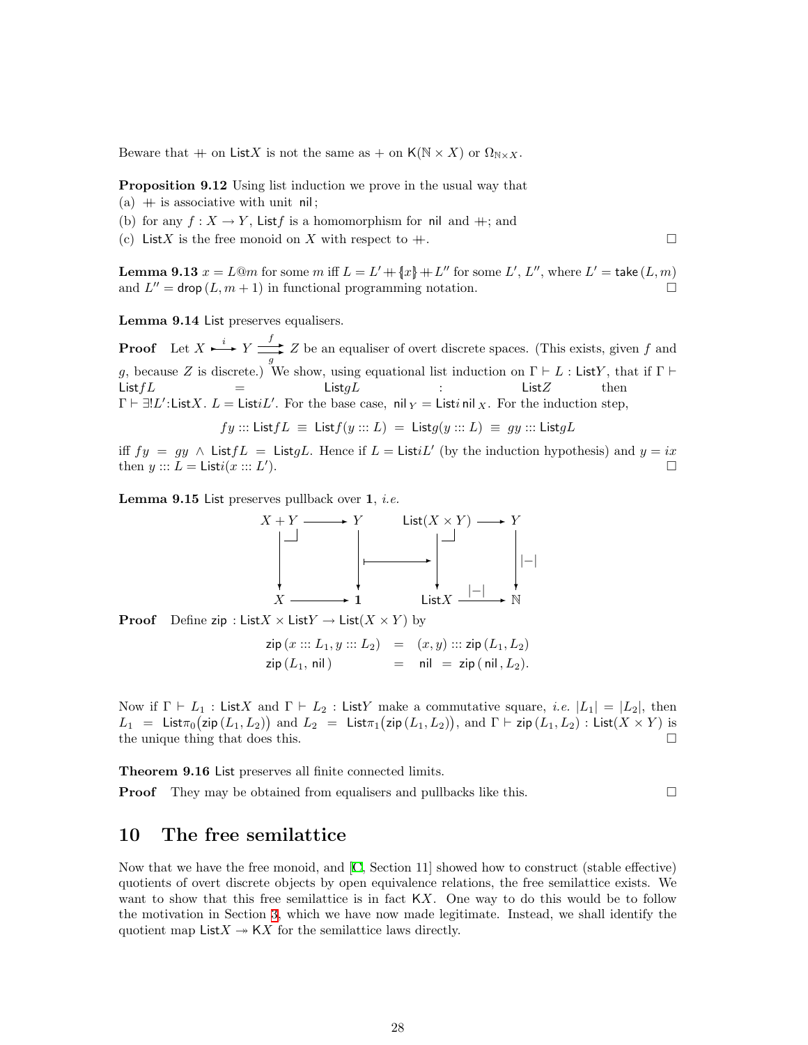Beware that $+\!\!+$ on $\mathsf{List}X$ is not the same as $+$ on $\mathsf{K}(\mathbb{N}\times X)$ or $\Omega_{\mathbb{N}\times X}$.

**Proposition 9.12** Using list induction we prove in the usual way that
(a) $+\!\!+$ is associative with unit $\mathsf{nil}$;
(b) for any $f : X \to Y$, $\mathsf{List}f$ is a homomorphism for $\mathsf{nil}$ and $+\!\!+$; and
(c) $\mathsf{List}X$ is the free monoid on $X$ with respect to $+\!\!+$. □

**Lemma 9.13** $x = L@m$ for some $m$ iff $L = L' +\!\!+ \{\!|x|\!\} +\!\!+ L''$ for some $L'$, $L''$, where $L' = \mathsf{take}\,(L, m)$ and $L'' = \mathsf{drop}\,(L, m+1)$ in functional programming notation. □

**Lemma 9.14** $\mathsf{List}$ preserves equalisers.

**Proof** Let $X \overset{i}{\rightarrowtail} Y \overset{f}{\underset{g}{\rightrightarrows}} Z$ be an equaliser of overt discrete spaces. (This exists, given $f$ and $g$, because $Z$ is discrete.) We show, using equational list induction on $\Gamma \vdash L : \mathsf{List}Y$, that if $\Gamma \vdash \mathsf{List}fL = \mathsf{List}gL : \mathsf{List}Z$ then $\Gamma \vdash \exists! L'{:}\mathsf{List}X.\ L = \mathsf{List}iL'$. For the base case, $\mathsf{nil}_Y = \mathsf{List}i\,\mathsf{nil}_X$. For the induction step,

$$fy ::: \mathsf{List}fL \;\equiv\; \mathsf{List}f(y ::: L) \;=\; \mathsf{List}g(y ::: L) \;\equiv\; gy ::: \mathsf{List}gL$$

iff $fy = gy \wedge \mathsf{List}fL = \mathsf{List}gL$. Hence if $L = \mathsf{List}iL'$ (by the induction hypothesis) and $y = ix$ then $y ::: L = \mathsf{List}i(x ::: L')$. □

**Lemma 9.15** $\mathsf{List}$ preserves pullback over $\mathbf{1}$, *i.e.*

$$\begin{array}{ccccccc}
X+Y & \longrightarrow & Y & & \mathsf{List}(X\times Y) & \longrightarrow & Y \\
\big\downarrow & & \big\downarrow & \longmapsto & \big\downarrow & & \big\downarrow{\scriptstyle |-|} \\
X & \longrightarrow & \mathbf{1} & & \mathsf{List}X & \xrightarrow{\ |-|\ } & \mathbb{N}
\end{array}$$

**Proof** Define $\mathsf{zip} : \mathsf{List}X \times \mathsf{List}Y \to \mathsf{List}(X\times Y)$ by

$$\begin{aligned}
\mathsf{zip}\,(x ::: L_1, y ::: L_2) &= (x,y) ::: \mathsf{zip}\,(L_1, L_2) \\
\mathsf{zip}\,(L_1, \mathsf{nil}\,) &= \mathsf{nil} \;=\; \mathsf{zip}\,(\,\mathsf{nil}\,, L_2).
\end{aligned}$$

Now if $\Gamma \vdash L_1 : \mathsf{List}X$ and $\Gamma \vdash L_2 : \mathsf{List}Y$ make a commutative square, *i.e.* $|L_1| = |L_2|$, then $L_1 = \mathsf{List}\pi_0\big(\mathsf{zip}\,(L_1, L_2)\big)$ and $L_2 = \mathsf{List}\pi_1\big(\mathsf{zip}\,(L_1, L_2)\big)$, and $\Gamma \vdash \mathsf{zip}\,(L_1, L_2) : \mathsf{List}(X\times Y)$ is the unique thing that does this. □

**Theorem 9.16** $\mathsf{List}$ preserves all finite connected limits.

**Proof** They may be obtained from equalisers and pullbacks like this. □

## 10 The free semilattice

Now that we have the free monoid, and [C, Section 11] showed how to construct (stable effective) quotients of overt discrete objects by open equivalence relations, the free semilattice exists. We want to show that this free semilattice is in fact $\mathsf{K}X$. One way to do this would be to follow the motivation in Section 3, which we have now made legitimate. Instead, we shall identify the quotient map $\mathsf{List}X \twoheadrightarrow \mathsf{K}X$ for the semilattice laws directly.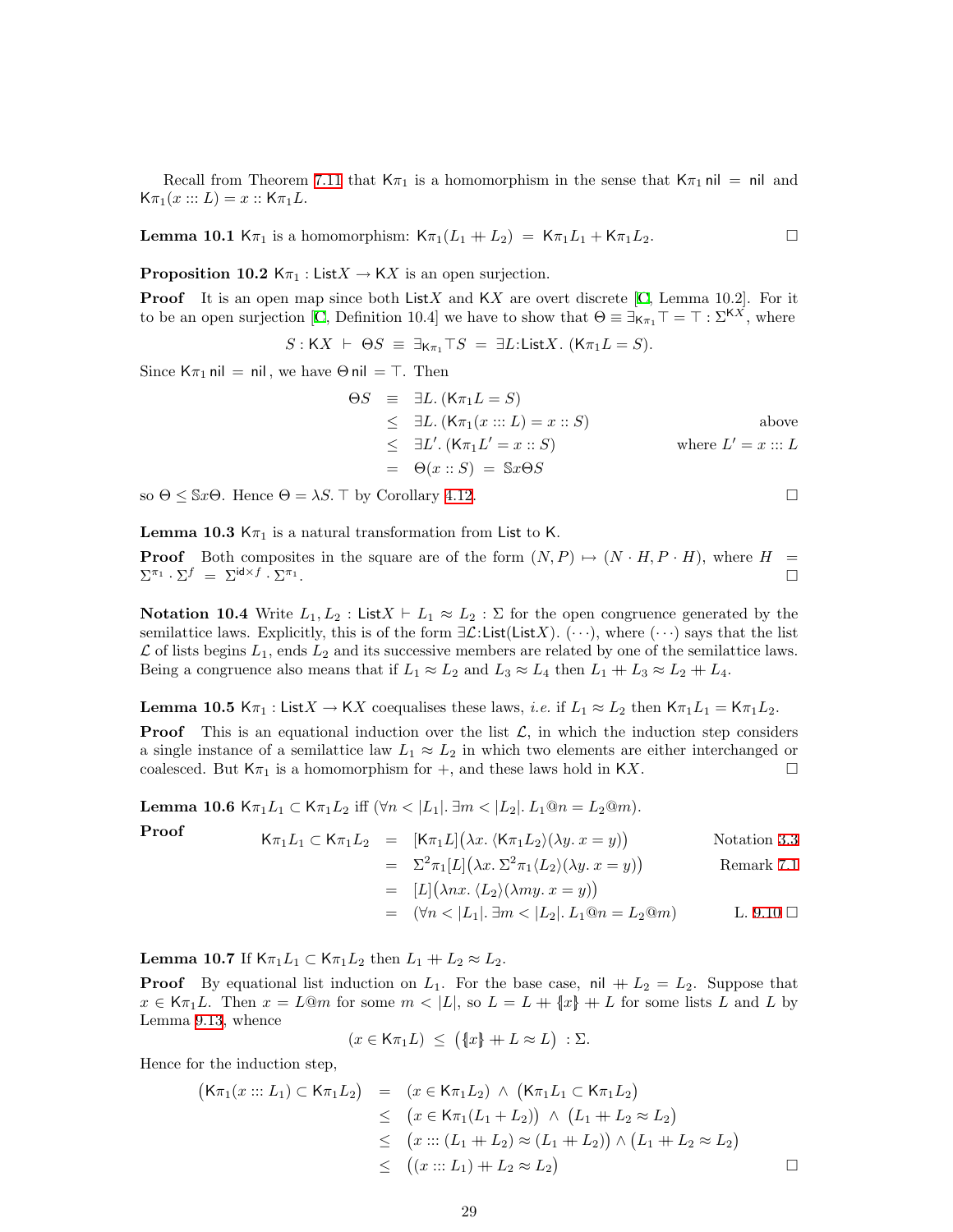Recall from Theorem 7.11 that $\mathsf{K}\pi_1$ is a homomorphism in the sense that $\mathsf{K}\pi_1\,\mathsf{nil} = \mathsf{nil}$ and $\mathsf{K}\pi_1(x ::: L) = x :: \mathsf{K}\pi_1 L$.

**Lemma 10.1** $\mathsf{K}\pi_1$ is a homomorphism: $\mathsf{K}\pi_1(L_1 +\!\!+ L_2) = \mathsf{K}\pi_1 L_1 + \mathsf{K}\pi_1 L_2$. $\square$

**Proposition 10.2** $\mathsf{K}\pi_1 : \mathsf{List}X \to \mathsf{K}X$ is an open surjection.

**Proof** It is an open map since both $\mathsf{List}X$ and $\mathsf{K}X$ are overt discrete [C, Lemma 10.2]. For it to be an open surjection [C, Definition 10.4] we have to show that $\Theta \equiv \exists_{\mathsf{K}\pi_1}\top = \top : \Sigma^{\mathsf{K}X}$, where

$$S : \mathsf{K}X \;\vdash\; \Theta S \;\equiv\; \exists_{\mathsf{K}\pi_1}\top S \;=\; \exists L{:}\mathsf{List}X.\,(\mathsf{K}\pi_1 L = S).$$

Since $\mathsf{K}\pi_1\,\mathsf{nil} = \mathsf{nil}$, we have $\Theta\,\mathsf{nil} = \top$. Then

$$\begin{array}{rcll}
\Theta S & \equiv & \exists L.\,(\mathsf{K}\pi_1 L = S) & \\
& \leq & \exists L.\,(\mathsf{K}\pi_1(x ::: L) = x :: S) & \text{above} \\
& \leq & \exists L'.\,(\mathsf{K}\pi_1 L' = x :: S) & \text{where } L' = x ::: L \\
& = & \Theta(x :: S) \;=\; \mathbb{S}x\Theta S &
\end{array}$$

so $\Theta \leq \mathbb{S}x\Theta$. Hence $\Theta = \lambda S.\,\top$ by Corollary 4.12. $\square$

**Lemma 10.3** $\mathsf{K}\pi_1$ is a natural transformation from $\mathsf{List}$ to $\mathsf{K}$.

**Proof** Both composites in the square are of the form $(N, P) \mapsto (N \cdot H, P \cdot H)$, where $H = \Sigma^{\pi_1} \cdot \Sigma^f = \Sigma^{\mathsf{id}\times f} \cdot \Sigma^{\pi_1}$. $\square$

**Notation 10.4** Write $L_1, L_2 : \mathsf{List}X \vdash L_1 \approx L_2 : \Sigma$ for the open congruence generated by the semilattice laws. Explicitly, this is of the form $\exists \mathcal{L}{:}\mathsf{List}(\mathsf{List}X).\,(\cdots)$, where $(\cdots)$ says that the list $\mathcal{L}$ of lists begins $L_1$, ends $L_2$ and its successive members are related by one of the semilattice laws. Being a congruence also means that if $L_1 \approx L_2$ and $L_3 \approx L_4$ then $L_1 +\!\!+ L_3 \approx L_2 +\!\!+ L_4$.

**Lemma 10.5** $\mathsf{K}\pi_1 : \mathsf{List}X \to \mathsf{K}X$ coequalises these laws, *i.e.* if $L_1 \approx L_2$ then $\mathsf{K}\pi_1 L_1 = \mathsf{K}\pi_1 L_2$.

**Proof** This is an equational induction over the list $\mathcal{L}$, in which the induction step considers a single instance of a semilattice law $L_1 \approx L_2$ in which two elements are either interchanged or coalesced. But $\mathsf{K}\pi_1$ is a homomorphism for $+$, and these laws hold in $\mathsf{K}X$. $\square$

**Lemma 10.6** $\mathsf{K}\pi_1 L_1 \subset \mathsf{K}\pi_1 L_2$ iff $(\forall n < |L_1|.\,\exists m < |L_2|.\,L_1@n = L_2@m)$.

**Proof**

$$\begin{array}{rcll}
\mathsf{K}\pi_1 L_1 \subset \mathsf{K}\pi_1 L_2 & = & [\mathsf{K}\pi_1 L]\big(\lambda x.\,\langle \mathsf{K}\pi_1 L_2\rangle(\lambda y.\,x = y)\big) & \text{Notation 3.3} \\
& = & \Sigma^2\pi_1[L]\big(\lambda x.\,\Sigma^2\pi_1\langle L_2\rangle(\lambda y.\,x = y)\big) & \text{Remark 7.1} \\
& = & [L]\big(\lambda nx.\,\langle L_2\rangle(\lambda my.\,x = y)\big) & \\
& = & (\forall n < |L_1|.\,\exists m < |L_2|.\,L_1@n = L_2@m) & \text{L. 9.10 } \square
\end{array}$$

**Lemma 10.7** If $\mathsf{K}\pi_1 L_1 \subset \mathsf{K}\pi_1 L_2$ then $L_1 +\!\!+ L_2 \approx L_2$.

**Proof** By equational list induction on $L_1$. For the base case, $\mathsf{nil} +\!\!+ L_2 = L_2$. Suppose that $x \in \mathsf{K}\pi_1 L$. Then $x = L@m$ for some $m < |L|$, so $L = L +\!\!+ \{\!|x|\!\} +\!\!+ L$ for some lists $L$ and $L$ by Lemma 9.13, whence

$$(x \in \mathsf{K}\pi_1 L) \;\leq\; \big(\{\!|x|\!\} +\!\!+ L \approx L\big) \;:\Sigma.$$

Hence for the induction step,

$$\begin{array}{rcl}
\big(\mathsf{K}\pi_1(x ::: L_1) \subset \mathsf{K}\pi_1 L_2\big) & = & (x \in \mathsf{K}\pi_1 L_2) \;\wedge\; \big(\mathsf{K}\pi_1 L_1 \subset \mathsf{K}\pi_1 L_2\big) \\
& \leq & \big(x \in \mathsf{K}\pi_1(L_1 + L_2)\big) \;\wedge\; \big(L_1 +\!\!+ L_2 \approx L_2\big) \\
& \leq & \big(x ::: (L_1 +\!\!+ L_2) \approx (L_1 +\!\!+ L_2)\big) \wedge \big(L_1 +\!\!+ L_2 \approx L_2\big) \\
& \leq & \big((x ::: L_1) +\!\!+ L_2 \approx L_2\big)
\end{array}$$

$\square$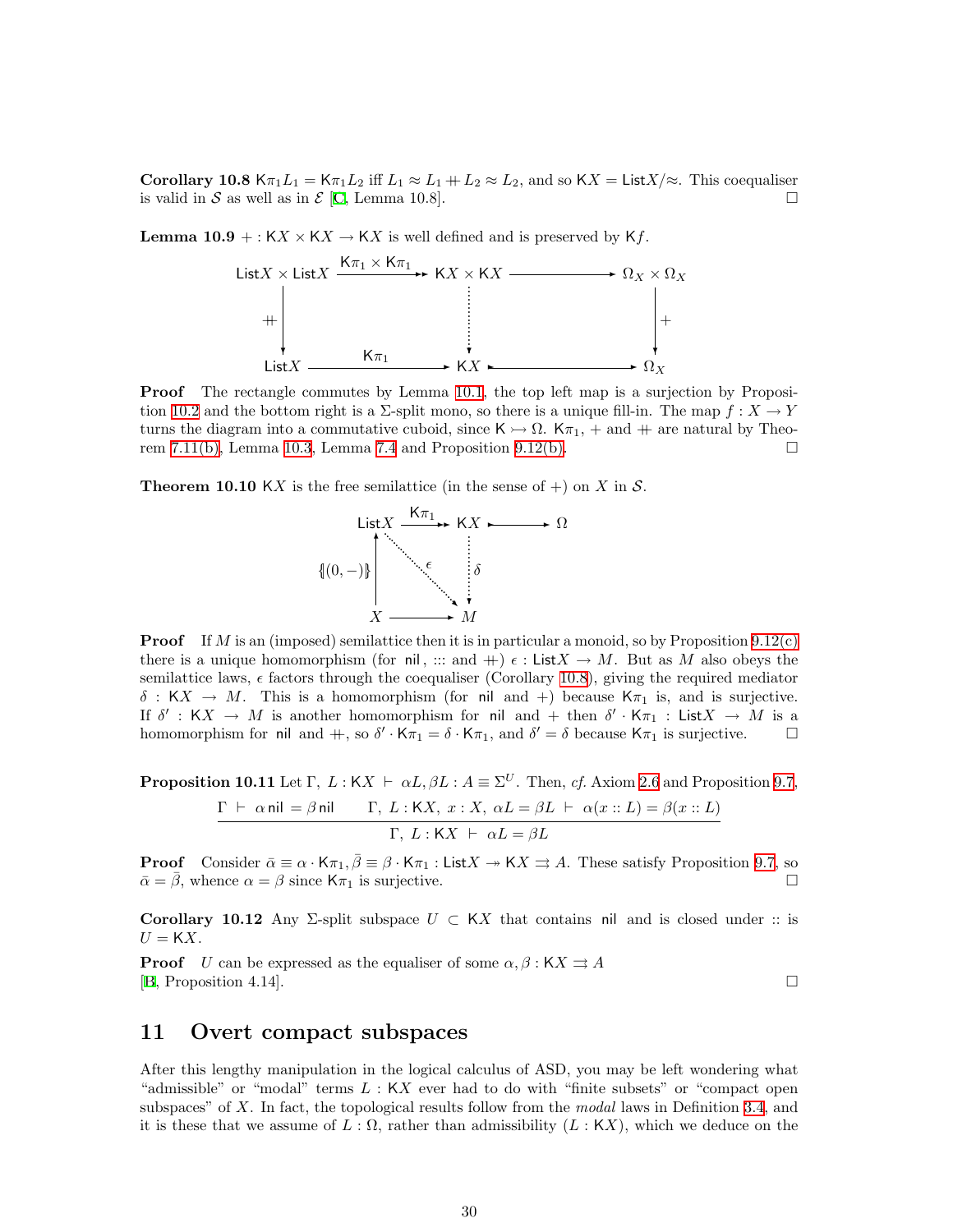**Corollary 10.8** $\mathsf{K}\pi_1 L_1 = \mathsf{K}\pi_1 L_2$ iff $L_1 \approx L_1 + L_2 \approx L_2$, and so $\mathsf{K}X = \mathsf{List}X/\approx$. This coequaliser is valid in $\mathcal{S}$ as well as in $\mathcal{E}$ [C, Lemma 10.8]. □

**Lemma 10.9** $+ : \mathsf{K}X \times \mathsf{K}X \to \mathsf{K}X$ is well defined and is preserved by $\mathsf{K}f$.

$$
\begin{array}{ccccc}
\mathsf{List}X \times \mathsf{List}X & \xrightarrow{\mathsf{K}\pi_1 \times \mathsf{K}\pi_1} & \mathsf{K}X \times \mathsf{K}X & \longrightarrow & \Omega_X \times \Omega_X \\
\downarrow {\scriptstyle +\!\!+} & & \vdots & & \downarrow {\scriptstyle +} \\
\mathsf{List}X & \xrightarrow{\mathsf{K}\pi_1} & \mathsf{K}X & \rightarrowtail & \Omega_X
\end{array}
$$

**Proof** The rectangle commutes by Lemma 10.1, the top left map is a surjection by Proposition 10.2 and the bottom right is a $\Sigma$-split mono, so there is a unique fill-in. The map $f : X \to Y$ turns the diagram into a commutative cuboid, since $\mathsf{K} \rightarrowtail \Omega$. $\mathsf{K}\pi_1$, $+$ and $+\!\!+$ are natural by Theorem 7.11(b), Lemma 10.3, Lemma 7.4 and Proposition 9.12(b). □

**Theorem 10.10** $\mathsf{K}X$ is the free semilattice (in the sense of $+$) on $X$ in $\mathcal{S}$.

$$
\begin{array}{ccccc}
\mathsf{List}X & \xrightarrow{\mathsf{K}\pi_1} & \mathsf{K}X & \rightarrowtail & \Omega \\
\uparrow {\scriptstyle [\![(0,-)]\!]} & \searrow^{\epsilon} & \vdots\ {\scriptstyle \delta} & & \\
X & \longrightarrow & M & &
\end{array}
$$

**Proof** If $M$ is an (imposed) semilattice then it is in particular a monoid, so by Proposition 9.12(c) there is a unique homomorphism (for $\mathsf{nil}$, ::: and $+\!\!+$) $\epsilon : \mathsf{List}X \to M$. But as $M$ also obeys the semilattice laws, $\epsilon$ factors through the coequaliser (Corollary 10.8), giving the required mediator $\delta : \mathsf{K}X \to M$. This is a homomorphism (for $\mathsf{nil}$ and $+$) because $\mathsf{K}\pi_1$ is, and is surjective. If $\delta' : \mathsf{K}X \to M$ is another homomorphism for $\mathsf{nil}$ and $+$ then $\delta' \cdot \mathsf{K}\pi_1 : \mathsf{List}X \to M$ is a homomorphism for $\mathsf{nil}$ and $+\!\!+$, so $\delta' \cdot \mathsf{K}\pi_1 = \delta \cdot \mathsf{K}\pi_1$, and $\delta' = \delta$ because $\mathsf{K}\pi_1$ is surjective. □

**Proposition 10.11** Let $\Gamma,\ L : \mathsf{K}X \ \vdash\ \alpha L, \beta L : A \equiv \Sigma^U$. Then, *cf.* Axiom 2.6 and Proposition 9.7,

$$
\frac{\Gamma \ \vdash\ \alpha\,\mathsf{nil} = \beta\,\mathsf{nil} \qquad \Gamma,\ L : \mathsf{K}X,\ x : X,\ \alpha L = \beta L \ \vdash\ \alpha(x :: L) = \beta(x :: L)}{\Gamma,\ L : \mathsf{K}X \ \vdash\ \alpha L = \beta L}
$$

**Proof** Consider $\bar\alpha \equiv \alpha \cdot \mathsf{K}\pi_1, \bar\beta \equiv \beta \cdot \mathsf{K}\pi_1 : \mathsf{List}X \twoheadrightarrow \mathsf{K}X \rightrightarrows A$. These satisfy Proposition 9.7, so $\bar\alpha = \bar\beta$, whence $\alpha = \beta$ since $\mathsf{K}\pi_1$ is surjective. □

**Corollary 10.12** Any $\Sigma$-split subspace $U \subset \mathsf{K}X$ that contains $\mathsf{nil}$ and is closed under :: is $U = \mathsf{K}X$.

**Proof** $U$ can be expressed as the equaliser of some $\alpha, \beta : \mathsf{K}X \rightrightarrows A$ [B, Proposition 4.14]. □

## 11 Overt compact subspaces

After this lengthy manipulation in the logical calculus of ASD, you may be left wondering what "admissible" or "modal" terms $L : \mathsf{K}X$ ever had to do with "finite subsets" or "compact open subspaces" of $X$. In fact, the topological results follow from the *modal* laws in Definition 3.4, and it is these that we assume of $L : \Omega$, rather than admissibility ($L : \mathsf{K}X$), which we deduce on the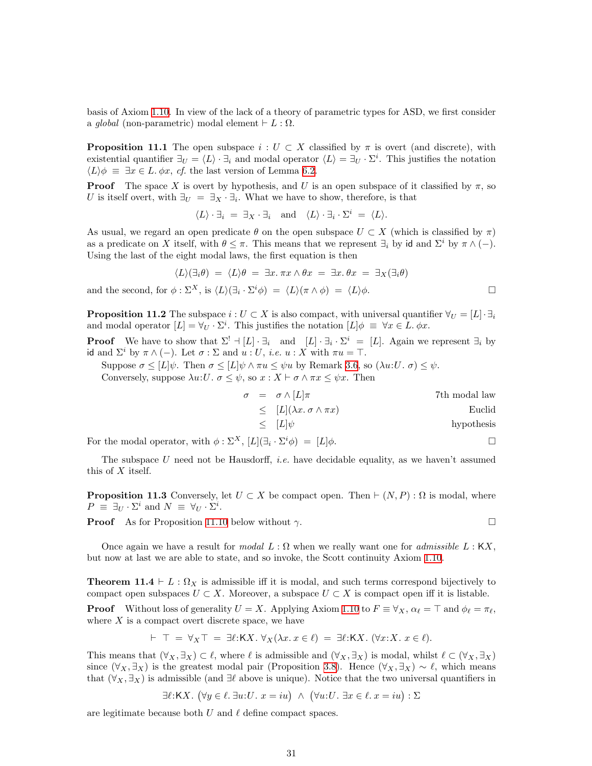basis of Axiom 1.10. In view of the lack of a theory of parametric types for ASD, we first consider a *global* (non-parametric) modal element $\vdash L : \Omega$.

**Proposition 11.1** The open subspace $i : U \subset X$ classified by $\pi$ is overt (and discrete), with existential quantifier $\exists_U = \langle L\rangle \cdot \exists_i$ and modal operator $\langle L\rangle = \exists_U \cdot \Sigma^i$. This justifies the notation $\langle L\rangle\phi \;\equiv\; \exists x \in L.\, \phi x$, *cf.* the last version of Lemma 6.2.

**Proof** The space $X$ is overt by hypothesis, and $U$ is an open subspace of it classified by $\pi$, so $U$ is itself overt, with $\exists_U \;=\; \exists_X \cdot \exists_i$. What we have to show, therefore, is that

$$\langle L\rangle \cdot \exists_i \;=\; \exists_X \cdot \exists_i \quad \text{and} \quad \langle L\rangle \cdot \exists_i \cdot \Sigma^i \;=\; \langle L\rangle.$$

As usual, we regard an open predicate $\theta$ on the open subspace $U \subset X$ (which is classified by $\pi$) as a predicate on $X$ itself, with $\theta \leq \pi$. This means that we represent $\exists_i$ by $\mathsf{id}$ and $\Sigma^i$ by $\pi \wedge (-)$. Using the last of the eight modal laws, the first equation is then

$$\langle L\rangle(\exists_i\theta) \;=\; \langle L\rangle\theta \;=\; \exists x.\, \pi x \wedge \theta x \;=\; \exists x.\, \theta x \;=\; \exists_X(\exists_i\theta)$$

and the second, for $\phi : \Sigma^X$, is $\langle L\rangle(\exists_i \cdot \Sigma^i\phi) \;=\; \langle L\rangle(\pi \wedge \phi) \;=\; \langle L\rangle\phi$. $\square$

**Proposition 11.2** The subspace $i : U \subset X$ is also compact, with universal quantifier $\forall_U = [L] \cdot \exists_i$ and modal operator $[L] = \forall_U \cdot \Sigma^i$. This justifies the notation $[L]\phi \;\equiv\; \forall x \in L.\, \phi x$.

**Proof** We have to show that $\Sigma^! \dashv [L] \cdot \exists_i$ and $[L] \cdot \exists_i \cdot \Sigma^i \;=\; [L]$. Again we represent $\exists_i$ by $\mathsf{id}$ and $\Sigma^i$ by $\pi \wedge (-)$. Let $\sigma : \Sigma$ and $u : U$, *i.e.* $u : X$ with $\pi u = \top$.

Suppose $\sigma \leq [L]\psi$. Then $\sigma \leq [L]\psi \wedge \pi u \leq \psi u$ by Remark 3.6, so $(\lambda u{:}U.\, \sigma) \leq \psi$.

Conversely, suppose $\lambda u{:}U.\, \sigma \leq \psi$, so $x : X \vdash \sigma \wedge \pi x \leq \psi x$. Then

$$\begin{aligned}
\sigma &= \sigma \wedge [L]\pi && \text{7th modal law}\\
&\leq [L](\lambda x.\, \sigma \wedge \pi x) && \text{Euclid}\\
&\leq [L]\psi && \text{hypothesis}
\end{aligned}$$

For the modal operator, with $\phi : \Sigma^X$, $[L](\exists_i \cdot \Sigma^i\phi) \;=\; [L]\phi$. $\square$

The subspace $U$ need not be Hausdorff, *i.e.* have decidable equality, as we haven't assumed this of $X$ itself.

**Proposition 11.3** Conversely, let $U \subset X$ be compact open. Then $\vdash (N, P) : \Omega$ is modal, where $P \;\equiv\; \exists_U \cdot \Sigma^i$ and $N \;\equiv\; \forall_U \cdot \Sigma^i$.

**Proof** As for Proposition 11.10 below without $\gamma$. $\square$

Once again we have a result for *modal* $L : \Omega$ when we really want one for *admissible* $L : \mathsf{K}X$, but now at last we are able to state, and so invoke, the Scott continuity Axiom 1.10.

**Theorem 11.4** $\vdash L : \Omega_X$ is admissible iff it is modal, and such terms correspond bijectively to compact open subspaces $U \subset X$. Moreover, a subspace $U \subset X$ is compact open iff it is listable.

**Proof** Without loss of generality $U = X$. Applying Axiom 1.10 to $F \equiv \forall_X$, $\alpha_\ell = \top$ and $\phi_\ell = \pi_\ell$, where $X$ is a compact overt discrete space, we have

$$\vdash\; \top \;=\; \forall_X\top \;=\; \exists\ell{:}\mathsf{K}X.\, \forall_X(\lambda x.\, x \in \ell) \;=\; \exists\ell{:}\mathsf{K}X.\, (\forall x{:}X.\, x \in \ell).$$

This means that $(\forall_X, \exists_X) \subset \ell$, where $\ell$ is admissible and $(\forall_X, \exists_X)$ is modal, whilst $\ell \subset (\forall_X, \exists_X)$ since $(\forall_X, \exists_X)$ is the greatest modal pair (Proposition 3.8). Hence $(\forall_X, \exists_X) \sim \ell$, which means that $(\forall_X, \exists_X)$ is admissible (and $\exists\ell$ above is unique). Notice that the two universal quantifiers in

$$\exists\ell{:}\mathsf{K}X.\, \big(\forall y \in \ell.\, \exists u{:}U.\, x = iu\big) \;\wedge\; \big(\forall u{:}U.\, \exists x \in \ell.\, x = iu\big) : \Sigma$$

are legitimate because both $U$ and $\ell$ define compact spaces.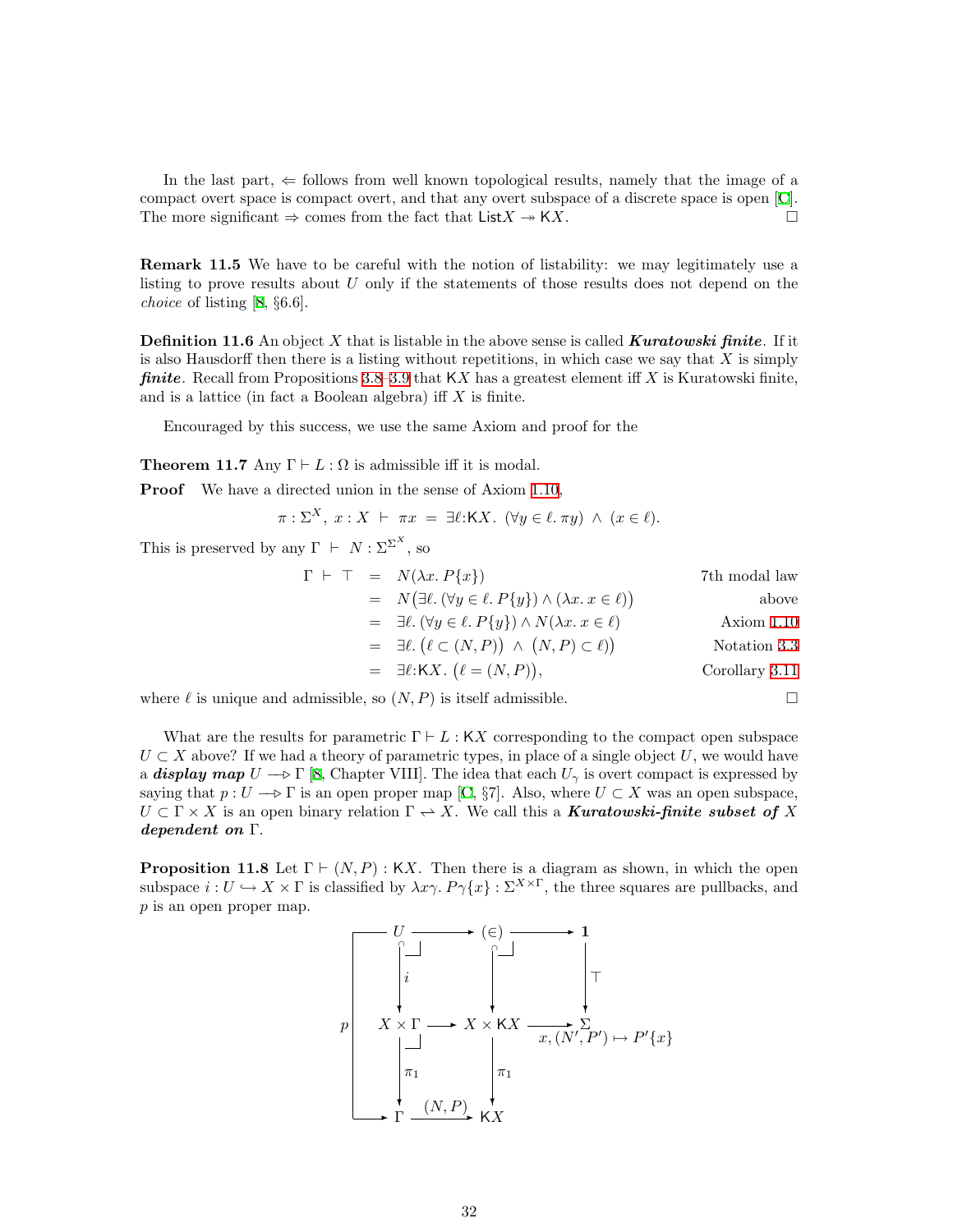In the last part, $\Leftarrow$ follows from well known topological results, namely that the image of a compact overt space is compact overt, and that any overt subspace of a discrete space is open [C]. The more significant $\Rightarrow$ comes from the fact that $\mathsf{List}X \twoheadrightarrow \mathsf{K}X$. $\square$

**Remark 11.5** We have to be careful with the notion of listability: we may legitimately use a listing to prove results about $U$ only if the statements of those results does not depend on the *choice* of listing [8, §6.6].

**Definition 11.6** An object $X$ that is listable in the above sense is called ***Kuratowski finite***. If it is also Hausdorff then there is a listing without repetitions, in which case we say that $X$ is simply ***finite***. Recall from Propositions 3.8–3.9 that $\mathsf{K}X$ has a greatest element iff $X$ is Kuratowski finite, and is a lattice (in fact a Boolean algebra) iff $X$ is finite.

Encouraged by this success, we use the same Axiom and proof for the

**Theorem 11.7** Any $\Gamma \vdash L : \Omega$ is admissible iff it is modal.

**Proof** We have a directed union in the sense of Axiom 1.10,

$$\pi : \Sigma^X,\ x : X \ \vdash\ \pi x \ =\ \exists \ell{:}\mathsf{K}X.\ (\forall y \in \ell.\ \pi y)\ \wedge\ (x \in \ell).$$

This is preserved by any $\Gamma\ \vdash\ N : \Sigma^{\Sigma^X}$, so

$$\begin{aligned}
\Gamma\ \vdash\ \top\ &=\ N(\lambda x.\, P\{x\}) && \text{7th modal law}\\
&=\ N\big(\exists \ell.\, (\forall y \in \ell.\, P\{y\}) \wedge (\lambda x.\, x \in \ell)\big) && \text{above}\\
&=\ \exists \ell.\, (\forall y \in \ell.\, P\{y\}) \wedge N(\lambda x.\, x \in \ell) && \text{Axiom 1.10}\\
&=\ \exists \ell.\, \big(\ell \subset (N,P)\big)\ \wedge\ \big(N,P) \subset \ell\big) && \text{Notation 3.3}\\
&=\ \exists \ell{:}\mathsf{K}X.\, \big(\ell = (N,P)\big), && \text{Corollary 3.11}
\end{aligned}$$

where $\ell$ is unique and admissible, so $(N,P)$ is itself admissible. $\square$

What are the results for parametric $\Gamma \vdash L : \mathsf{K}X$ corresponding to the compact open subspace $U \subset X$ above? If we had a theory of parametric types, in place of a single object $U$, we would have a ***display map*** $U \longrightarrow\!\!\!\triangleright\ \Gamma$ [8, Chapter VIII]. The idea that each $U_\gamma$ is overt compact is expressed by saying that $p : U \longrightarrow\!\!\!\triangleright\ \Gamma$ is an open proper map [C, §7]. Also, where $U \subset X$ was an open subspace, $U \subset \Gamma \times X$ is an open binary relation $\Gamma \rightharpoonup X$. We call this a ***Kuratowski-finite subset of*** $X$ ***dependent on*** $\Gamma$.

**Proposition 11.8** Let $\Gamma \vdash (N,P) : \mathsf{K}X$. Then there is a diagram as shown, in which the open subspace $i : U \hookrightarrow X \times \Gamma$ is classified by $\lambda x\gamma.\ P\gamma\{x\} : \Sigma^{X\times\Gamma}$, the three squares are pullbacks, and $p$ is an open proper map.

$$\begin{array}{ccccc}
U & \longrightarrow & (\in) & \longrightarrow & \mathbf{1}\\
\big\downarrow i & & \big\downarrow & & \big\downarrow \top\\
X \times \Gamma & \longrightarrow & X \times \mathsf{K}X & \xrightarrow{\ x,(N',P') \mapsto P'\{x\}\ } & \Sigma\\
\big\downarrow \pi_1 & & \big\downarrow \pi_1 & & \\
\Gamma & \xrightarrow{\ (N,P)\ } & \mathsf{K}X & &
\end{array}$$

with $p : U \to \Gamma$ the composite $\pi_1 \circ i$.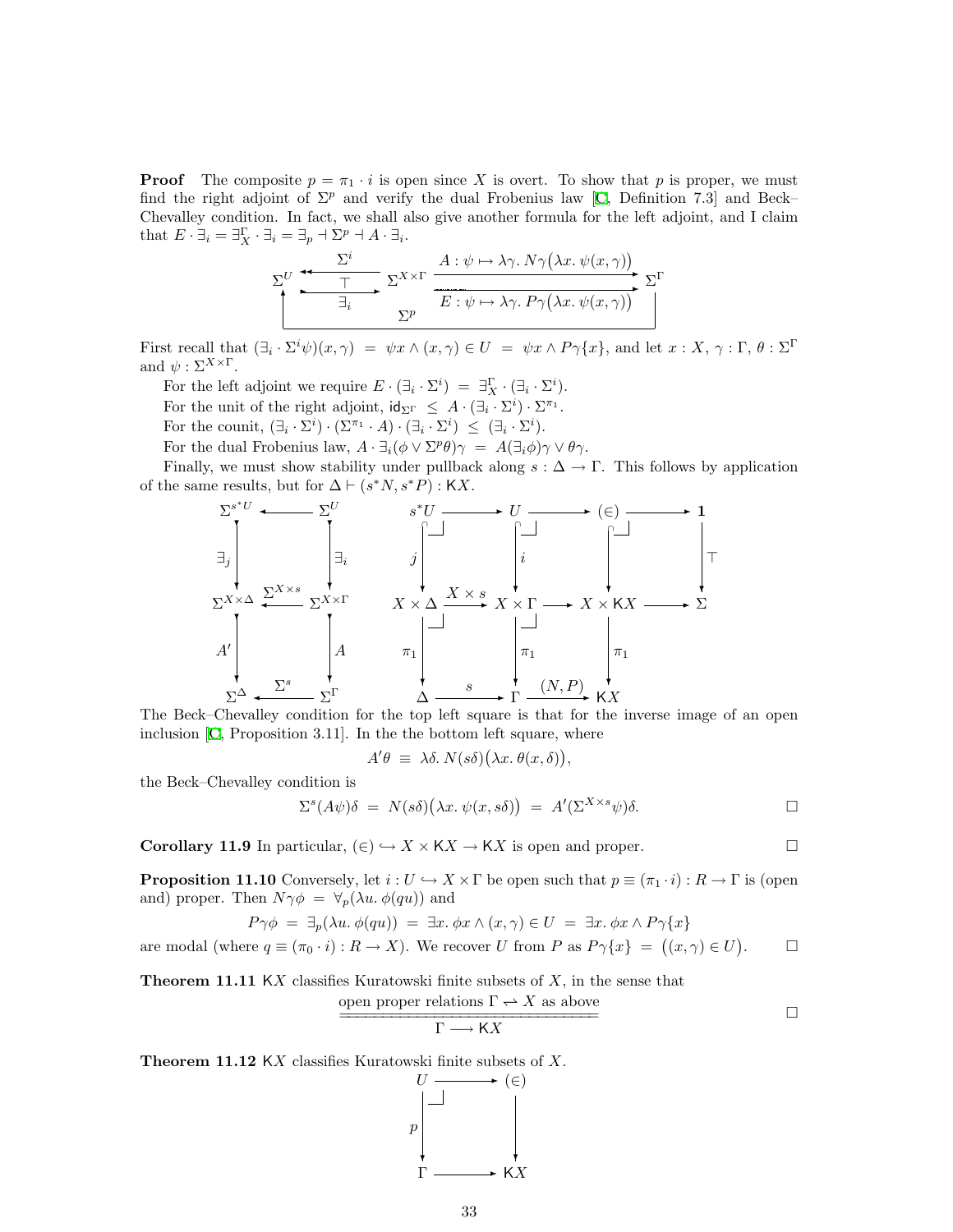**Proof** The composite $p = \pi_1 \cdot i$ is open since $X$ is overt. To show that $p$ is proper, we must find the right adjoint of $\Sigma^p$ and verify the dual Frobenius law [C, Definition 7.3] and Beck–Chevalley condition. In fact, we shall also give another formula for the left adjoint, and I claim that $E \cdot \exists_i = \exists^{\Gamma}_X \cdot \exists_i = \exists_p \dashv \Sigma^p \dashv A \cdot \exists_i$.

$$\Sigma^U \underset{\exists_i}{\overset{\Sigma^i}{\rightleftarrows}} \Sigma^{X\times\Gamma} \; \underset{E\,:\,\psi \mapsto \lambda\gamma.\, P\gamma(\lambda x.\, \psi(x,\gamma))}{\overset{A\,:\,\psi \mapsto \lambda\gamma.\, N\gamma(\lambda x.\, \psi(x,\gamma))}{\rightrightarrows}} \; \Sigma^{\Gamma}, \qquad \Sigma^p : \Sigma^{\Gamma} \to \Sigma^U$$

First recall that $(\exists_i \cdot \Sigma^i \psi)(x,\gamma) \;=\; \psi x \wedge (x,\gamma) \in U \;=\; \psi x \wedge P\gamma\{x\}$, and let $x : X$, $\gamma : \Gamma$, $\theta : \Sigma^{\Gamma}$ and $\psi : \Sigma^{X\times\Gamma}$.

For the left adjoint we require $E \cdot (\exists_i \cdot \Sigma^i) \;=\; \exists^{\Gamma}_X \cdot (\exists_i \cdot \Sigma^i)$.

For the unit of the right adjoint, $\mathsf{id}_{\Sigma^{\Gamma}} \;\leq\; A \cdot (\exists_i \cdot \Sigma^i) \cdot \Sigma^{\pi_1}$.

For the counit, $(\exists_i \cdot \Sigma^i) \cdot (\Sigma^{\pi_1} \cdot A) \cdot (\exists_i \cdot \Sigma^i) \;\leq\; (\exists_i \cdot \Sigma^i)$.

For the dual Frobenius law, $A \cdot \exists_i(\phi \vee \Sigma^p\theta)\gamma \;=\; A(\exists_i\phi)\gamma \vee \theta\gamma$.

Finally, we must show stability under pullback along $s : \Delta \to \Gamma$. This follows by application of the same results, but for $\Delta \vdash (s^*N, s^*P) : \mathsf{K}X$.

$$\begin{array}{ccc}
\Sigma^{s^*U} & \longleftarrow & \Sigma^U \\
\downarrow \exists_j & & \downarrow \exists_i \\
\Sigma^{X\times\Delta} & \xleftarrow{\;\Sigma^{X\times s}\;} & \Sigma^{X\times\Gamma} \\
\downarrow A' & & \downarrow A \\
\Sigma^{\Delta} & \xleftarrow{\;\Sigma^s\;} & \Sigma^{\Gamma}
\end{array}
\qquad
\begin{array}{ccccccc}
s^*U & \longrightarrow & U & \longrightarrow & (\in) & \longrightarrow & \mathbf{1} \\
\downarrow j & & \downarrow i & & \downarrow & & \downarrow \top \\
X\times\Delta & \xrightarrow{X\times s} & X\times\Gamma & \longrightarrow & X\times\mathsf{K}X & \longrightarrow & \Sigma \\
\downarrow \pi_1 & & \downarrow \pi_1 & & \downarrow \pi_1 & & \\
\Delta & \xrightarrow{\;s\;} & \Gamma & \xrightarrow{(N,P)} & \mathsf{K}X & &
\end{array}$$

The Beck–Chevalley condition for the top left square is that for the inverse image of an open inclusion [C, Proposition 3.11]. In the the bottom left square, where

$$A'\theta \;\equiv\; \lambda\delta.\, N(s\delta)\big(\lambda x.\, \theta(x,\delta)\big),$$

the Beck–Chevalley condition is

$$\Sigma^s(A\psi)\delta \;=\; N(s\delta)\big(\lambda x.\, \psi(x,s\delta)\big) \;=\; A'(\Sigma^{X\times s}\psi)\delta. \qquad \square$$

**Corollary 11.9** In particular, $(\in) \hookrightarrow X \times \mathsf{K}X \to \mathsf{K}X$ is open and proper. $\square$

**Proposition 11.10** Conversely, let $i : U \hookrightarrow X \times \Gamma$ be open such that $p \equiv (\pi_1 \cdot i) : R \to \Gamma$ is (open and) proper. Then $N\gamma\phi \;=\; \forall_p(\lambda u.\, \phi(qu))$ and

$$P\gamma\phi \;=\; \exists_p(\lambda u.\, \phi(qu)) \;=\; \exists x.\, \phi x \wedge (x,\gamma) \in U \;=\; \exists x.\, \phi x \wedge P\gamma\{x\}$$

are modal (where $q \equiv (\pi_0 \cdot i) : R \to X$). We recover $U$ from $P$ as $P\gamma\{x\} \;=\; \big((x,\gamma) \in U\big)$. $\square$

**Theorem 11.11** $\mathsf{K}X$ classifies Kuratowski finite subsets of $X$, in the sense that

$$\frac{\text{open proper relations } \Gamma \rightharpoonup X \text{ as above}}{\Gamma \longrightarrow \mathsf{K}X} \qquad \square$$

**Theorem 11.12** $\mathsf{K}X$ classifies Kuratowski finite subsets of $X$.

$$\begin{array}{ccc}
U & \longrightarrow & (\in) \\
\downarrow p & & \downarrow \\
\Gamma & \longrightarrow & \mathsf{K}X
\end{array}$$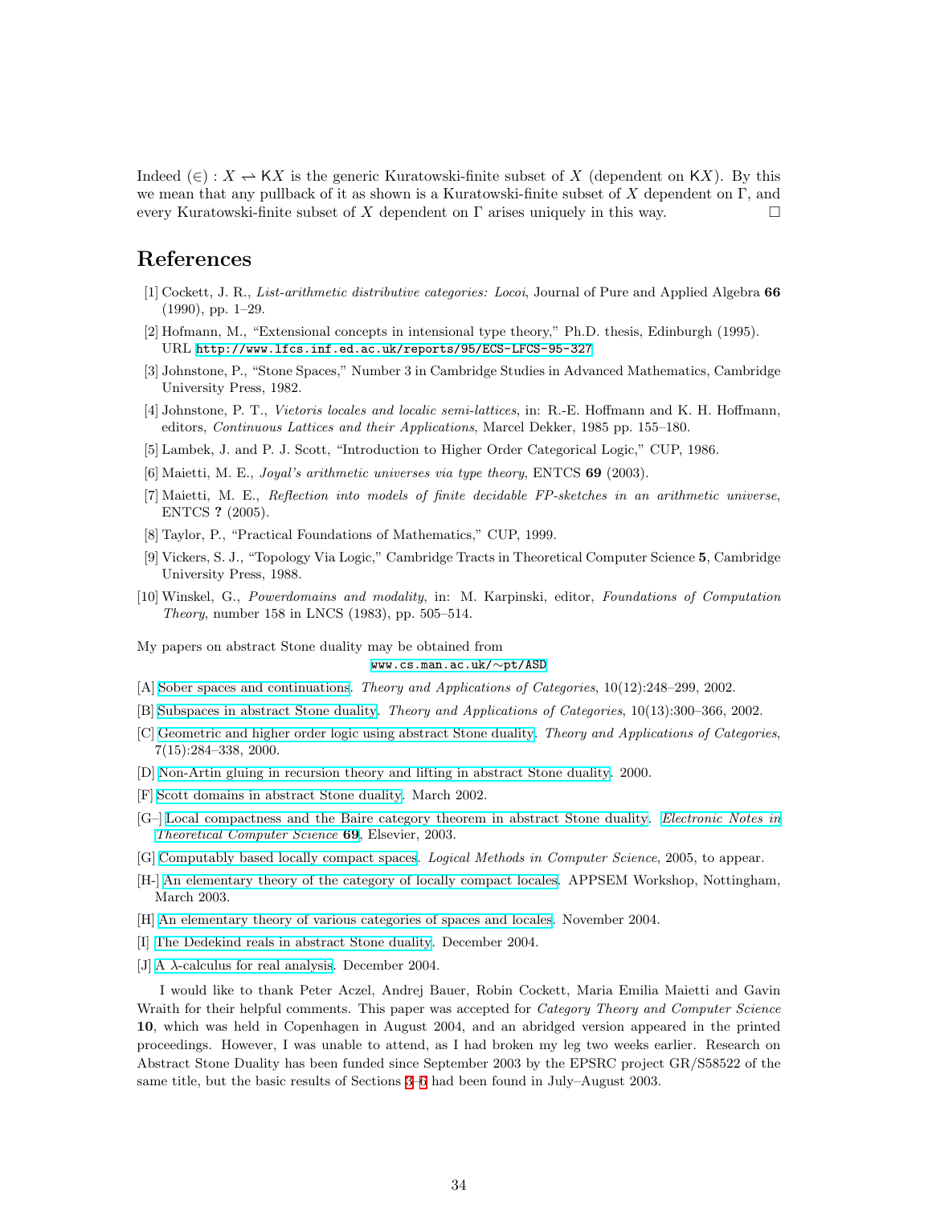Indeed $(\in) : X \rightharpoonup \mathsf{K}X$ is the generic Kuratowski-finite subset of $X$ (dependent on $\mathsf{K}X$). By this we mean that any pullback of it as shown is a Kuratowski-finite subset of $X$ dependent on $\Gamma$, and every Kuratowski-finite subset of $X$ dependent on $\Gamma$ arises uniquely in this way. $\square$

## References

[1] Cockett, J. R., *List-arithmetic distributive categories: Locoi*, Journal of Pure and Applied Algebra **66** (1990), pp. 1–29.

[2] Hofmann, M., "Extensional concepts in intensional type theory," Ph.D. thesis, Edinburgh (1995). URL `http://www.lfcs.inf.ed.ac.uk/reports/95/ECS-LFCS-95-327`

[3] Johnstone, P., "Stone Spaces," Number 3 in Cambridge Studies in Advanced Mathematics, Cambridge University Press, 1982.

[4] Johnstone, P. T., *Vietoris locales and localic semi-lattices*, in: R.-E. Hoffmann and K. H. Hoffmann, editors, *Continuous Lattices and their Applications*, Marcel Dekker, 1985 pp. 155–180.

[5] Lambek, J. and P. J. Scott, "Introduction to Higher Order Categorical Logic," CUP, 1986.

[6] Maietti, M. E., *Joyal's arithmetic universes via type theory*, ENTCS **69** (2003).

[7] Maietti, M. E., *Reflection into models of finite decidable FP-sketches in an arithmetic universe*, ENTCS **?** (2005).

[8] Taylor, P., "Practical Foundations of Mathematics," CUP, 1999.

[9] Vickers, S. J., "Topology Via Logic," Cambridge Tracts in Theoretical Computer Science **5**, Cambridge University Press, 1988.

[10] Winskel, G., *Powerdomains and modality*, in: M. Karpinski, editor, *Foundations of Computation Theory*, number 158 in LNCS (1983), pp. 505–514.

My papers on abstract Stone duality may be obtained from
`www.cs.man.ac.uk/~pt/ASD`

[A] Sober spaces and continuations. *Theory and Applications of Categories*, 10(12):248–299, 2002.

[B] Subspaces in abstract Stone duality. *Theory and Applications of Categories*, 10(13):300–366, 2002.

[C] Geometric and higher order logic using abstract Stone duality. *Theory and Applications of Categories*, 7(15):284–338, 2000.

[D] Non-Artin gluing in recursion theory and lifting in abstract Stone duality. 2000.

[F] Scott domains in abstract Stone duality. March 2002.

[G–] Local compactness and the Baire category theorem in abstract Stone duality. *Electronic Notes in Theoretical Computer Science* **69**, Elsevier, 2003.

[G] Computably based locally compact spaces. *Logical Methods in Computer Science*, 2005, to appear.

[H-] An elementary theory of the category of locally compact locales. APPSEM Workshop, Nottingham, March 2003.

[H] An elementary theory of various categories of spaces and locales. November 2004.

[I] The Dedekind reals in abstract Stone duality. December 2004.

[J] A $\lambda$-calculus for real analysis. December 2004.

I would like to thank Peter Aczel, Andrej Bauer, Robin Cockett, Maria Emilia Maietti and Gavin Wraith for their helpful comments. This paper was accepted for *Category Theory and Computer Science* **10**, which was held in Copenhagen in August 2004, and an abridged version appeared in the printed proceedings. However, I was unable to attend, as I had broken my leg two weeks earlier. Research on Abstract Stone Duality has been funded since September 2003 by the EPSRC project GR/S58522 of the same title, but the basic results of Sections 3–6 had been found in July–August 2003.